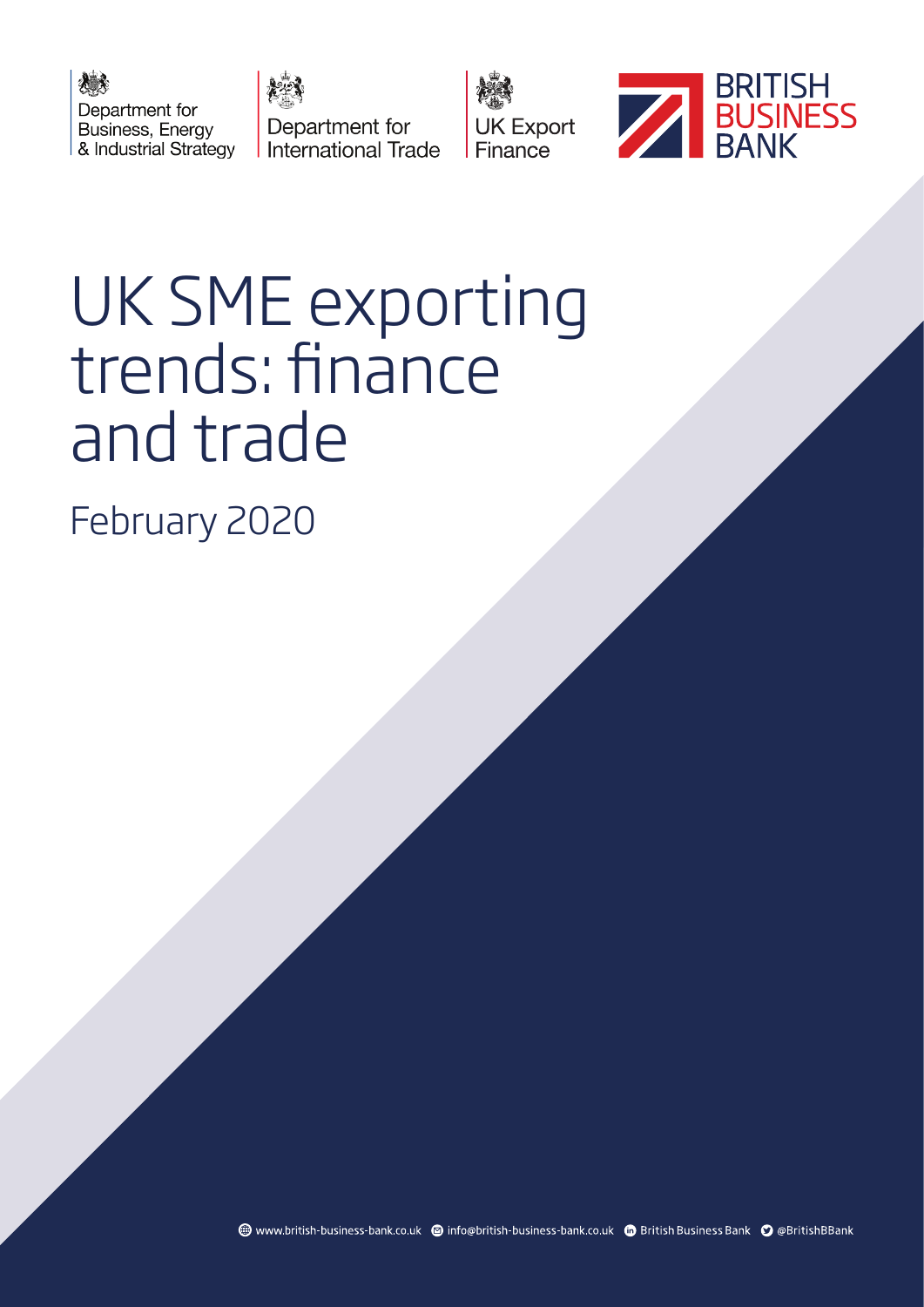Department for Business, Energy & Industrial Strategy

Department for International Trade

UK Export Finance

BRITISH BUSINESS BANK

# UK SME exporting trends: finance and trade

February 2020

www.british-business-bank.co.uk info@british-business-bank.co.uk British Business Bank @BritishBBank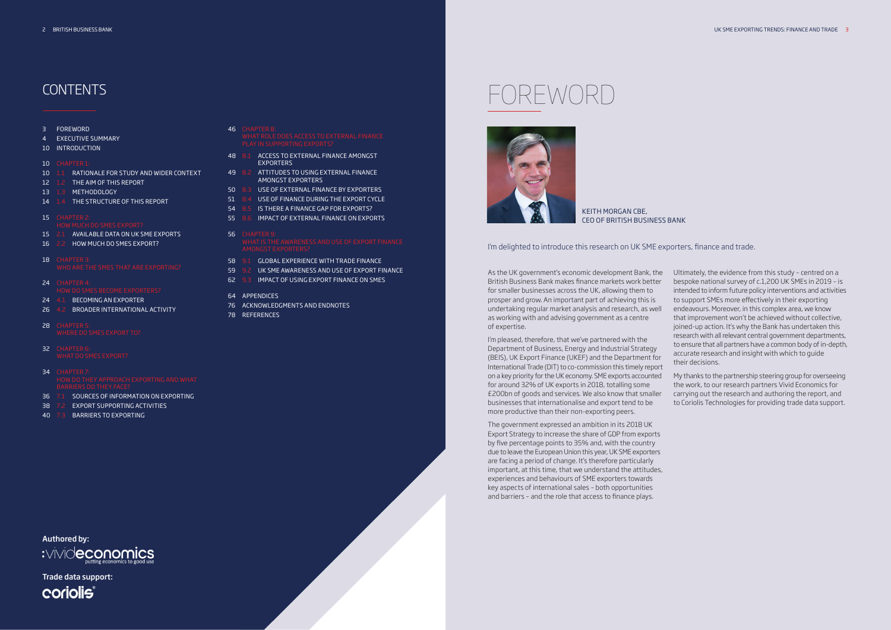# CONTENTS

- 3 FOREWORD
- 4 EXECUTIVE SUMMARY
- 10 INTRODUCTION
- 10 CHAPTER 1:
- 10 1.1 RATIONALE FOR STUDY AND WIDER CONTEXT
- 12 1.2 THE AIM OF THIS REPORT
- 13 1.3 METHODOLOGY
- 14 1.4 THE STRUCTURE OF THIS REPORT
- 15 CHAPTER 2: HOW MUCH DO SMES EXPORT?
- 15 2.1 AVAILABLE DATA ON UK SME EXPORTS
- 16 2.2 HOW MUCH DO SMES EXPORT?
- 18 CHAPTER 3: WHO ARE THE SMES THAT ARE EXPORTING?
- 24 CHAPTER 4: HOW DO SMES BECOME EXPORTERS?
- 24 4.1 BECOMING AN EXPORTER
- 26 4.2 BROADER INTERNATIONAL ACTIVITY
- 28 CHAPTER 5: WHERE DO SMES EXPORT TO?
- 32 CHAPTER 6: WHAT DO SMES EXPORT?
- 34 CHAPTER 7: HOW DO THEY APPROACH EXPORTING AND WHAT BARRIERS DO THEY FACE?
- 36 7.1 SOURCES OF INFORMATION ON EXPORTING
- 38 7.2 EXPORT SUPPORTING ACTIVITIES
- 40 7.3 BARRIERS TO EXPORTING
- 46 CHAPTER 8: WHAT ROLE DOES ACCESS TO EXTERNAL FINANCE PLAY IN SUPPORTING EXPORTS?
- 48 8.1 ACCESS TO EXTERNAL FINANCE AMONGST EXPORTERS
- 49 8.2 ATTITUDES TO USING EXTERNAL FINANCE AMONGST EXPORTERS
- 50 8.3 USE OF EXTERNAL FINANCE BY EXPORTERS
- 51 8.4 USE OF FINANCE DURING THE EXPORT CYCLE
- 54 8.5 IS THERE A FINANCE GAP FOR EXPORTS?
- 55 8.6 IMPACT OF EXTERNAL FINANCE ON EXPORTS
- 56 CHAPTER 9: WHAT IS THE AWARENESS AND USE OF EXPORT FINANCE AMONGST EXPORTERS?
- 58 9.1 GLOBAL EXPERIENCE WITH TRADE FINANCE
- 59 9.2 UK SME AWARENESS AND USE OF EXPORT FINANCE
- 62 9.3 IMPACT OF USING EXPORT FINANCE ON SMES
- 64 APPENDICES
- 76 ACKNOWLEDGMENTS AND ENDNOTES
- 78 REFERENCES

**Authored by:** vivideconomics

**Trade data support:** coriolis

# FOREWORD

KEITH MORGAN CBE,
CEO OF BRITISH BUSINESS BANK

I'm delighted to introduce this research on UK SME exporters, finance and trade.

As the UK government's economic development Bank, the British Business Bank makes finance markets work better for smaller businesses across the UK, allowing them to prosper and grow. An important part of achieving this is undertaking regular market analysis and research, as well as working with and advising government as a centre of expertise.

I'm pleased, therefore, that we've partnered with the Department of Business, Energy and Industrial Strategy (BEIS), UK Export Finance (UKEF) and the Department for International Trade (DIT) to co-commission this timely report on a key priority for the UK economy. SME exports accounted for around 32% of UK exports in 2018, totalling some £200bn of goods and services. We also know that smaller businesses that internationalise and export tend to be more productive than their non-exporting peers.

The government expressed an ambition in its 2018 UK Export Strategy to increase the share of GDP from exports by five percentage points to 35% and, with the country due to leave the European Union this year, UK SME exporters are facing a period of change. It's therefore particularly important, at this time, that we understand the attitudes, experiences and behaviours of SME exporters towards key aspects of international sales – both opportunities and barriers – and the role that access to finance plays.

Ultimately, the evidence from this study – centred on a bespoke national survey of c.1,200 UK SMEs in 2019 – is intended to inform future policy interventions and activities to support SMEs more effectively in their exporting endeavours. Moreover, in this complex area, we know that improvement won't be achieved without collective, joined-up action. It's why the Bank has undertaken this research with all relevant central government departments, to ensure that all partners have a common body of in-depth, accurate research and insight with which to guide their decisions.

My thanks to the partnership steering group for overseeing the work, to our research partners Vivid Economics for carrying out the research and authoring the report, and to Coriolis Technologies for providing trade data support.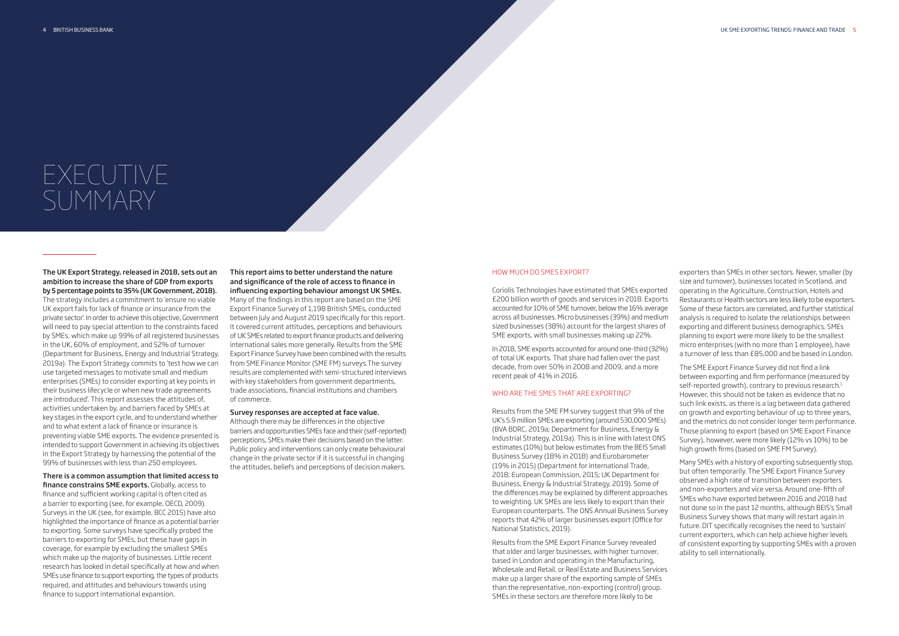# EXECUTIVE SUMMARY

**The UK Export Strategy, released in 2018, sets out an ambition to increase the share of GDP from exports by 5 percentage points to 35% (UK Government, 2018).** The strategy includes a commitment to 'ensure no viable UK export fails for lack of finance or insurance from the private sector'. In order to achieve this objective, Government will need to pay special attention to the constraints faced by SMEs, which make up 99% of all registered businesses in the UK, 60% of employment, and 52% of turnover (Department for Business, Energy and Industrial Strategy, 2019a). The Export Strategy commits to 'test how we can use targeted messages to motivate small and medium enterprises (SMEs) to consider exporting at key points in their business lifecycle or when new trade agreements are introduced'. This report assesses the attitudes of, activities undertaken by, and barriers faced by SMEs at key stages in the export cycle, and to understand whether and to what extent a lack of finance or insurance is preventing viable SME exports. The evidence presented is intended to support Government in achieving its objectives in the Export Strategy by harnessing the potential of the 99% of businesses with less than 250 employees.

**There is a common assumption that limited access to finance constrains SME exports.** Globally, access to finance and sufficient working capital is often cited as a barrier to exporting (see, for example, OECD, 2009). Surveys in the UK (see, for example, BCC 2015) have also highlighted the importance of finance as a potential barrier to exporting. Some surveys have specifically probed the barriers to exporting for SMEs, but these have gaps in coverage, for example by excluding the smallest SMEs which make up the majority of businesses. Little recent research has looked in detail specifically at how and when SMEs use finance to support exporting, the types of products required, and attitudes and behaviours towards using finance to support international expansion.

**This report aims to better understand the nature and significance of the role of access to finance in influencing exporting behaviour amongst UK SMEs.** Many of the findings in this report are based on the SME Export Finance Survey of 1,198 British SMEs, conducted between July and August 2019 specifically for this report. It covered current attitudes, perceptions and behaviours of UK SMEs related to export finance products and delivering international sales more generally. Results from the SME Export Finance Survey have been combined with the results from SME Finance Monitor (SME FM) surveys.The survey results are complemented with semi-structured interviews with key stakeholders from government departments, trade associations, financial institutions and chambers of commerce.

**Survey responses are accepted at face value.** Although there may be differences in the objective barriers and opportunities SMEs face and their (self-reported) perceptions, SMEs make their decisions based on the latter. Public policy and interventions can only create behavioural change in the private sector if it is successful in changing the attitudes, beliefs and perceptions of decision makers.

## HOW MUCH DO SMES EXPORT?

Coriolis Technologies have estimated that SMEs exported £200 billion worth of goods and services in 2018. Exports accounted for 10% of SME turnover, below the 16% average across all businesses. Micro businesses (39%) and medium sized businesses (38%) account for the largest shares of SME exports, with small businesses making up 22%.

In 2018, SME exports accounted for around one-third (32%) of total UK exports. That share had fallen over the past decade, from over 50% in 2008 and 2009, and a more recent peak of 41% in 2016.

## WHO ARE THE SMES THAT ARE EXPORTING?

Results from the SME FM survey suggest that 9% of the UK's 5.9 million SMEs are exporting (around 530,000 SMEs) (BVA BDRC, 2019a; Department for Business, Energy & Industrial Strategy, 2019a). This is in line with latest ONS estimates (10%) but below estimates from the BEIS Small Business Survey (18% in 2018) and Eurobarometer (19% in 2015) (Department for International Trade, 2018; European Commission, 2015; UK Department for Business, Energy & Industrial Strategy, 2019). Some of the differences may be explained by different approaches to weighting. UK SMEs are less likely to export than their European counterparts. The ONS Annual Business Survey reports that 42% of larger businesses export (Office for National Statistics, 2019).

Results from the SME Export Finance Survey revealed that older and larger businesses, with higher turnover, based in London and operating in the Manufacturing, Wholesale and Retail, or Real Estate and Business Services make up a larger share of the exporting sample of SMEs than the representative, non-exporting (control) group. SMEs in these sectors are therefore more likely to be exporters than SMEs in other sectors. Newer, smaller (by size and turnover), businesses located in Scotland, and operating in the Agriculture, Construction, Hotels and Restaurants or Health sectors are less likely to be exporters. Some of these factors are correlated, and further statistical analysis is required to isolate the relationships between exporting and different business demographics. SMEs planning to export were more likely to be the smallest micro enterprises (with no more than 1 employee), have a turnover of less than £85,000 and be based in London.

The SME Export Finance Survey did not find a link between exporting and firm performance (measured by self-reported growth), contrary to previous research.[1] However, this should not be taken as evidence that no such link exists, as there is a lag between data gathered on growth and exporting behaviour of up to three years, and the metrics do not consider longer term performance. Those planning to export (based on SME Export Finance Survey), however, were more likely (12% vs 10%) to be high growth firms (based on SME FM Survey).

Many SMEs with a history of exporting subsequently stop, but often temporarily. The SME Export Finance Survey observed a high rate of transition between exporters and non-exporters and vice versa. Around one-fifth of SMEs who have exported between 2016 and 2018 had not done so in the past 12 months, although BEIS's Small Business Survey shows that many will restart again in future. DIT specifically recognises the need to 'sustain' current exporters, which can help achieve higher levels of consistent exporting by supporting SMEs with a proven ability to sell internationally.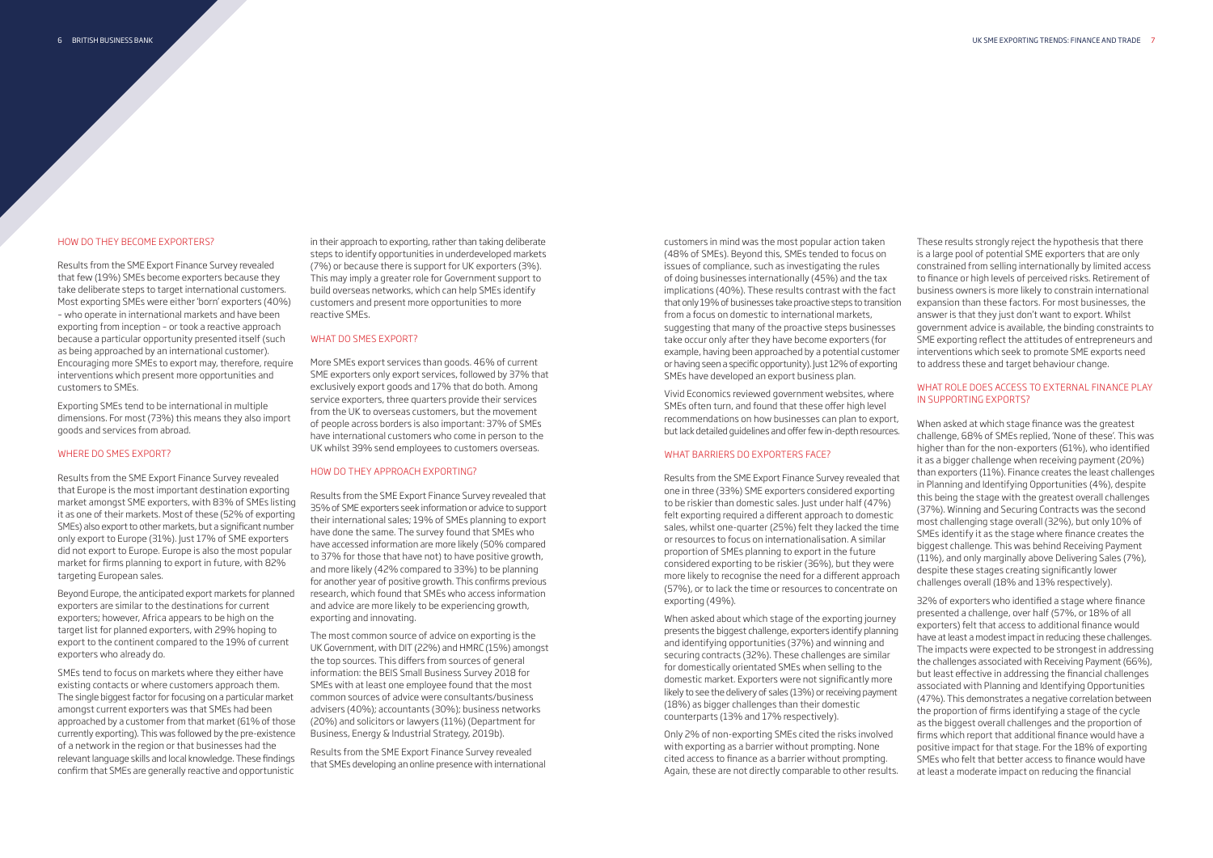## HOW DO THEY BECOME EXPORTERS?

Results from the SME Export Finance Survey revealed that few (19%) SMEs become exporters because they take deliberate steps to target international customers. Most exporting SMEs were either 'born' exporters (40%) – who operate in international markets and have been exporting from inception – or took a reactive approach because a particular opportunity presented itself (such as being approached by an international customer). Encouraging more SMEs to export may, therefore, require interventions which present more opportunities and customers to SMEs.

Exporting SMEs tend to be international in multiple dimensions. For most (73%) this means they also import goods and services from abroad.

## WHERE DO SMES EXPORT?

Results from the SME Export Finance Survey revealed that Europe is the most important destination exporting market amongst SME exporters, with 83% of SMEs listing it as one of their markets. Most of these (52% of exporting SMEs) also export to other markets, but a significant number only export to Europe (31%). Just 17% of SME exporters did not export to Europe. Europe is also the most popular market for firms planning to export in future, with 82% targeting European sales.

Beyond Europe, the anticipated export markets for planned exporters are similar to the destinations for current exporters; however, Africa appears to be high on the target list for planned exporters, with 29% hoping to export to the continent compared to the 19% of current exporters who already do.

SMEs tend to focus on markets where they either have existing contacts or where customers approach them. The single biggest factor for focusing on a particular market amongst current exporters was that SMEs had been approached by a customer from that market (61% of those currently exporting). This was followed by the pre-existence of a network in the region or that businesses had the relevant language skills and local knowledge. These findings confirm that SMEs are generally reactive and opportunistic in their approach to exporting, rather than taking deliberate steps to identify opportunities in underdeveloped markets (7%) or because there is support for UK exporters (3%). This may imply a greater role for Government support to build overseas networks, which can help SMEs identify customers and present more opportunities to more reactive SMEs.

## WHAT DO SMES EXPORT?

More SMEs export services than goods. 46% of current SME exporters only export services, followed by 37% that exclusively export goods and 17% that do both. Among service exporters, three quarters provide their services from the UK to overseas customers, but the movement of people across borders is also important: 37% of SMEs have international customers who come in person to the UK whilst 39% send employees to customers overseas.

## HOW DO THEY APPROACH EXPORTING?

Results from the SME Export Finance Survey revealed that 35% of SME exporters seek information or advice to support their international sales; 19% of SMEs planning to export have done the same. The survey found that SMEs who have accessed information are more likely (50% compared to 37% for those that have not) to have positive growth, and more likely (42% compared to 33%) to be planning for another year of positive growth. This confirms previous research, which found that SMEs who access information and advice are more likely to be experiencing growth, exporting and innovating.

The most common source of advice on exporting is the UK Government, with DIT (22%) and HMRC (15%) amongst the top sources. This differs from sources of general information: the BEIS Small Business Survey 2018 for SMEs with at least one employee found that the most common sources of advice were consultants/business advisers (40%); accountants (30%); business networks (20%) and solicitors or lawyers (11%) (Department for Business, Energy & Industrial Strategy, 2019b).

Results from the SME Export Finance Survey revealed that SMEs developing an online presence with international customers in mind was the most popular action taken (48% of SMEs). Beyond this, SMEs tended to focus on issues of compliance, such as investigating the rules of doing businesses internationally (45%) and the tax implications (40%). These results contrast with the fact that only 19% of businesses take proactive steps to transition from a focus on domestic to international markets, suggesting that many of the proactive steps businesses take occur only after they have become exporters (for example, having been approached by a potential customer or having seen a specific opportunity). Just 12% of exporting SMEs have developed an export business plan.

Vivid Economics reviewed government websites, where SMEs often turn, and found that these offer high level recommendations on how businesses can plan to export, but lack detailed guidelines and offer few in-depth resources.

## WHAT BARRIERS DO EXPORTERS FACE?

Results from the SME Export Finance Survey revealed that one in three (33%) SME exporters considered exporting to be riskier than domestic sales. Just under half (47%) felt exporting required a different approach to domestic sales, whilst one-quarter (25%) felt they lacked the time or resources to focus on internationalisation. A similar proportion of SMEs planning to export in the future considered exporting to be riskier (36%), but they were more likely to recognise the need for a different approach (57%), or to lack the time or resources to concentrate on exporting (49%).

When asked about which stage of the exporting journey presents the biggest challenge, exporters identify planning and identifying opportunities (37%) and winning and securing contracts (32%). These challenges are similar for domestically orientated SMEs when selling to the domestic market. Exporters were not significantly more likely to see the delivery of sales (13%) or receiving payment (18%) as bigger challenges than their domestic counterparts (13% and 17% respectively).

Only 2% of non-exporting SMEs cited the risks involved with exporting as a barrier without prompting. None cited access to finance as a barrier without prompting. Again, these are not directly comparable to other results. These results strongly reject the hypothesis that there is a large pool of potential SME exporters that are only constrained from selling internationally by limited access to finance or high levels of perceived risks. Retirement of business owners is more likely to constrain international expansion than these factors. For most businesses, the answer is that they just don't want to export. Whilst government advice is available, the binding constraints to SME exporting reflect the attitudes of entrepreneurs and interventions which seek to promote SME exports need to address these and target behaviour change.

## WHAT ROLE DOES ACCESS TO EXTERNAL FINANCE PLAY IN SUPPORTING EXPORTS?

When asked at which stage finance was the greatest challenge, 68% of SMEs replied, 'None of these'. This was higher than for the non-exporters (61%), who identified it as a bigger challenge when receiving payment (20%) than exporters (11%). Finance creates the least challenges in Planning and Identifying Opportunities (4%), despite this being the stage with the greatest overall challenges (37%). Winning and Securing Contracts was the second most challenging stage overall (32%), but only 10% of SMEs identify it as the stage where finance creates the biggest challenge. This was behind Receiving Payment (11%), and only marginally above Delivering Sales (7%), despite these stages creating significantly lower challenges overall (18% and 13% respectively).

32% of exporters who identified a stage where finance presented a challenge, over half (57%, or 18% of all exporters) felt that access to additional finance would have at least a modest impact in reducing these challenges. The impacts were expected to be strongest in addressing the challenges associated with Receiving Payment (66%), but least effective in addressing the financial challenges associated with Planning and Identifying Opportunities (47%). This demonstrates a negative correlation between the proportion of firms identifying a stage of the cycle as the biggest overall challenges and the proportion of firms which report that additional finance would have a positive impact for that stage. For the 18% of exporting SMEs who felt that better access to finance would have at least a moderate impact on reducing the financial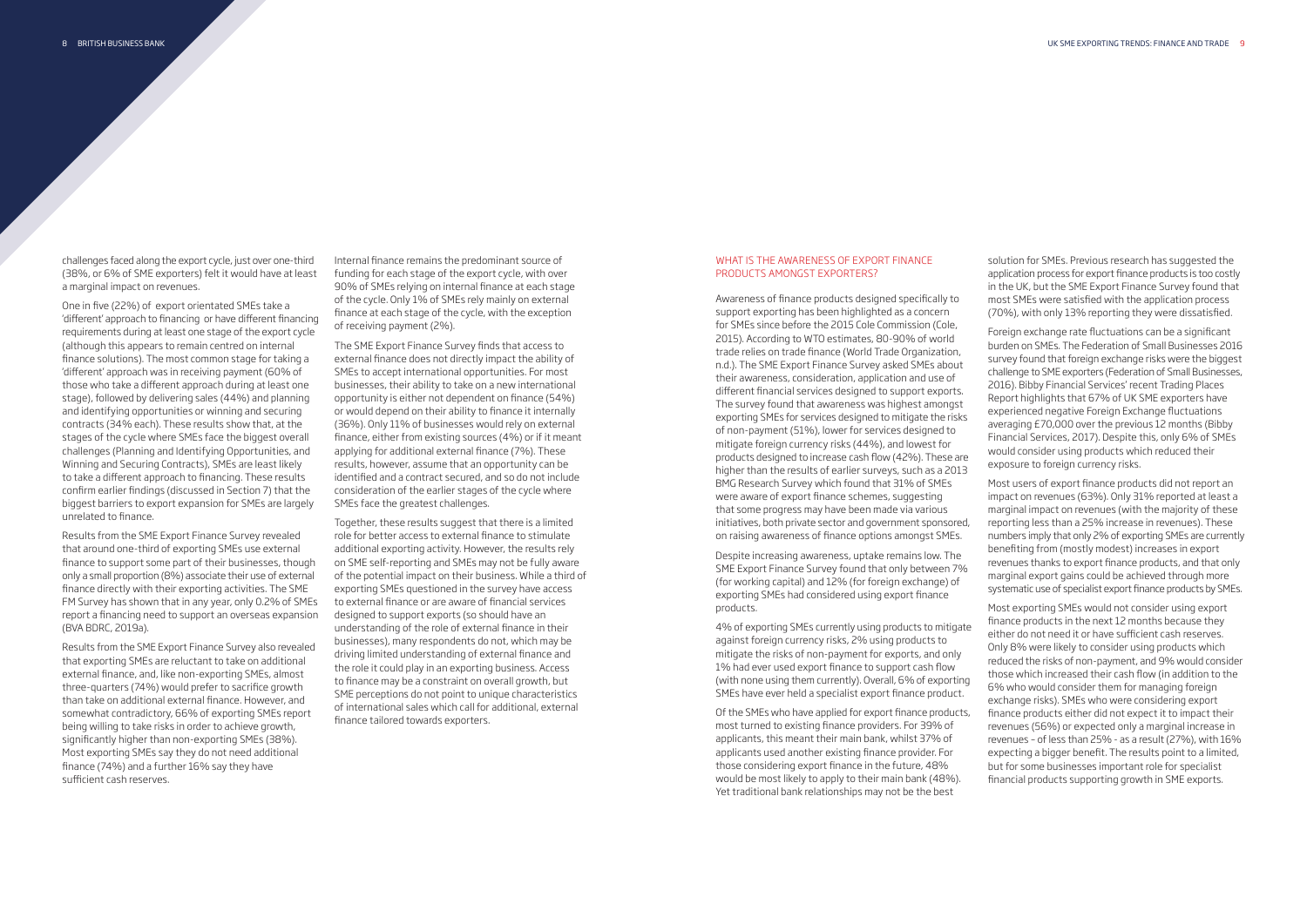challenges faced along the export cycle, just over one-third (38%, or 6% of SME exporters) felt it would have at least a marginal impact on revenues.

One in five (22%) of export orientated SMEs take a 'different' approach to financing or have different financing requirements during at least one stage of the export cycle (although this appears to remain centred on internal finance solutions). The most common stage for taking a 'different' approach was in receiving payment (60% of those who take a different approach during at least one stage), followed by delivering sales (44%) and planning and identifying opportunities or winning and securing contracts (34% each). These results show that, at the stages of the cycle where SMEs face the biggest overall challenges (Planning and Identifying Opportunities, and Winning and Securing Contracts), SMEs are least likely to take a different approach to financing. These results confirm earlier findings (discussed in Section 7) that the biggest barriers to export expansion for SMEs are largely unrelated to finance.

Results from the SME Export Finance Survey revealed that around one-third of exporting SMEs use external finance to support some part of their businesses, though only a small proportion (8%) associate their use of external finance directly with their exporting activities. The SME FM Survey has shown that in any year, only 0.2% of SMEs report a financing need to support an overseas expansion (BVA BDRC, 2019a).

Results from the SME Export Finance Survey also revealed that exporting SMEs are reluctant to take on additional external finance, and, like non-exporting SMEs, almost three-quarters (74%) would prefer to sacrifice growth than take on additional external finance. However, and somewhat contradictory, 66% of exporting SMEs report being willing to take risks in order to achieve growth, significantly higher than non-exporting SMEs (38%). Most exporting SMEs say they do not need additional finance (74%) and a further 16% say they have sufficient cash reserves.

Internal finance remains the predominant source of funding for each stage of the export cycle, with over 90% of SMEs relying on internal finance at each stage of the cycle. Only 1% of SMEs rely mainly on external finance at each stage of the cycle, with the exception of receiving payment (2%).

The SME Export Finance Survey finds that access to external finance does not directly impact the ability of SMEs to accept international opportunities. For most businesses, their ability to take on a new international opportunity is either not dependent on finance (54%) or would depend on their ability to finance it internally (36%). Only 11% of businesses would rely on external finance, either from existing sources (4%) or if it meant applying for additional external finance (7%). These results, however, assume that an opportunity can be identified and a contract secured, and so do not include consideration of the earlier stages of the cycle where SMEs face the greatest challenges.

Together, these results suggest that there is a limited role for better access to external finance to stimulate additional exporting activity. However, the results rely on SME self-reporting and SMEs may not be fully aware of the potential impact on their business. While a third of exporting SMEs questioned in the survey have access to external finance or are aware of financial services designed to support exports (so should have an understanding of the role of external finance in their businesses), many respondents do not, which may be driving limited understanding of external finance and the role it could play in an exporting business. Access to finance may be a constraint on overall growth, but SME perceptions do not point to unique characteristics of international sales which call for additional, external finance tailored towards exporters.

## WHAT IS THE AWARENESS OF EXPORT FINANCE PRODUCTS AMONGST EXPORTERS?

Awareness of finance products designed specifically to support exporting has been highlighted as a concern for SMEs since before the 2015 Cole Commission (Cole, 2015). According to WTO estimates, 80-90% of world trade relies on trade finance (World Trade Organization, n.d.). The SME Export Finance Survey asked SMEs about their awareness, consideration, application and use of different financial services designed to support exports. The survey found that awareness was highest amongst exporting SMEs for services designed to mitigate the risks of non-payment (51%), lower for services designed to mitigate foreign currency risks (44%), and lowest for products designed to increase cash flow (42%). These are higher than the results of earlier surveys, such as a 2013 BMG Research Survey which found that 31% of SMEs were aware of export finance schemes, suggesting that some progress may have been made via various initiatives, both private sector and government sponsored, on raising awareness of finance options amongst SMEs.

Despite increasing awareness, uptake remains low. The SME Export Finance Survey found that only between 7% (for working capital) and 12% (for foreign exchange) of exporting SMEs had considered using export finance products.

4% of exporting SMEs currently using products to mitigate against foreign currency risks, 2% using products to mitigate the risks of non-payment for exports, and only 1% had ever used export finance to support cash flow (with none using them currently). Overall, 6% of exporting SMEs have ever held a specialist export finance product.

Of the SMEs who have applied for export finance products, most turned to existing finance providers. For 39% of applicants, this meant their main bank, whilst 37% of applicants used another existing finance provider. For those considering export finance in the future, 48% would be most likely to apply to their main bank (48%). Yet traditional bank relationships may not be the best solution for SMEs. Previous research has suggested the application process for export finance products is too costly in the UK, but the SME Export Finance Survey found that most SMEs were satisfied with the application process (70%), with only 13% reporting they were dissatisfied.

Foreign exchange rate fluctuations can be a significant burden on SMEs. The Federation of Small Businesses 2016 survey found that foreign exchange risks were the biggest challenge to SME exporters (Federation of Small Businesses, 2016). Bibby Financial Services' recent Trading Places Report highlights that 67% of UK SME exporters have experienced negative Foreign Exchange fluctuations averaging £70,000 over the previous 12 months (Bibby Financial Services, 2017). Despite this, only 6% of SMEs would consider using products which reduced their exposure to foreign currency risks.

Most users of export finance products did not report an impact on revenues (63%). Only 31% reported at least a marginal impact on revenues (with the majority of these reporting less than a 25% increase in revenues). These numbers imply that only 2% of exporting SMEs are currently benefiting from (mostly modest) increases in export revenues thanks to export finance products, and that only marginal export gains could be achieved through more systematic use of specialist export finance products by SMEs.

Most exporting SMEs would not consider using export finance products in the next 12 months because they either do not need it or have sufficient cash reserves. Only 8% were likely to consider using products which reduced the risks of non-payment, and 9% would consider those which increased their cash flow (in addition to the 6% who would consider them for managing foreign exchange risks). SMEs who were considering export finance products either did not expect it to impact their revenues (56%) or expected only a marginal increase in revenues – of less than 25% - as a result (27%), with 16% expecting a bigger benefit. The results point to a limited, but for some businesses important role for specialist financial products supporting growth in SME exports.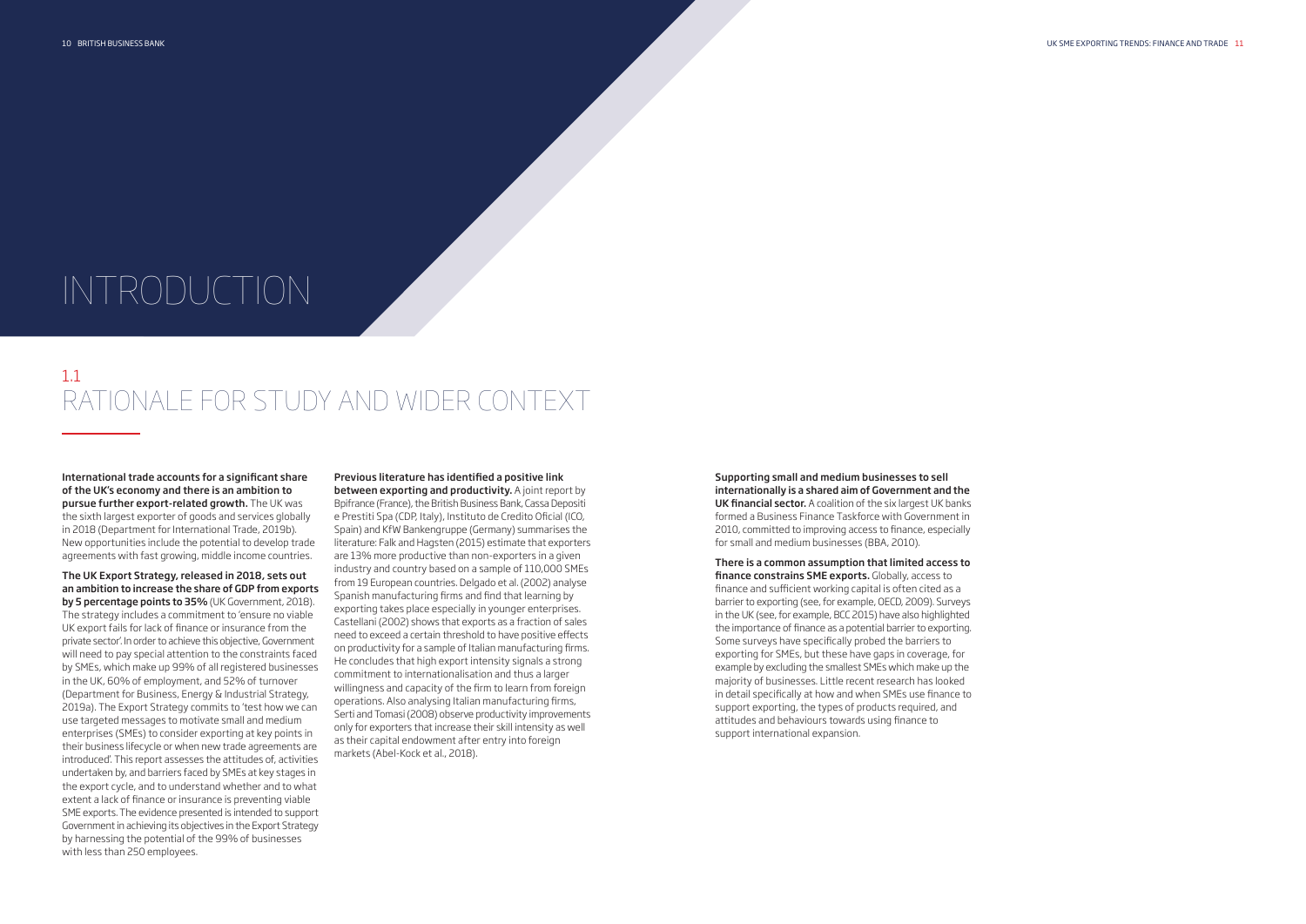# INTRODUCTION

## 1.1 RATIONALE FOR STUDY AND WIDER CONTEXT

**International trade accounts for a significant share of the UK's economy and there is an ambition to pursue further export-related growth.** The UK was the sixth largest exporter of goods and services globally in 2018 (Department for International Trade, 2019b). New opportunities include the potential to develop trade agreements with fast growing, middle income countries.

**The UK Export Strategy, released in 2018, sets out an ambition to increase the share of GDP from exports by 5 percentage points to 35%** (UK Government, 2018). The strategy includes a commitment to 'ensure no viable UK export fails for lack of finance or insurance from the private sector'. In order to achieve this objective, Government will need to pay special attention to the constraints faced by SMEs, which make up 99% of all registered businesses in the UK, 60% of employment, and 52% of turnover (Department for Business, Energy & Industrial Strategy, 2019a). The Export Strategy commits to 'test how we can use targeted messages to motivate small and medium enterprises (SMEs) to consider exporting at key points in their business lifecycle or when new trade agreements are introduced'. This report assesses the attitudes of, activities undertaken by, and barriers faced by SMEs at key stages in the export cycle, and to understand whether and to what extent a lack of finance or insurance is preventing viable SME exports. The evidence presented is intended to support Government in achieving its objectives in the Export Strategy by harnessing the potential of the 99% of businesses with less than 250 employees.

**Previous literature has identified a positive link between exporting and productivity.** A joint report by Bpifrance (France), the British Business Bank, Cassa Depositi e Prestiti Spa (CDP, Italy), Instituto de Credito Oficial (ICO, Spain) and KfW Bankengruppe (Germany) summarises the literature: Falk and Hagsten (2015) estimate that exporters are 13% more productive than non-exporters in a given industry and country based on a sample of 110,000 SMEs from 19 European countries. Delgado et al. (2002) analyse Spanish manufacturing firms and find that learning by exporting takes place especially in younger enterprises. Castellani (2002) shows that exports as a fraction of sales need to exceed a certain threshold to have positive effects on productivity for a sample of Italian manufacturing firms. He concludes that high export intensity signals a strong commitment to internationalisation and thus a larger willingness and capacity of the firm to learn from foreign operations. Also analysing Italian manufacturing firms, Serti and Tomasi (2008) observe productivity improvements only for exporters that increase their skill intensity as well as their capital endowment after entry into foreign markets (Abel-Kock et al., 2018).

**Supporting small and medium businesses to sell internationally is a shared aim of Government and the UK financial sector.** A coalition of the six largest UK banks formed a Business Finance Taskforce with Government in 2010, committed to improving access to finance, especially for small and medium businesses (BBA, 2010).

**There is a common assumption that limited access to finance constrains SME exports.** Globally, access to finance and sufficient working capital is often cited as a barrier to exporting (see, for example, OECD, 2009). Surveys in the UK (see, for example, BCC 2015) have also highlighted the importance of finance as a potential barrier to exporting. Some surveys have specifically probed the barriers to exporting for SMEs, but these have gaps in coverage, for example by excluding the smallest SMEs which make up the majority of businesses. Little recent research has looked in detail specifically at how and when SMEs use finance to support exporting, the types of products required, and attitudes and behaviours towards using finance to support international expansion.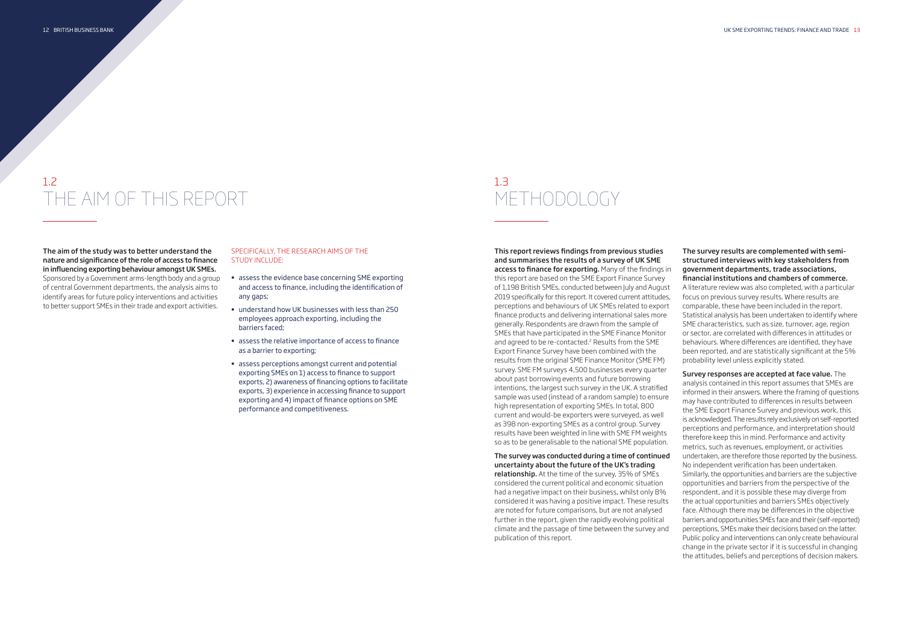## 1.2 THE AIM OF THIS REPORT

**The aim of the study was to better understand the nature and significance of the role of access to finance in influencing exporting behaviour amongst UK SMEs.** Sponsored by a Government arms-length body and a group of central Government departments, the analysis aims to identify areas for future policy interventions and activities to better support SMEs in their trade and export activities.

SPECIFICALLY, THE RESEARCH AIMS OF THE STUDY INCLUDE:

- assess the evidence base concerning SME exporting and access to finance, including the identification of any gaps;
- understand how UK businesses with less than 250 employees approach exporting, including the barriers faced;
- assess the relative importance of access to finance as a barrier to exporting;
- assess perceptions amongst current and potential exporting SMEs on 1) access to finance to support exports, 2) awareness of financing options to facilitate exports, 3) experience in accessing finance to support exporting and 4) impact of finance options on SME performance and competitiveness.

## 1.3 METHODOLOGY

**This report reviews findings from previous studies and summarises the results of a survey of UK SME access to finance for exporting.** Many of the findings in this report are based on the SME Export Finance Survey of 1,198 British SMEs, conducted between July and August 2019 specifically for this report. It covered current attitudes, perceptions and behaviours of UK SMEs related to export finance products and delivering international sales more generally. Respondents are drawn from the sample of SMEs that have participated in the SME Finance Monitor and agreed to be re-contacted.[2] Results from the SME Export Finance Survey have been combined with the results from the original SME Finance Monitor (SME FM) survey. SME FM surveys 4,500 businesses every quarter about past borrowing events and future borrowing intentions, the largest such survey in the UK. A stratified sample was used (instead of a random sample) to ensure high representation of exporting SMEs. In total, 800 current and would-be exporters were surveyed, as well as 398 non-exporting SMEs as a control group. Survey results have been weighted in line with SME FM weights so as to be generalisable to the national SME population.

**The survey was conducted during a time of continued uncertainty about the future of the UK's trading relationship.** At the time of the survey, 35% of SMEs considered the current political and economic situation had a negative impact on their business, whilst only 8% considered it was having a positive impact. These results are noted for future comparisons, but are not analysed further in the report, given the rapidly evolving political climate and the passage of time between the survey and publication of this report.

**The survey results are complemented with semi-structured interviews with key stakeholders from government departments, trade associations, financial institutions and chambers of commerce.** A literature review was also completed, with a particular focus on previous survey results. Where results are comparable, these have been included in the report. Statistical analysis has been undertaken to identify where SME characteristics, such as size, turnover, age, region or sector, are correlated with differences in attitudes or behaviours. Where differences are identified, they have been reported, and are statistically significant at the 5% probability level unless explicitly stated.

**Survey responses are accepted at face value.** The analysis contained in this report assumes that SMEs are informed in their answers. Where the framing of questions may have contributed to differences in results between the SME Export Finance Survey and previous work, this is acknowledged. The results rely exclusively on self-reported perceptions and performance, and interpretation should therefore keep this in mind. Performance and activity metrics, such as revenues, employment, or activities undertaken, are therefore those reported by the business. No independent verification has been undertaken. Similarly, the opportunities and barriers are the subjective opportunities and barriers from the perspective of the respondent, and it is possible these may diverge from the actual opportunities and barriers SMEs objectively face. Although there may be differences in the objective barriers and opportunities SMEs face and their (self-reported) perceptions, SMEs make their decisions based on the latter. Public policy and interventions can only create behavioural change in the private sector if it is successful in changing the attitudes, beliefs and perceptions of decision makers.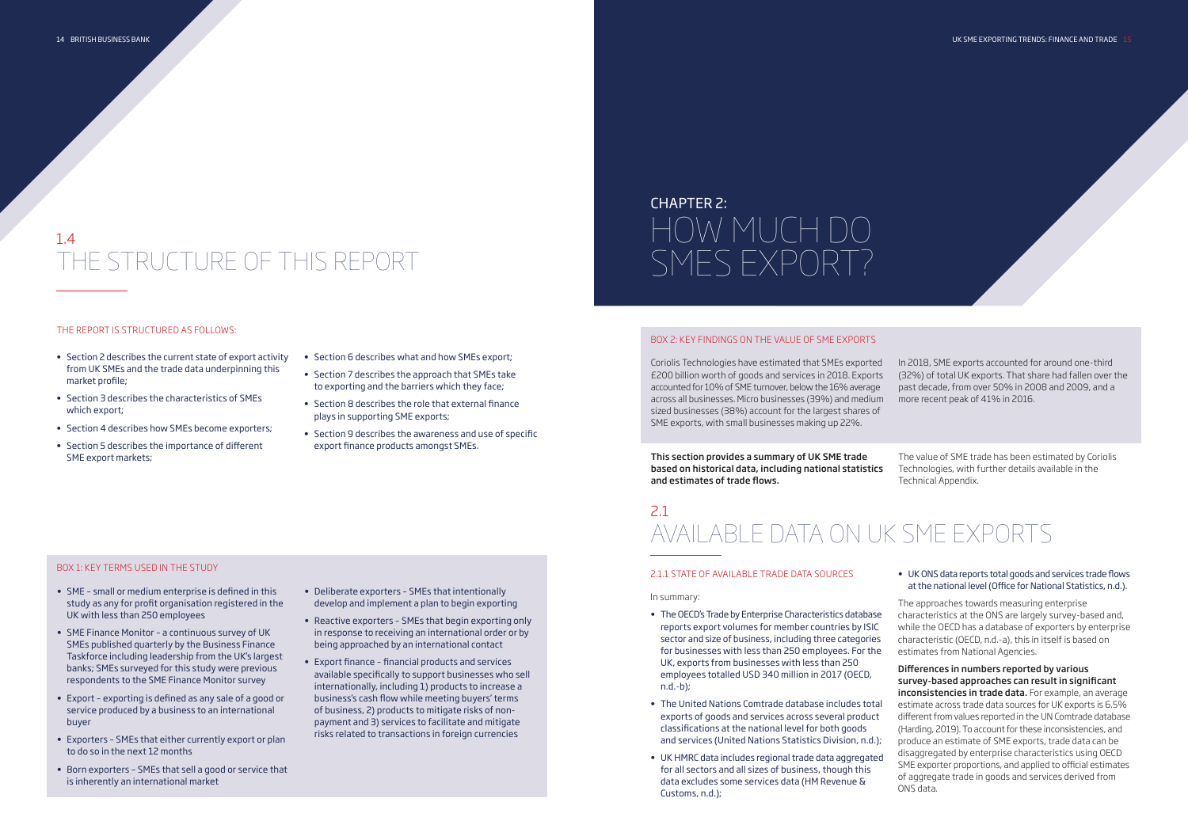## 1.4 THE STRUCTURE OF THIS REPORT

THE REPORT IS STRUCTURED AS FOLLOWS:

- Section 2 describes the current state of export activity from UK SMEs and the trade data underpinning this market profile;
- Section 3 describes the characteristics of SMEs which export;
- Section 4 describes how SMEs become exporters;
- Section 5 describes the importance of different SME export markets;
- Section 6 describes what and how SMEs export;
- Section 7 describes the approach that SMEs take to exporting and the barriers which they face;
- Section 8 describes the role that external finance plays in supporting SME exports;
- Section 9 describes the awareness and use of specific export finance products amongst SMEs.

### BOX 1: KEY TERMS USED IN THE STUDY

- SME – small or medium enterprise is defined in this study as any for profit organisation registered in the UK with less than 250 employees
- SME Finance Monitor – a continuous survey of UK SMEs published quarterly by the Business Finance Taskforce including leadership from the UK's largest banks; SMEs surveyed for this study were previous respondents to the SME Finance Monitor survey
- Export – exporting is defined as any sale of a good or service produced by a business to an international buyer
- Exporters – SMEs that either currently export or plan to do so in the next 12 months
- Born exporters – SMEs that sell a good or service that is inherently an international market
- Deliberate exporters – SMEs that intentionally develop and implement a plan to begin exporting
- Reactive exporters – SMEs that begin exporting only in response to receiving an international order or by being approached by an international contact
- Export finance – financial products and services available specifically to support businesses who sell internationally, including 1) products to increase a business's cash flow while meeting buyers' terms of business, 2) products to mitigate risks of non-payment and 3) services to facilitate and mitigate risks related to transactions in foreign currencies

# CHAPTER 2: HOW MUCH DO SMES EXPORT?

### BOX 2: KEY FINDINGS ON THE VALUE OF SME EXPORTS

Coriolis Technologies have estimated that SMEs exported £200 billion worth of goods and services in 2018. Exports accounted for 10% of SME turnover, below the 16% average across all businesses. Micro businesses (39%) and medium sized businesses (38%) account for the largest shares of SME exports, with small businesses making up 22%.

In 2018, SME exports accounted for around one-third (32%) of total UK exports. That share had fallen over the past decade, from over 50% in 2008 and 2009, and a more recent peak of 41% in 2016.

**This section provides a summary of UK SME trade based on historical data, including national statistics and estimates of trade flows.**

The value of SME trade has been estimated by Coriolis Technologies, with further details available in the Technical Appendix.

## 2.1 AVAILABLE DATA ON UK SME EXPORTS

### 2.1.1 STATE OF AVAILABLE TRADE DATA SOURCES

In summary:

- The OECD's Trade by Enterprise Characteristics database reports export volumes for member countries by ISIC sector and size of business, including three categories for businesses with less than 250 employees. For the UK, exports from businesses with less than 250 employees totalled USD 340 million in 2017 (OECD, n.d.-b);
- The United Nations Comtrade database includes total exports of goods and services across several product classifications at the national level for both goods and services (United Nations Statistics Division, n.d.);
- UK HMRC data includes regional trade data aggregated for all sectors and all sizes of business, though this data excludes some services data (HM Revenue & Customs, n.d.);
- UK ONS data reports total goods and services trade flows at the national level (Office for National Statistics, n.d.).

The approaches towards measuring enterprise characteristics at the ONS are largely survey-based and, while the OECD has a database of exporters by enterprise characteristic (OECD, n.d.-a), this in itself is based on estimates from National Agencies.

**Differences in numbers reported by various survey-based approaches can result in significant inconsistencies in trade data.** For example, an average estimate across trade data sources for UK exports is 6.5% different from values reported in the UN Comtrade database (Harding, 2019). To account for these inconsistencies, and produce an estimate of SME exports, trade data can be disaggregated by enterprise characteristics using OECD SME exporter proportions, and applied to official estimates of aggregate trade in goods and services derived from ONS data.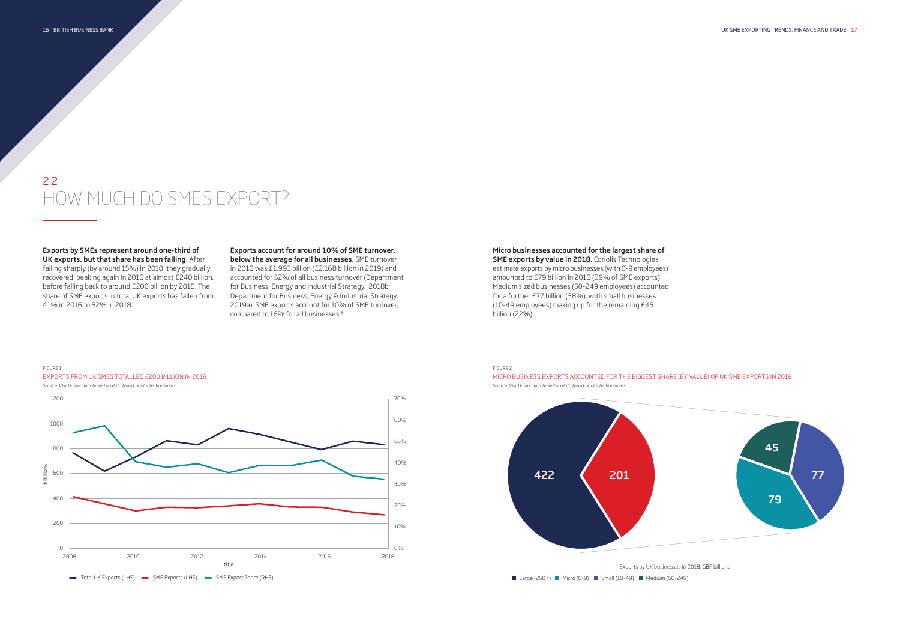## 2.2 HOW MUCH DO SMES EXPORT?

**Exports by SMEs represent around one-third of UK exports, but that share has been falling.** After falling sharply (by around 15%) in 2010, they gradually recovered, peaking again in 2016 at almost £240 billion, before falling back to around £200 billion by 2018. The share of SME exports in total UK exports has fallen from 41% in 2016 to 32% in 2018.

**Exports account for around 10% of SME turnover, below the average for all businesses.** SME turnover in 2018 was £1,993 billion (£2,168 billion in 2019) and accounted for 52% of all business turnover (Department for Business, Energy and Industrial Strategy, 2018b; Department for Business, Energy & Industrial Strategy, 2019a). SME exports account for 10% of SME turnover, compared to 16% for all businesses.[3]

FIGURE 1

EXPORTS FROM UK SMES TOTALLED £200 BILLION IN 2018

*Source: Vivid Economics based on data from Coriolis Technologies*

1200
1000
800
600
400
200
0
£ Billions
70%
60%
50%
40%
30%
20%
10%
0%
2008
2010
2012
2014
2016
2018
title

Total UK Exports (LHS)
SME Exports (LHS)
SME Export Share (RHS)

**Micro businesses accounted for the largest share of SME exports by value in 2018.** Coriolis Technologies estimate exports by micro businesses (with 0-9 employees) amounted to £79 billion in 2018 (39% of SME exports). Medium sized businesses (50-249 employees) accounted for a further £77 billion (38%), with small businesses (10-49 employees) making up for the remaining £45 billion (22%).

FIGURE 2

MICRO BUSINESS EXPORTS ACCOUNTED FOR THE BIGGEST SHARE (BY VALUE) OF UK SME EXPORTS IN 2018

*Source: Vivid Economics based on data from Coriolis Technologies*

422
201
45
77
79

Exports by UK businesses in 2018, GBP billions

Large (250+)
Micro (0-9)
Small (10-49)
Medium (50-249)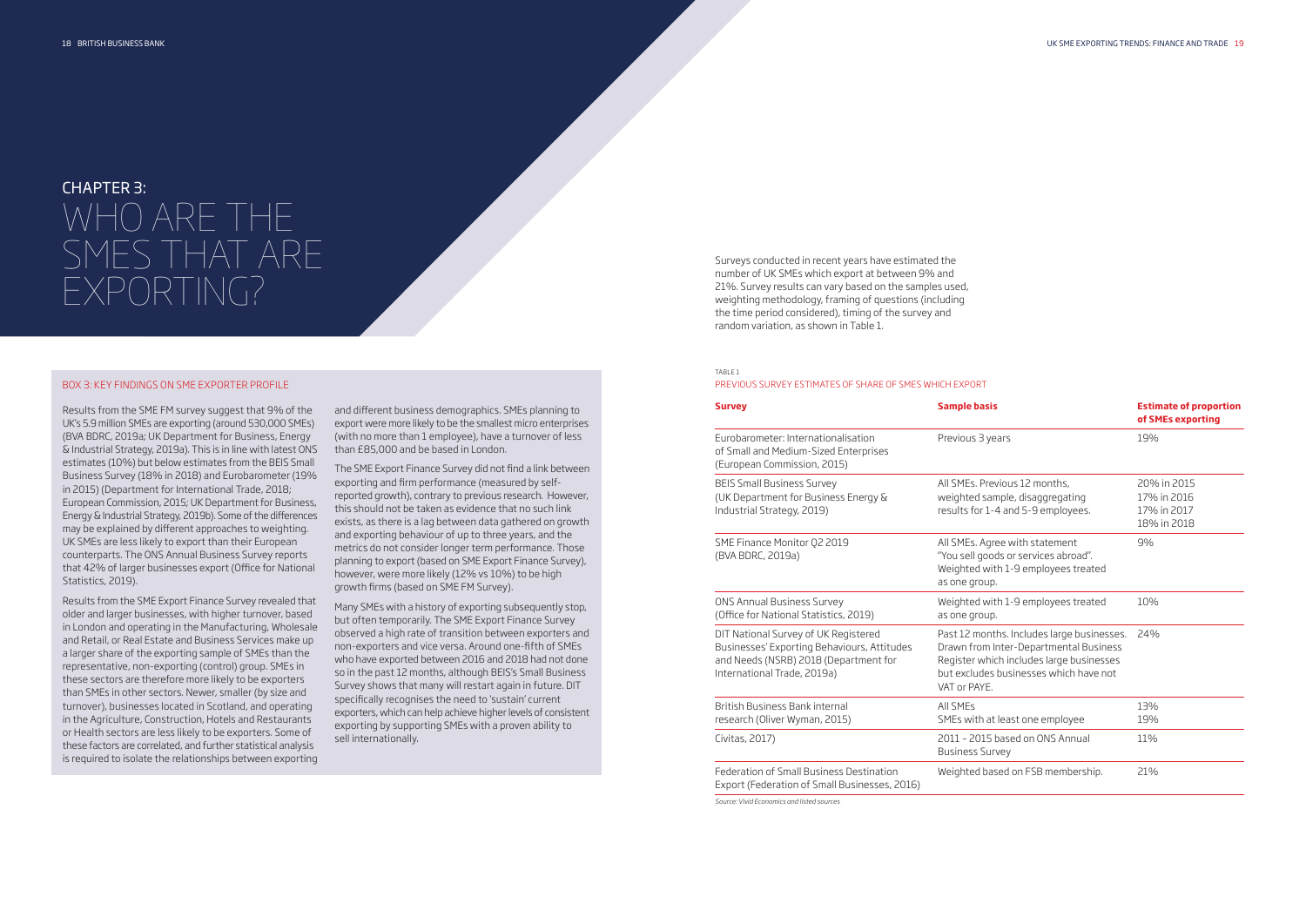# CHAPTER 3: WHO ARE THE SMES THAT ARE EXPORTING?

## BOX 3: KEY FINDINGS ON SME EXPORTER PROFILE

Results from the SME FM survey suggest that 9% of the UK's 5.9 million SMEs are exporting (around 530,000 SMEs) (BVA BDRC, 2019a; UK Department for Business, Energy & Industrial Strategy, 2019a). This is in line with latest ONS estimates (10%) but below estimates from the BEIS Small Business Survey (18% in 2018) and Eurobarometer (19% in 2015) (Department for International Trade, 2018; European Commission, 2015; UK Department for Business, Energy & Industrial Strategy, 2019b). Some of the differences may be explained by different approaches to weighting. UK SMEs are less likely to export than their European counterparts. The ONS Annual Business Survey reports that 42% of larger businesses export (Office for National Statistics, 2019).

Results from the SME Export Finance Survey revealed that older and larger businesses, with higher turnover, based in London and operating in the Manufacturing, Wholesale and Retail, or Real Estate and Business Services make up a larger share of the exporting sample of SMEs than the representative, non-exporting (control) group. SMEs in these sectors are therefore more likely to be exporters than SMEs in other sectors. Newer, smaller (by size and turnover), businesses located in Scotland, and operating in the Agriculture, Construction, Hotels and Restaurants or Health sectors are less likely to be exporters. Some of these factors are correlated, and further statistical analysis is required to isolate the relationships between exporting and different business demographics. SMEs planning to export were more likely to be the smallest micro enterprises (with no more than 1 employee), have a turnover of less than £85,000 and be based in London.

The SME Export Finance Survey did not find a link between exporting and firm performance (measured by self-reported growth), contrary to previous research. However, this should not be taken as evidence that no such link exists, as there is a lag between data gathered on growth and exporting behaviour of up to three years, and the metrics do not consider longer term performance. Those planning to export (based on SME Export Finance Survey), however, were more likely (12% vs 10%) to be high growth firms (based on SME FM Survey).

Many SMEs with a history of exporting subsequently stop, but often temporarily. The SME Export Finance Survey observed a high rate of transition between exporters and non-exporters and vice versa. Around one-fifth of SMEs who have exported between 2016 and 2018 had not done so in the past 12 months, although BEIS's Small Business Survey shows that many will restart again in future. DIT specifically recognises the need to 'sustain' current exporters, which can help achieve higher levels of consistent exporting by supporting SMEs with a proven ability to sell internationally.

Surveys conducted in recent years have estimated the number of UK SMEs which export at between 9% and 21%. Survey results can vary based on the samples used, weighting methodology, framing of questions (including the time period considered), timing of the survey and random variation, as shown in Table 1.

TABLE 1
PREVIOUS SURVEY ESTIMATES OF SHARE OF SMES WHICH EXPORT

| Survey | Sample basis | Estimate of proportion of SMEs exporting |
|---|---|---|
| Eurobarometer: Internationalisation of Small and Medium-Sized Enterprises (European Commission, 2015) | Previous 3 years | 19% |
| BEIS Small Business Survey (UK Department for Business Energy & Industrial Strategy, 2019) | All SMEs. Previous 12 months, weighted sample, disaggregating results for 1-4 and 5-9 employees. | 20% in 2015<br>17% in 2016<br>17% in 2017<br>18% in 2018 |
| SME Finance Monitor Q2 2019 (BVA BDRC, 2019a) | All SMEs. Agree with statement "You sell goods or services abroad". Weighted with 1-9 employees treated as one group. | 9% |
| ONS Annual Business Survey (Office for National Statistics, 2019) | Weighted with 1-9 employees treated as one group. | 10% |
| DIT National Survey of UK Registered Businesses' Exporting Behaviours, Attitudes and Needs (NSRB) 2018 (Department for International Trade, 2019a) | Past 12 months. Includes large businesses. Drawn from Inter-Departmental Business Register which includes large businesses but excludes businesses which have not VAT or PAYE. | 24% |
| British Business Bank internal research (Oliver Wyman, 2015) | All SMEs<br>SMEs with at least one employee | 13%<br>19% |
| Civitas, 2017) | 2011 – 2015 based on ONS Annual Business Survey | 11% |
| Federation of Small Business Destination Export (Federation of Small Businesses, 2016) | Weighted based on FSB membership. | 21% |

*Source: Vivid Economics and listed sources*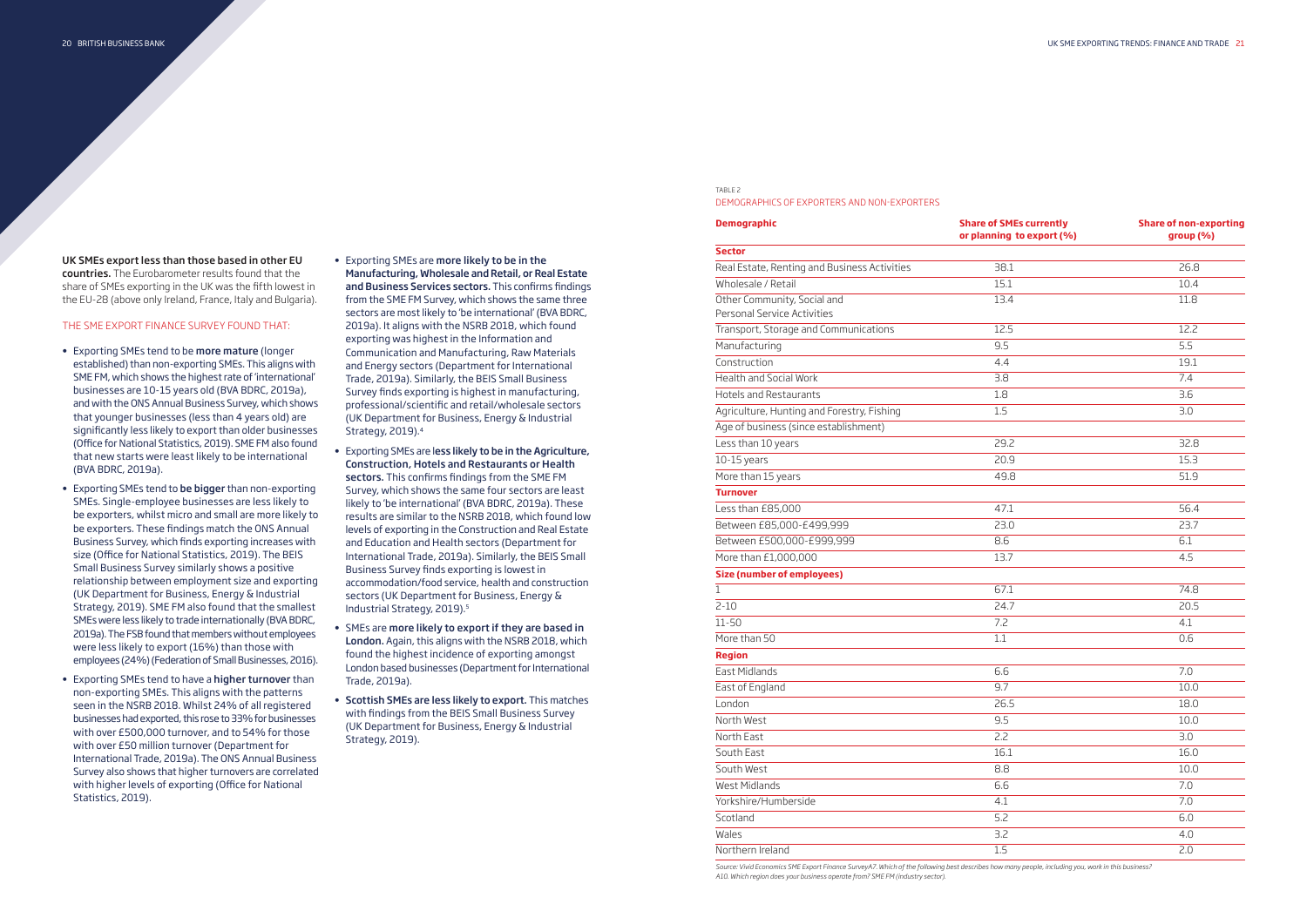**UK SMEs export less than those based in other EU countries.** The Eurobarometer results found that the share of SMEs exporting in the UK was the fifth lowest in the EU-28 (above only Ireland, France, Italy and Bulgaria).

### THE SME EXPORT FINANCE SURVEY FOUND THAT:

- Exporting SMEs tend to be **more mature** (longer established) than non-exporting SMEs. This aligns with SME FM, which shows the highest rate of 'international' businesses are 10-15 years old (BVA BDRC, 2019a), and with the ONS Annual Business Survey, which shows that younger businesses (less than 4 years old) are significantly less likely to export than older businesses (Office for National Statistics, 2019). SME FM also found that new starts were least likely to be international (BVA BDRC, 2019a).
- Exporting SMEs tend to **be bigger** than non-exporting SMEs. Single-employee businesses are less likely to be exporters, whilst micro and small are more likely to be exporters. These findings match the ONS Annual Business Survey, which finds exporting increases with size (Office for National Statistics, 2019). The BEIS Small Business Survey similarly shows a positive relationship between employment size and exporting (UK Department for Business, Energy & Industrial Strategy, 2019). SME FM also found that the smallest SMEs were less likely to trade internationally (BVA BDRC, 2019a). The FSB found that members without employees were less likely to export (16%) than those with employees (24%) (Federation of Small Businesses, 2016).
- Exporting SMEs tend to have a **higher turnover** than non-exporting SMEs. This aligns with the patterns seen in the NSRB 2018. Whilst 24% of all registered businesses had exported, this rose to 33% for businesses with over £500,000 turnover, and to 54% for those with over £50 million turnover (Department for International Trade, 2019a). The ONS Annual Business Survey also shows that higher turnovers are correlated with higher levels of exporting (Office for National Statistics, 2019).
- Exporting SMEs are **more likely to be in the Manufacturing, Wholesale and Retail, or Real Estate and Business Services sectors.** This confirms findings from the SME FM Survey, which shows the same three sectors are most likely to 'be international' (BVA BDRC, 2019a). It aligns with the NSRB 2018, which found exporting was highest in the Information and Communication and Manufacturing, Raw Materials and Energy sectors (Department for International Trade, 2019a). Similarly, the BEIS Small Business Survey finds exporting is highest in manufacturing, professional/scientific and retail/wholesale sectors (UK Department for Business, Energy & Industrial Strategy, 2019).[4]
- Exporting SMEs are **less likely to be in the Agriculture, Construction, Hotels and Restaurants or Health sectors.** This confirms findings from the SME FM Survey, which shows the same four sectors are least likely to 'be international' (BVA BDRC, 2019a). These results are similar to the NSRB 2018, which found low levels of exporting in the Construction and Real Estate and Education and Health sectors (Department for International Trade, 2019a). Similarly, the BEIS Small Business Survey finds exporting is lowest in accommodation/food service, health and construction sectors (UK Department for Business, Energy & Industrial Strategy, 2019).[5]
- SMEs are **more likely to export if they are based in London.** Again, this aligns with the NSRB 2018, which found the highest incidence of exporting amongst London based businesses (Department for International Trade, 2019a).
- **Scottish SMEs are less likely to export.** This matches with findings from the BEIS Small Business Survey (UK Department for Business, Energy & Industrial Strategy, 2019).

TABLE 2

DEMOGRAPHICS OF EXPORTERS AND NON-EXPORTERS

| Demographic | Share of SMEs currently or planning to export (%) | Share of non-exporting group (%) |
|---|---|---|
| **Sector** | | |
| Real Estate, Renting and Business Activities | 38.1 | 26.8 |
| Wholesale / Retail | 15.1 | 10.4 |
| Other Community, Social and Personal Service Activities | 13.4 | 11.8 |
| Transport, Storage and Communications | 12.5 | 12.2 |
| Manufacturing | 9.5 | 5.5 |
| Construction | 4.4 | 19.1 |
| Health and Social Work | 3.8 | 7.4 |
| Hotels and Restaurants | 1.8 | 3.6 |
| Agriculture, Hunting and Forestry, Fishing | 1.5 | 3.0 |
| Age of business (since establishment) | | |
| Less than 10 years | 29.2 | 32.8 |
| 10-15 years | 20.9 | 15.3 |
| More than 15 years | 49.8 | 51.9 |
| **Turnover** | | |
| Less than £85,000 | 47.1 | 56.4 |
| Between £85,000-£499,999 | 23.0 | 23.7 |
| Between £500,000-£999,999 | 8.6 | 6.1 |
| More than £1,000,000 | 13.7 | 4.5 |
| **Size (number of employees)** | | |
| 1 | 67.1 | 74.8 |
| 2-10 | 24.7 | 20.5 |
| 11-50 | 7.2 | 4.1 |
| More than 50 | 1.1 | 0.6 |
| **Region** | | |
| East Midlands | 6.6 | 7.0 |
| East of England | 9.7 | 10.0 |
| London | 26.5 | 18.0 |
| North West | 9.5 | 10.0 |
| North East | 2.2 | 3.0 |
| South East | 16.1 | 16.0 |
| South West | 8.8 | 10.0 |
| West Midlands | 6.6 | 7.0 |
| Yorkshire/Humberside | 4.1 | 7.0 |
| Scotland | 5.2 | 6.0 |
| Wales | 3.2 | 4.0 |
| Northern Ireland | 1.5 | 2.0 |

*Source: Vivid Economics SME Export Finance SurveyA7. Which of the following best describes how many people, including you, work in this business? A10. Which region does your business operate from? SME FM (industry sector).*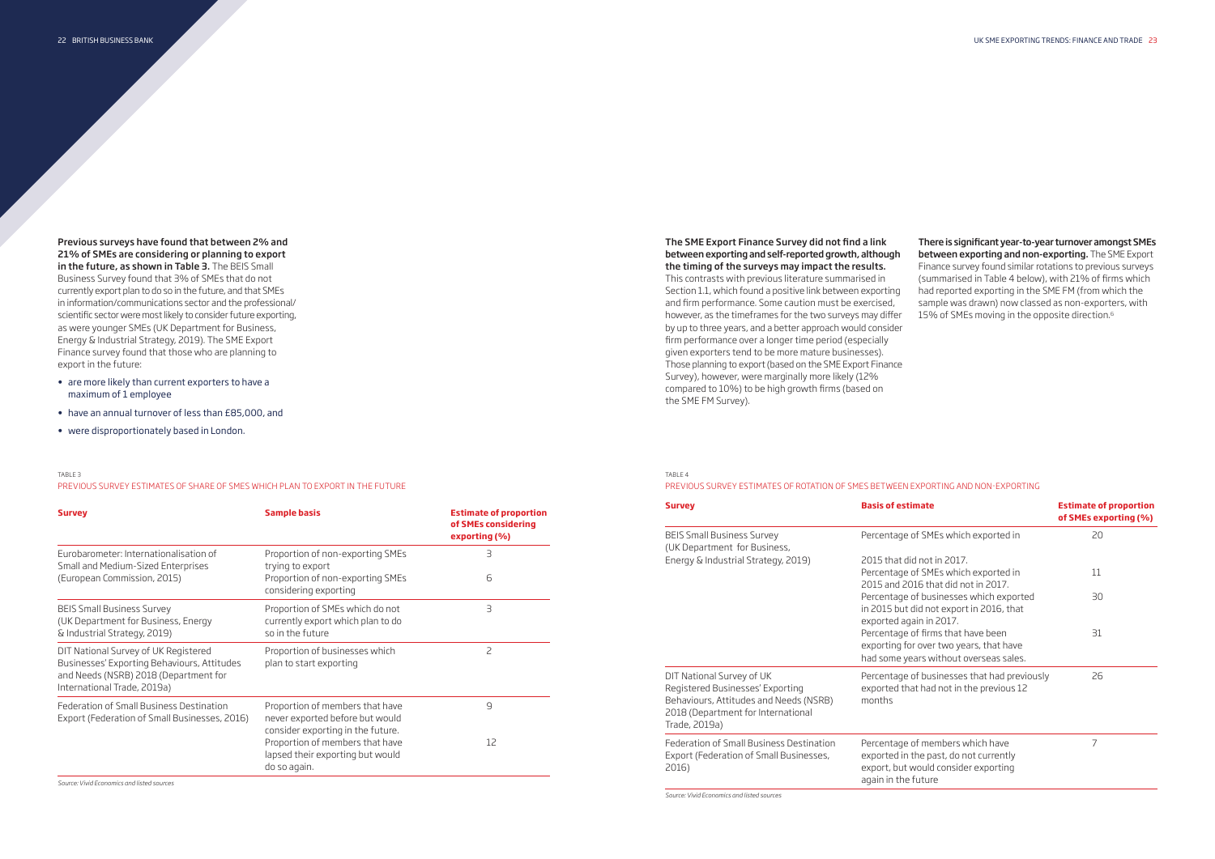**Previous surveys have found that between 2% and 21% of SMEs are considering or planning to export in the future, as shown in Table 3.** The BEIS Small Business Survey found that 3% of SMEs that do not currently export plan to do so in the future, and that SMEs in information/communications sector and the professional/scientific sector were most likely to consider future exporting, as were younger SMEs (UK Department for Business, Energy & Industrial Strategy, 2019). The SME Export Finance survey found that those who are planning to export in the future:

- are more likely than current exporters to have a maximum of 1 employee
- have an annual turnover of less than £85,000, and
- were disproportionately based in London.

TABLE 3
PREVIOUS SURVEY ESTIMATES OF SHARE OF SMES WHICH PLAN TO EXPORT IN THE FUTURE

| Survey | Sample basis | Estimate of proportion of SMEs considering exporting (%) |
|---|---|---|
| Eurobarometer: Internationalisation of Small and Medium-Sized Enterprises (European Commission, 2015) | Proportion of non-exporting SMEs trying to export | 3 |
| | Proportion of non-exporting SMEs considering exporting | 6 |
| BEIS Small Business Survey (UK Department for Business, Energy & Industrial Strategy, 2019) | Proportion of SMEs which do not currently export which plan to do so in the future | 3 |
| DIT National Survey of UK Registered Businesses' Exporting Behaviours, Attitudes and Needs (NSRB) 2018 (Department for International Trade, 2019a) | Proportion of businesses which plan to start exporting | 2 |
| Federation of Small Business Destination Export (Federation of Small Businesses, 2016) | Proportion of members that have never exported before but would consider exporting in the future. | 9 |
| | Proportion of members that have lapsed their exporting but would do so again. | 12 |

*Source: Vivid Economics and listed sources*

**The SME Export Finance Survey did not find a link between exporting and self-reported growth, although the timing of the surveys may impact the results.** This contrasts with previous literature summarised in Section 1.1, which found a positive link between exporting and firm performance. Some caution must be exercised, however, as the timeframes for the two surveys may differ by up to three years, and a better approach would consider firm performance over a longer time period (especially given exporters tend to be more mature businesses). Those planning to export (based on the SME Export Finance Survey), however, were marginally more likely (12% compared to 10%) to be high growth firms (based on the SME FM Survey).

**There is significant year-to-year turnover amongst SMEs between exporting and non-exporting.** The SME Export Finance survey found similar rotations to previous surveys (summarised in Table 4 below), with 21% of firms which had reported exporting in the SME FM (from which the sample was drawn) now classed as non-exporters, with 15% of SMEs moving in the opposite direction.[6]

TABLE 4
PREVIOUS SURVEY ESTIMATES OF ROTATION OF SMES BETWEEN EXPORTING AND NON-EXPORTING

| Survey | Basis of estimate | Estimate of proportion of SMEs exporting (%) |
|---|---|---|
| BEIS Small Business Survey (UK Department for Business, Energy & Industrial Strategy, 2019) | Percentage of SMEs which exported in 2015 that did not in 2017. | 20 |
| | Percentage of SMEs which exported in 2015 and 2016 that did not in 2017. | 11 |
| | Percentage of businesses which exported in 2015 but did not export in 2016, that exported again in 2017. | 30 |
| | Percentage of firms that have been exporting for over two years, that have had some years without overseas sales. | 31 |
| DIT National Survey of UK Registered Businesses' Exporting Behaviours, Attitudes and Needs (NSRB) 2018 (Department for International Trade, 2019a) | Percentage of businesses that had previously exported that had not in the previous 12 months | 26 |
| Federation of Small Business Destination Export (Federation of Small Businesses, 2016) | Percentage of members which have exported in the past, do not currently export, but would consider exporting again in the future | 7 |

*Source: Vivid Economics and listed sources*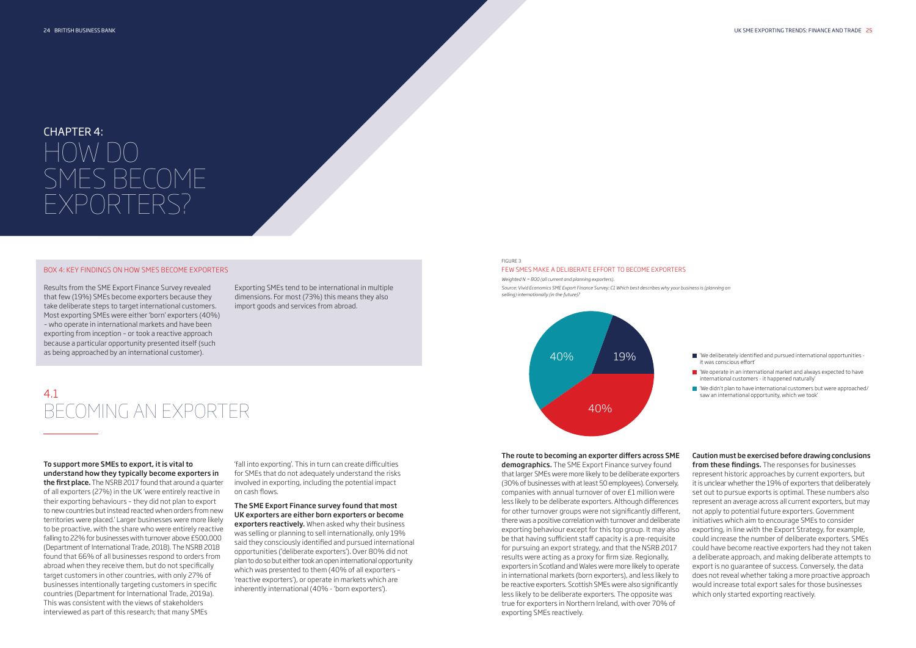# CHAPTER 4: HOW DO SMES BECOME EXPORTERS?

## BOX 4: KEY FINDINGS ON HOW SMES BECOME EXPORTERS

Results from the SME Export Finance Survey revealed that few (19%) SMEs become exporters because they take deliberate steps to target international customers. Most exporting SMEs were either 'born' exporters (40%) – who operate in international markets and have been exporting from inception – or took a reactive approach because a particular opportunity presented itself (such as being approached by an international customer).

Exporting SMEs tend to be international in multiple dimensions. For most (73%) this means they also import goods and services from abroad.

## 4.1 BECOMING AN EXPORTER

**To support more SMEs to export, it is vital to understand how they typically become exporters in the first place.** The NSRB 2017 found that around a quarter of all exporters (27%) in the UK 'were entirely reactive in their exporting behaviours – they did not plan to export to new countries but instead reacted when orders from new territories were placed.' Larger businesses were more likely to be proactive, with the share who were entirely reactive falling to 22% for businesses with turnover above £500,000 (Department of International Trade, 2018). The NSRB 2018 found that 66% of all businesses respond to orders from abroad when they receive them, but do not specifically target customers in other countries, with only 27% of businesses intentionally targeting customers in specific countries (Department for International Trade, 2019a). This was consistent with the views of stakeholders interviewed as part of this research; that many SMEs 'fall into exporting'. This in turn can create difficulties for SMEs that do not adequately understand the risks involved in exporting, including the potential impact on cash flows.

**The SME Export Finance survey found that most UK exporters are either born exporters or become exporters reactively.** When asked why their business was selling or planning to sell internationally, only 19% said they consciously identified and pursued international opportunities ('deliberate exporters'). Over 80% did not plan to do so but either took an open international opportunity which was presented to them (40% of all exporters – 'reactive exporters'), or operate in markets which are inherently international (40% - 'born exporters').

FIGURE 3

FEW SMES MAKE A DELIBERATE EFFORT TO BECOME EXPORTERS

*Weighted N = 800 (all current and planning exporters).*

*Source: Vivid Economics SME Export Finance Survey: C1 Which best describes why your business is (planning on selling) internationally (in the future)?*

40%
19%
40%

'We deliberately identified and pursued international opportunities - it was conscious effort'
'We operate in an international market and always expected to have international customers - it happened naturally'
'We didn't plan to have international customers but were approached/ saw an international opportunity, which we took'

**The route to becoming an exporter differs across SME demographics.** The SME Export Finance survey found that larger SMEs were more likely to be deliberate exporters (30% of businesses with at least 50 employees). Conversely, companies with annual turnover of over £1 million were less likely to be deliberate exporters. Although differences for other turnover groups were not significantly different, there was a positive correlation with turnover and deliberate exporting behaviour except for this top group. It may also be that having sufficient staff capacity is a pre-requisite for pursuing an export strategy, and that the NSRB 2017 results were acting as a proxy for firm size. Regionally, exporters in Scotland and Wales were more likely to operate in international markets (born exporters), and less likely to be reactive exporters. Scottish SMEs were also significantly less likely to be deliberate exporters. The opposite was true for exporters in Northern Ireland, with over 70% of exporting SMEs reactively.

**Caution must be exercised before drawing conclusions from these findings.** The responses for businesses represent historic approaches by current exporters, but it is unclear whether the 19% of exporters that deliberately set out to pursue exports is optimal. These numbers also represent an average across all current exporters, but may not apply to potential future exporters. Government initiatives which aim to encourage SMEs to consider exporting, in line with the Export Strategy, for example, could increase the number of deliberate exporters. SMEs could have become reactive exporters had they not taken a deliberate approach, and making deliberate attempts to export is no guarantee of success. Conversely, the data does not reveal whether taking a more proactive approach would increase total export sales for those businesses which only started exporting reactively.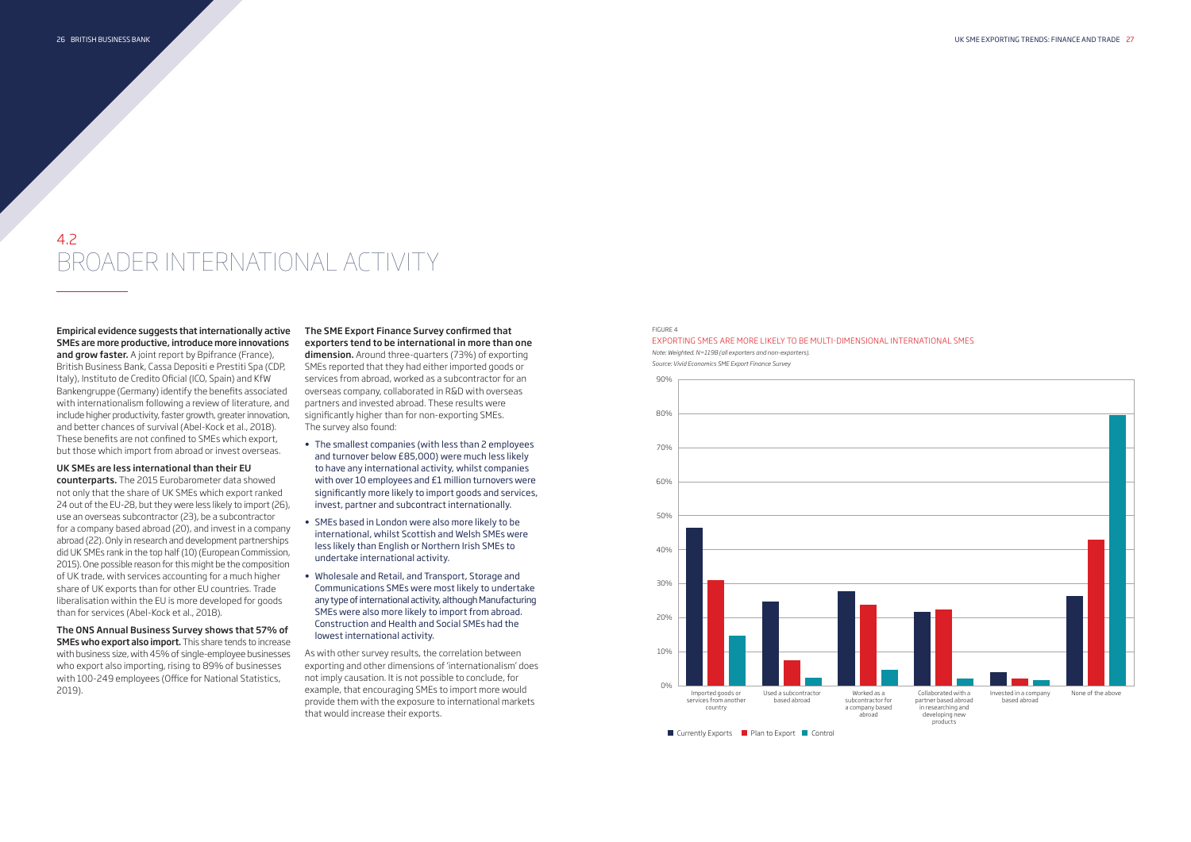## 4.2 BROADER INTERNATIONAL ACTIVITY

**Empirical evidence suggests that internationally active SMEs are more productive, introduce more innovations and grow faster.** A joint report by Bpifrance (France), British Business Bank, Cassa Depositi e Prestiti Spa (CDP, Italy), Instituto de Credito Oficial (ICO, Spain) and KfW Bankengruppe (Germany) identify the benefits associated with internationalism following a review of literature, and include higher productivity, faster growth, greater innovation, and better chances of survival (Abel-Kock et al., 2018). These benefits are not confined to SMEs which export, but those which import from abroad or invest overseas.

**UK SMEs are less international than their EU counterparts.** The 2015 Eurobarometer data showed not only that the share of UK SMEs which export ranked 24 out of the EU-28, but they were less likely to import (26), use an overseas subcontractor (23), be a subcontractor for a company based abroad (20), and invest in a company abroad (22). Only in research and development partnerships did UK SMEs rank in the top half (10) (European Commission, 2015). One possible reason for this might be the composition of UK trade, with services accounting for a much higher share of UK exports than for other EU countries. Trade liberalisation within the EU is more developed for goods than for services (Abel-Kock et al., 2018).

**The ONS Annual Business Survey shows that 57% of SMEs who export also import.** This share tends to increase with business size, with 45% of single-employee businesses who export also importing, rising to 89% of businesses with 100-249 employees (Office for National Statistics, 2019).

**The SME Export Finance Survey confirmed that exporters tend to be international in more than one dimension.** Around three-quarters (73%) of exporting SMEs reported that they had either imported goods or services from abroad, worked as a subcontractor for an overseas company, collaborated in R&D with overseas partners and invested abroad. These results were significantly higher than for non-exporting SMEs. The survey also found:

- The smallest companies (with less than 2 employees and turnover below £85,000) were much less likely to have any international activity, whilst companies with over 10 employees and £1 million turnovers were significantly more likely to import goods and services, invest, partner and subcontract internationally.
- SMEs based in London were also more likely to be international, whilst Scottish and Welsh SMEs were less likely than English or Northern Irish SMEs to undertake international activity.
- Wholesale and Retail, and Transport, Storage and Communications SMEs were most likely to undertake any type of international activity, although Manufacturing SMEs were also more likely to import from abroad. Construction and Health and Social SMEs had the lowest international activity.

As with other survey results, the correlation between exporting and other dimensions of 'internationalism' does not imply causation. It is not possible to conclude, for example, that encouraging SMEs to import more would provide them with the exposure to international markets that would increase their exports.

FIGURE 4

EXPORTING SMES ARE MORE LIKELY TO BE MULTI-DIMENSIONAL INTERNATIONAL SMES

*Note: Weighted. N=1198 (all exporters and non-exporters).*

*Source: Vivid Economics SME Export Finance Survey*

90%
80%
70%
60%
50%
40%
30%
20%
10%
0%

Imported goods or services from another country
Used a subcontractor based abroad
Worked as a subcontractor for a company based abroad
Collaborated with a partner based abroad in researching and developing new products
Invested in a company based abroad
None of the above

Currently Exports
Plan to Export
Control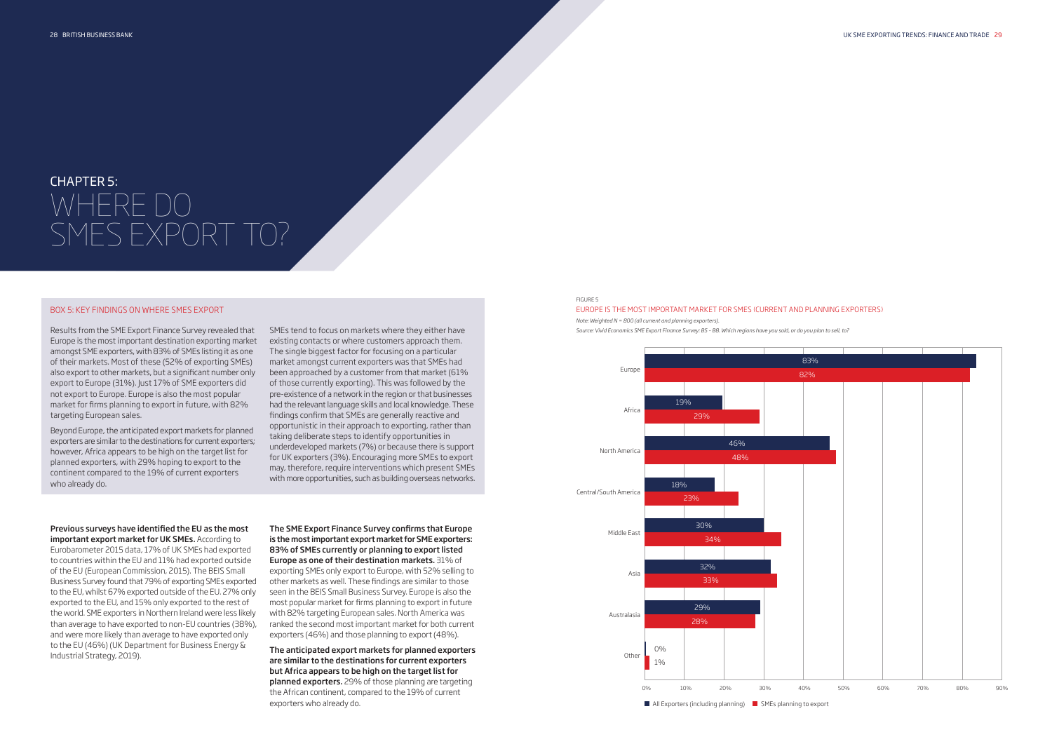# CHAPTER 5: WHERE DO SMES EXPORT TO?

## BOX 5: KEY FINDINGS ON WHERE SMES EXPORT

Results from the SME Export Finance Survey revealed that Europe is the most important destination exporting market amongst SME exporters, with 83% of SMEs listing it as one of their markets. Most of these (52% of exporting SMEs) also export to other markets, but a significant number only export to Europe (31%). Just 17% of SME exporters did not export to Europe. Europe is also the most popular market for firms planning to export in future, with 82% targeting European sales.

Beyond Europe, the anticipated export markets for planned exporters are similar to the destinations for current exporters; however, Africa appears to be high on the target list for planned exporters, with 29% hoping to export to the continent compared to the 19% of current exporters who already do.

SMEs tend to focus on markets where they either have existing contacts or where customers approach them. The single biggest factor for focusing on a particular market amongst current exporters was that SMEs had been approached by a customer from that market (61% of those currently exporting). This was followed by the pre-existence of a network in the region or that businesses had the relevant language skills and local knowledge. These findings confirm that SMEs are generally reactive and opportunistic in their approach to exporting, rather than taking deliberate steps to identify opportunities in underdeveloped markets (7%) or because there is support for UK exporters (3%). Encouraging more SMEs to export may, therefore, require interventions which present SMEs with more opportunities, such as building overseas networks.

**Previous surveys have identified the EU as the most important export market for UK SMEs.** According to Eurobarometer 2015 data, 17% of UK SMEs had exported to countries within the EU and 11% had exported outside of the EU (European Commission, 2015). The BEIS Small Business Survey found that 79% of exporting SMEs exported to the EU, whilst 67% exported outside of the EU. 27% only exported to the EU, and 15% only exported to the rest of the world. SME exporters in Northern Ireland were less likely than average to have exported to non-EU countries (38%), and were more likely than average to have exported only to the EU (46%) (UK Department for Business Energy & Industrial Strategy, 2019).

**The SME Export Finance Survey confirms that Europe is the most important export market for SME exporters: 83% of SMEs currently or planning to export listed Europe as one of their destination markets.** 31% of exporting SMEs only export to Europe, with 52% selling to other markets as well. These findings are similar to those seen in the BEIS Small Business Survey. Europe is also the most popular market for firms planning to export in future with 82% targeting European sales. North America was ranked the second most important market for both current exporters (46%) and those planning to export (48%).

**The anticipated export markets for planned exporters are similar to the destinations for current exporters but Africa appears to be high on the target list for planned exporters.** 29% of those planning are targeting the African continent, compared to the 19% of current exporters who already do.

FIGURE 5

EUROPE IS THE MOST IMPORTANT MARKET FOR SMES (CURRENT AND PLANNING EXPORTERS)

*Note: Weighted N = 800 (all current and planning exporters).*

*Source: Vivid Economics SME Export Finance Survey: B5 - B8. Which regions have you sold, or do you plan to sell, to?*

Europe: 83%, 82%
Africa: 19%, 29%
North America: 46%, 48%
Central/South America: 18%, 23%
Middle East: 30%, 34%
Asia: 32%, 33%
Australasia: 29%, 28%
Other: 0%, 1%

0% 10% 20% 30% 40% 50% 60% 70% 80% 90%

All Exporters (including planning) | SMEs planning to export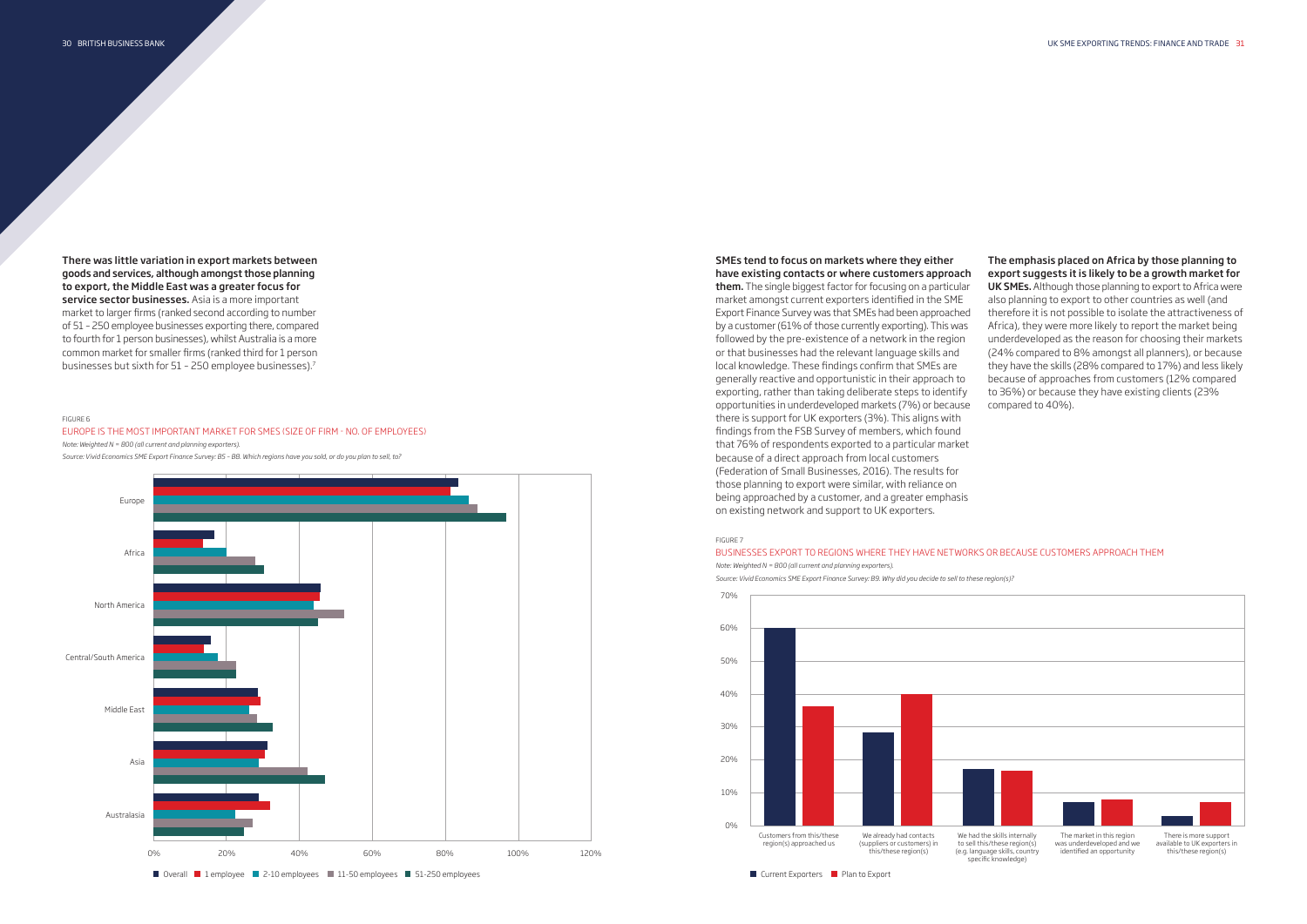**There was little variation in export markets between goods and services, although amongst those planning to export, the Middle East was a greater focus for service sector businesses.** Asia is a more important market to larger firms (ranked second according to number of 51 – 250 employee businesses exporting there, compared to fourth for 1 person businesses), whilst Australia is a more common market for smaller firms (ranked third for 1 person businesses but sixth for 51 – 250 employee businesses).[7]

FIGURE 6

EUROPE IS THE MOST IMPORTANT MARKET FOR SMES (SIZE OF FIRM - NO. OF EMPLOYEES)

*Note: Weighted N = 800 (all current and planning exporters).*

*Source: Vivid Economics SME Export Finance Survey: B5 – B8. Which regions have you sold, or do you plan to sell, to?*

Europe
Africa
North America
Central/South America
Middle East
Asia
Australasia

0% 20% 40% 60% 80% 100% 120%

Overall | 1 employee | 2-10 employees | 11-50 employees | 51-250 employees

**SMEs tend to focus on markets where they either have existing contacts or where customers approach them.** The single biggest factor for focusing on a particular market amongst current exporters identified in the SME Export Finance Survey was that SMEs had been approached by a customer (61% of those currently exporting). This was followed by the pre-existence of a network in the region or that businesses had the relevant language skills and local knowledge. These findings confirm that SMEs are generally reactive and opportunistic in their approach to exporting, rather than taking deliberate steps to identify opportunities in underdeveloped markets (7%) or because there is support for UK exporters (3%). This aligns with findings from the FSB Survey of members, which found that 76% of respondents exported to a particular market because of a direct approach from local customers (Federation of Small Businesses, 2016). The results for those planning to export were similar, with reliance on being approached by a customer, and a greater emphasis on existing network and support to UK exporters.

**The emphasis placed on Africa by those planning to export suggests it is likely to be a growth market for UK SMEs.** Although those planning to export to Africa were also planning to export to other countries as well (and therefore it is not possible to isolate the attractiveness of Africa), they were more likely to report the market being underdeveloped as the reason for choosing their markets (24% compared to 8% amongst all planners), or because they have the skills (28% compared to 17%) and less likely because of approaches from customers (12% compared to 36%) or because they have existing clients (23% compared to 40%).

FIGURE 7

BUSINESSES EXPORT TO REGIONS WHERE THEY HAVE NETWORKS OR BECAUSE CUSTOMERS APPROACH THEM

*Note: Weighted N = 800 (all current and planning exporters).*

*Source: Vivid Economics SME Export Finance Survey: B9. Why did you decide to sell to these region(s)?*

70%
60%
50%
40%
30%
20%
10%
0%

Customers from this/these region(s) approached us
We already had contacts (suppliers or customers) in this/these region(s)
We had the skills internally to sell this/these region(s) (e.g. language skills, country specific knowledge)
The market in this region was underdeveloped and we identified an opportunity
There is more support available to UK exporters in this/these region(s)

Current Exporters | Plan to Export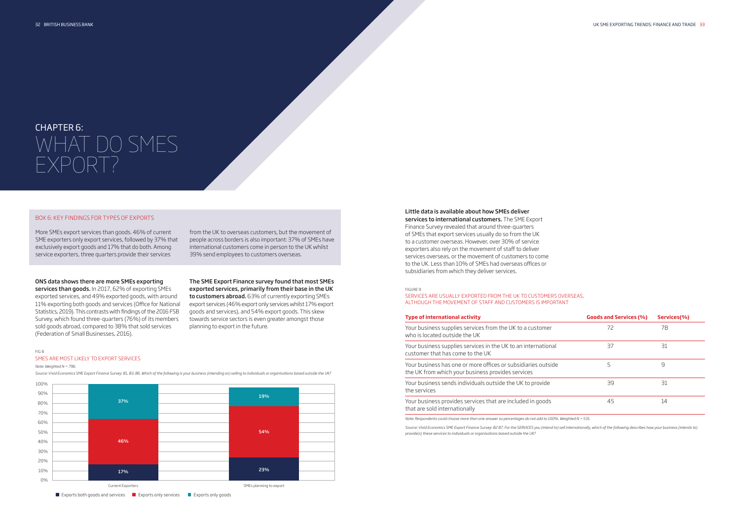# CHAPTER 6: WHAT DO SMES EXPORT?

## BOX 6: KEY FINDINGS FOR TYPES OF EXPORTS

More SMEs export services than goods. 46% of current SME exporters only export services, followed by 37% that exclusively export goods and 17% that do both. Among service exporters, three quarters provide their services from the UK to overseas customers, but the movement of people across borders is also important: 37% of SMEs have international customers come in person to the UK whilst 39% send employees to customers overseas.

**ONS data shows there are more SMEs exporting services than goods.** In 2017, 62% of exporting SMEs exported services, and 49% exported goods, with around 11% exporting both goods and services (Office for National Statistics, 2019). This contrasts with findings of the 2016 FSB Survey, which found three-quarters (76%) of its members sold goods abroad, compared to 38% that sold services (Federation of Small Businesses, 2016).

**The SME Export Finance survey found that most SMEs exported services, primarily from their base in the UK to customers abroad.** 63% of currently exporting SMEs export services (46% export only services whilst 17% export goods and services), and 54% export goods. This skew towards service sectors is even greater amongst those planning to export in the future.

FIG 8

SMES ARE MOST LIKELY TO EXPORT SERVICES

*Note: Weighted N = 796.*

*Source: Vivid Economics SME Export Finance Survey: B1, B3, B6. Which of the following is your business (intending on) selling to individuals or organisations based outside the UK?*

100%
90%
80%
70%
60%
50%
40%
30%
20%
10%
0%

Current Exporters: 37%, 46%, 17%

SMEs planning to export: 19%, 54%, 23%

Exports both goods and services | Exports only services | Exports only goods

**Little data is available about how SMEs deliver services to international customers.** The SME Export Finance Survey revealed that around three-quarters of SMEs that export services usually do so from the UK to a customer overseas. However, over 30% of service exporters also rely on the movement of staff to deliver services overseas, or the movement of customers to come to the UK. Less than 10% of SMEs had overseas offices or subsidiaries from which they deliver services.

FIGURE 9

SERVICES ARE USUALLY EXPORTED FROM THE UK TO CUSTOMERS OVERSEAS, ALTHOUGH THE MOVEMENT OF STAFF AND CUSTOMERS IS IMPORTANT

| Type of international activity | Goods and Services (%) | Services(%) |
|---|---|---|
| Your business supplies services from the UK to a customer who is located outside the UK | 72 | 78 |
| Your business supplies services in the UK to an international customer that has come to the UK | 37 | 31 |
| Your business has one or more offices or subsidiaries outside the UK from which your business provides services | 5 | 9 |
| Your business sends individuals outside the UK to provide the services | 39 | 31 |
| Your business provides services that are included in goods that are sold internationally | 45 | 14 |

*Note: Respondents could choose more than one answer so percentages do not add to 100%. Weighted N = 531.*

*Source: Vivid Economics SME Export Finance Survey: B2 B7. For the SERVICES you (intend to) sell internationally, which of the following describes how your business (intends to) provide(s) these services to individuals or organisations based outside the UK?*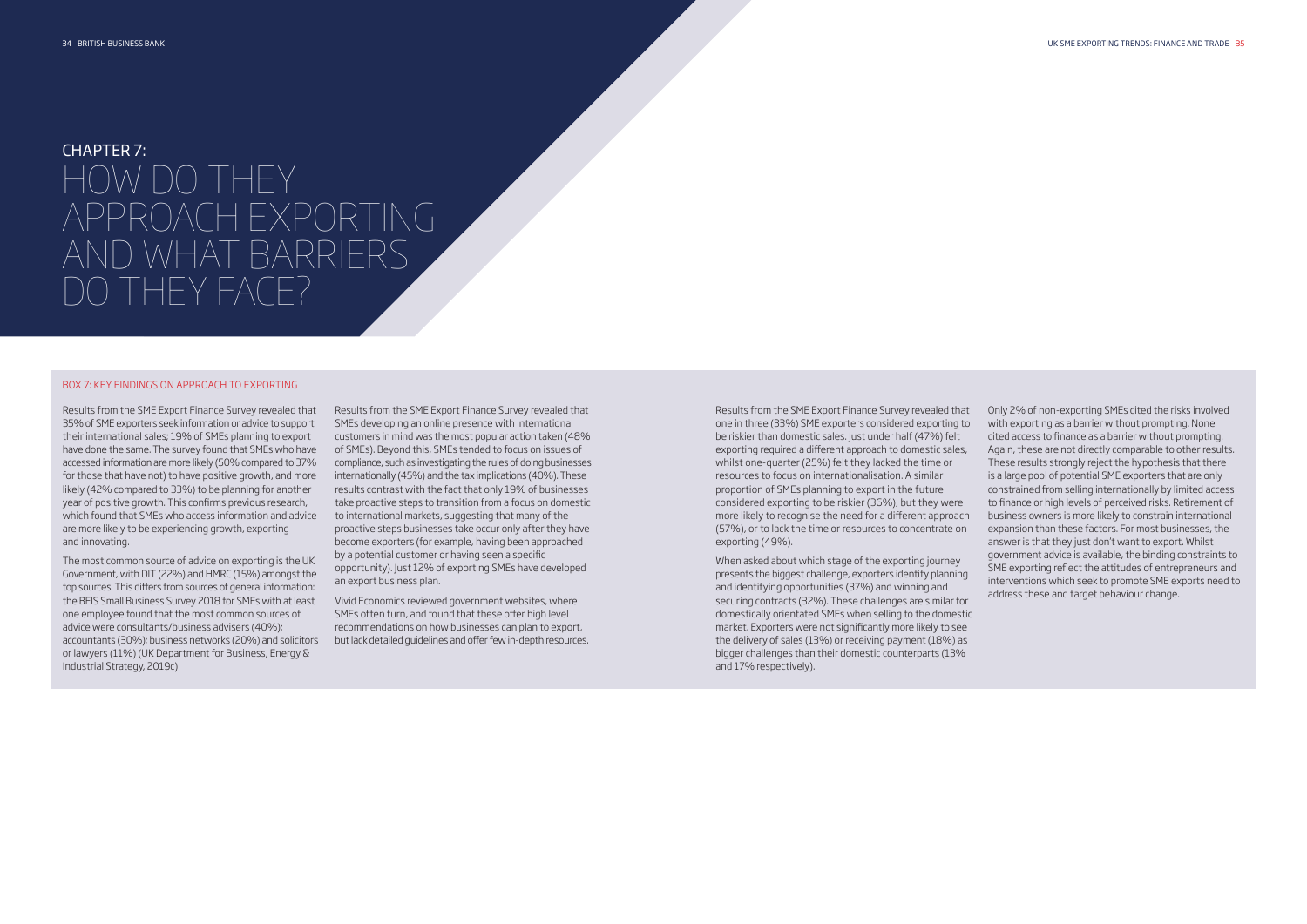# CHAPTER 7: HOW DO THEY APPROACH EXPORTING AND WHAT BARRIERS DO THEY FACE?

## BOX 7: KEY FINDINGS ON APPROACH TO EXPORTING

Results from the SME Export Finance Survey revealed that 35% of SME exporters seek information or advice to support their international sales; 19% of SMEs planning to export have done the same. The survey found that SMEs who have accessed information are more likely (50% compared to 37% for those that have not) to have positive growth, and more likely (42% compared to 33%) to be planning for another year of positive growth. This confirms previous research, which found that SMEs who access information and advice are more likely to be experiencing growth, exporting and innovating.

The most common source of advice on exporting is the UK Government, with DIT (22%) and HMRC (15%) amongst the top sources. This differs from sources of general information: the BEIS Small Business Survey 2018 for SMEs with at least one employee found that the most common sources of advice were consultants/business advisers (40%); accountants (30%); business networks (20%) and solicitors or lawyers (11%) (UK Department for Business, Energy & Industrial Strategy, 2019c).

Results from the SME Export Finance Survey revealed that SMEs developing an online presence with international customers in mind was the most popular action taken (48% of SMEs). Beyond this, SMEs tended to focus on issues of compliance, such as investigating the rules of doing businesses internationally (45%) and the tax implications (40%). These results contrast with the fact that only 19% of businesses take proactive steps to transition from a focus on domestic to international markets, suggesting that many of the proactive steps businesses take occur only after they have become exporters (for example, having been approached by a potential customer or having seen a specific opportunity). Just 12% of exporting SMEs have developed an export business plan.

Vivid Economics reviewed government websites, where SMEs often turn, and found that these offer high level recommendations on how businesses can plan to export, but lack detailed guidelines and offer few in-depth resources.

Results from the SME Export Finance Survey revealed that one in three (33%) SME exporters considered exporting to be riskier than domestic sales. Just under half (47%) felt exporting required a different approach to domestic sales, whilst one-quarter (25%) felt they lacked the time or resources to focus on internationalisation. A similar proportion of SMEs planning to export in the future considered exporting to be riskier (36%), but they were more likely to recognise the need for a different approach (57%), or to lack the time or resources to concentrate on exporting (49%).

When asked about which stage of the exporting journey presents the biggest challenge, exporters identify planning and identifying opportunities (37%) and winning and securing contracts (32%). These challenges are similar for domestically orientated SMEs when selling to the domestic market. Exporters were not significantly more likely to see the delivery of sales (13%) or receiving payment (18%) as bigger challenges than their domestic counterparts (13% and 17% respectively).

Only 2% of non-exporting SMEs cited the risks involved with exporting as a barrier without prompting. None cited access to finance as a barrier without prompting. Again, these are not directly comparable to other results. These results strongly reject the hypothesis that there is a large pool of potential SME exporters that are only constrained from selling internationally by limited access to finance or high levels of perceived risks. Retirement of business owners is more likely to constrain international expansion than these factors. For most businesses, the answer is that they just don't want to export. Whilst government advice is available, the binding constraints to SME exporting reflect the attitudes of entrepreneurs and interventions which seek to promote SME exports need to address these and target behaviour change.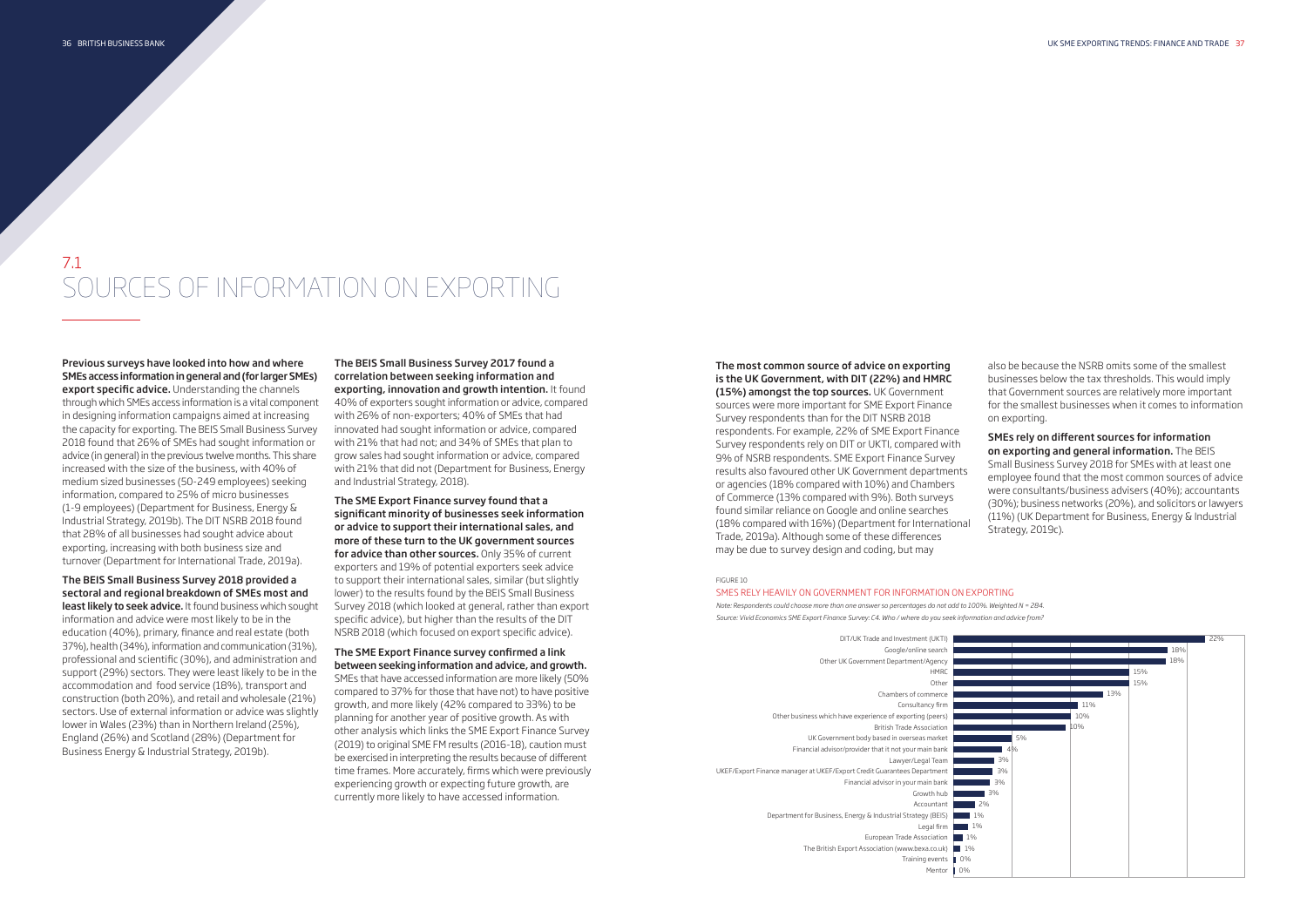# 7.1 SOURCES OF INFORMATION ON EXPORTING

**Previous surveys have looked into how and where SMEs access information in general and (for larger SMEs) export specific advice.** Understanding the channels through which SMEs access information is a vital component in designing information campaigns aimed at increasing the capacity for exporting. The BEIS Small Business Survey 2018 found that 26% of SMEs had sought information or advice (in general) in the previous twelve months. This share increased with the size of the business, with 40% of medium sized businesses (50-249 employees) seeking information, compared to 25% of micro businesses (1-9 employees) (Department for Business, Energy & Industrial Strategy, 2019b). The DIT NSRB 2018 found that 28% of all businesses had sought advice about exporting, increasing with both business size and turnover (Department for International Trade, 2019a).

**The BEIS Small Business Survey 2018 provided a sectoral and regional breakdown of SMEs most and least likely to seek advice.** It found business which sought information and advice were most likely to be in the education (40%), primary, finance and real estate (both 37%), health (34%), information and communication (31%), professional and scientific (30%), and administration and support (29%) sectors. They were least likely to be in the accommodation and food service (18%), transport and construction (both 20%), and retail and wholesale (21%) sectors. Use of external information or advice was slightly lower in Wales (23%) than in Northern Ireland (25%), England (26%) and Scotland (28%) (Department for Business Energy & Industrial Strategy, 2019b).

**The BEIS Small Business Survey 2017 found a correlation between seeking information and exporting, innovation and growth intention.** It found 40% of exporters sought information or advice, compared with 26% of non-exporters; 40% of SMEs that had innovated had sought information or advice, compared with 21% that had not; and 34% of SMEs that plan to grow sales had sought information or advice, compared with 21% that did not (Department for Business, Energy and Industrial Strategy, 2018).

**The SME Export Finance survey found that a significant minority of businesses seek information or advice to support their international sales, and more of these turn to the UK government sources for advice than other sources.** Only 35% of current exporters and 19% of potential exporters seek advice to support their international sales, similar (but slightly lower) to the results found by the BEIS Small Business Survey 2018 (which looked at general, rather than export specific advice), but higher than the results of the DIT NSRB 2018 (which focused on export specific advice).

**The SME Export Finance survey confirmed a link between seeking information and advice, and growth.** SMEs that have accessed information are more likely (50% compared to 37% for those that have not) to have positive growth, and more likely (42% compared to 33%) to be planning for another year of positive growth. As with other analysis which links the SME Export Finance Survey (2019) to original SME FM results (2016-18), caution must be exercised in interpreting the results because of different time frames. More accurately, firms which were previously experiencing growth or expecting future growth, are currently more likely to have accessed information.

**The most common source of advice on exporting is the UK Government, with DIT (22%) and HMRC (15%) amongst the top sources.** UK Government sources were more important for SME Export Finance Survey respondents than for the DIT NSRB 2018 respondents. For example, 22% of SME Export Finance Survey respondents rely on DIT or UKTI, compared with 9% of NSRB respondents. SME Export Finance Survey results also favoured other UK Government departments or agencies (18% compared with 10%) and Chambers of Commerce (13% compared with 9%). Both surveys found similar reliance on Google and online searches (18% compared with 16%) (Department for International Trade, 2019a). Although some of these differences may be due to survey design and coding, but may also be because the NSRB omits some of the smallest businesses below the tax thresholds. This would imply that Government sources are relatively more important for the smallest businesses when it comes to information on exporting.

**SMEs rely on different sources for information on exporting and general information.** The BEIS Small Business Survey 2018 for SMEs with at least one employee found that the most common sources of advice were consultants/business advisers (40%); accountants (30%); business networks (20%), and solicitors or lawyers (11%) (UK Department for Business, Energy & Industrial Strategy, 2019c).

FIGURE 10

SMES RELY HEAVILY ON GOVERNMENT FOR INFORMATION ON EXPORTING

*Note: Respondents could choose more than one answer so percentages do not add to 100%. Weighted N = 284.*

*Source: Vivid Economics SME Export Finance Survey: C4. Who / where do you seek information and advice from?*

DIT/UK Trade and Investment (UKTI) 22%
Google/online search 18%
Other UK Government Department/Agency 18%
HMRC 15%
Other 15%
Chambers of commerce 13%
Consultancy firm 11%
Other business which have experience of exporting (peers) 10%
British Trade Association 10%
UK Government body based in overseas market 5%
Financial advisor/provider that it not your main bank 4%
Lawyer/Legal Team 3%
UKEF/Export Finance manager at UKEF/Export Credit Guarantees Department 3%
Financial advisor in your main bank 3%
Growth hub 3%
Accountant 2%
Department for Business, Energy & Industrial Strategy (BEIS) 1%
Legal firm 1%
European Trade Association 1%
The British Export Association (www.bexa.co.uk) 1%
Training events 0%
Mentor 0%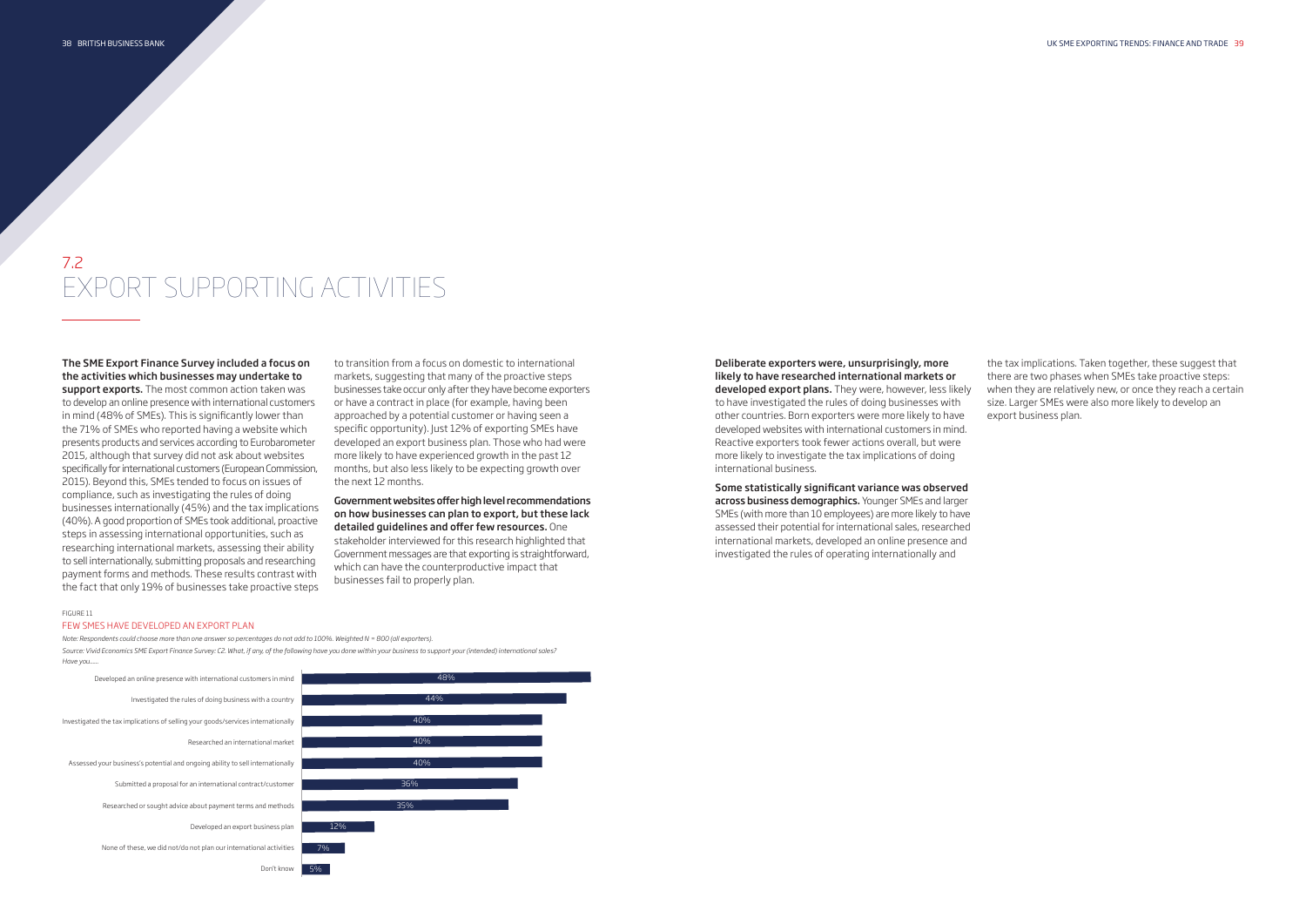## 7.2 EXPORT SUPPORTING ACTIVITIES

**The SME Export Finance Survey included a focus on the activities which businesses may undertake to support exports.** The most common action taken was to develop an online presence with international customers in mind (48% of SMEs). This is significantly lower than the 71% of SMEs who reported having a website which presents products and services according to Eurobarometer 2015, although that survey did not ask about websites specifically for international customers (European Commission, 2015). Beyond this, SMEs tended to focus on issues of compliance, such as investigating the rules of doing businesses internationally (45%) and the tax implications (40%). A good proportion of SMEs took additional, proactive steps in assessing international opportunities, such as researching international markets, assessing their ability to sell internationally, submitting proposals and researching payment forms and methods. These results contrast with the fact that only 19% of businesses take proactive steps to transition from a focus on domestic to international markets, suggesting that many of the proactive steps businesses take occur only after they have become exporters or have a contract in place (for example, having been approached by a potential customer or having seen a specific opportunity). Just 12% of exporting SMEs have developed an export business plan. Those who had were more likely to have experienced growth in the past 12 months, but also less likely to be expecting growth over the next 12 months.

**Government websites offer high level recommendations on how businesses can plan to export, but these lack detailed guidelines and offer few resources.** One stakeholder interviewed for this research highlighted that Government messages are that exporting is straightforward, which can have the counterproductive impact that businesses fail to properly plan.

FIGURE 11

FEW SMES HAVE DEVELOPED AN EXPORT PLAN

*Note: Respondents could choose more than one answer so percentages do not add to 100%. Weighted N = 800 (all exporters).*

*Source: Vivid Economics SME Export Finance Survey: C2. What, if any, of the following have you done within your business to support your (intended) international sales? Have you.....*

| Activity | % |
|---|---|
| Developed an online presence with international customers in mind | 48% |
| Investigated the rules of doing business with a country | 44% |
| Investigated the tax implications of selling your goods/services internationally | 40% |
| Researched an international market | 40% |
| Assessed your business's potential and ongoing ability to sell internationally | 40% |
| Submitted a proposal for an international contract/customer | 36% |
| Researched or sought advice about payment terms and methods | 35% |
| Developed an export business plan | 12% |
| None of these, we did not/do not plan our international activities | 7% |
| Don't know | 5% |

**Deliberate exporters were, unsurprisingly, more likely to have researched international markets or developed export plans.** They were, however, less likely to have investigated the rules of doing businesses with other countries. Born exporters were more likely to have developed websites with international customers in mind. Reactive exporters took fewer actions overall, but were more likely to investigate the tax implications of doing international business.

**Some statistically significant variance was observed across business demographics.** Younger SMEs and larger SMEs (with more than 10 employees) are more likely to have assessed their potential for international sales, researched international markets, developed an online presence and investigated the rules of operating internationally and the tax implications. Taken together, these suggest that there are two phases when SMEs take proactive steps: when they are relatively new, or once they reach a certain size. Larger SMEs were also more likely to develop an export business plan.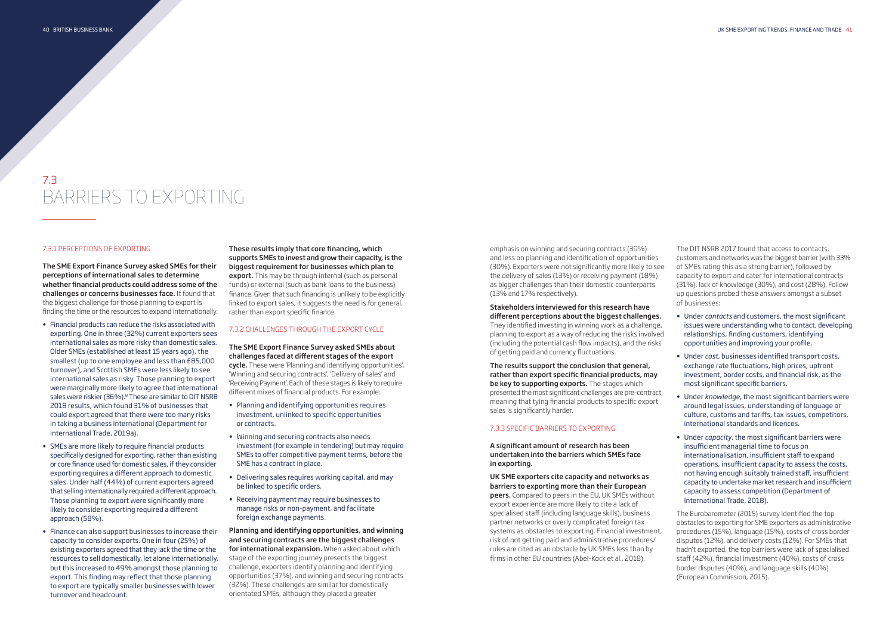# 7.3 BARRIERS TO EXPORTING

### 7.3.1 PERCEPTIONS OF EXPORTING

**The SME Export Finance Survey asked SMEs for their perceptions of international sales to determine whether financial products could address some of the challenges or concerns businesses face.** It found that the biggest challenge for those planning to export is finding the time or the resources to expand internationally.

- Financial products can reduce the risks associated with exporting. One in three (32%) current exporters sees international sales as more risky than domestic sales. Older SMEs (established at least 15 years ago), the smallest (up to one employee and less than £85,000 turnover), and Scottish SMEs were less likely to see international sales as risky. Those planning to export were marginally more likely to agree that international sales were riskier (36%).[8] These are similar to DIT NSRB 2018 results, which found 31% of businesses that could export agreed that there were too many risks in taking a business international (Department for International Trade, 2019a).
- SMEs are more likely to require financial products specifically designed for exporting, rather than existing or core finance used for domestic sales, if they consider exporting requires a different approach to domestic sales. Under half (44%) of current exporters agreed that selling internationally required a different approach. Those planning to export were significantly more likely to consider exporting required a different approach (58%).
- Finance can also support businesses to increase their capacity to consider exports. One in four (25%) of existing exporters agreed that they lack the time or the resources to sell domestically, let alone internationally, but this increased to 49% amongst those planning to export. This finding may reflect that those planning to export are typically smaller businesses with lower turnover and headcount.

**These results imply that core financing, which supports SMEs to invest and grow their capacity, is the biggest requirement for businesses which plan to export.** This may be through internal (such as personal funds) or external (such as bank loans to the business) finance. Given that such financing is unlikely to be explicitly linked to export sales, it suggests the need is for general, rather than export specific finance.

### 7.3.2 CHALLENGES THROUGH THE EXPORT CYCLE

**The SME Export Finance Survey asked SMEs about challenges faced at different stages of the export cycle.** These were 'Planning and identifying opportunities', 'Winning and securing contracts', 'Delivery of sales' and 'Receiving Payment'. Each of these stages is likely to require different mixes of financial products. For example:

- Planning and identifying opportunities requires investment, unlinked to specific opportunities or contracts.
- Winning and securing contracts also needs investment (for example in tendering) but may require SMEs to offer competitive payment terms, before the SME has a contract in place.
- Delivering sales requires working capital, and may be linked to specific orders.
- Receiving payment may require businesses to manage risks or non-payment, and facilitate foreign exchange payments.

**Planning and identifying opportunities, and winning and securing contracts are the biggest challenges for international expansion.** When asked about which stage of the exporting journey presents the biggest challenge, exporters identify planning and identifying opportunities (37%), and winning and securing contracts (32%). These challenges are similar for domestically orientated SMEs, although they placed a greater emphasis on winning and securing contracts (39%) and less on planning and identification of opportunities (30%). Exporters were not significantly more likely to see the delivery of sales (13%) or receiving payment (18%) as bigger challenges than their domestic counterparts (13% and 17% respectively).

**Stakeholders interviewed for this research have different perceptions about the biggest challenges.** They identified investing in winning work as a challenge, planning to export as a way of reducing the risks involved (including the potential cash flow impacts), and the risks of getting paid and currency fluctuations.

**The results support the conclusion that general, rather than export specific financial products, may be key to supporting exports.** The stages which presented the most significant challenges are pre-contract, meaning that tying financial products to specific export sales is significantly harder.

### 7.3.3 SPECIFIC BARRIERS TO EXPORTING

**A significant amount of research has been undertaken into the barriers which SMEs face in exporting.**

**UK SME exporters cite capacity and networks as barriers to exporting more than their European peers.** Compared to peers in the EU, UK SMEs without export experience are more likely to cite a lack of specialised staff (including language skills), business partner networks or overly complicated foreign tax systems as obstacles to exporting. Financial investment, risk of not getting paid and administrative procedures/rules are cited as an obstacle by UK SMEs less than by firms in other EU countries (Abel-Kock et al., 2018).

The DIT NSRB 2017 found that access to contacts, customers and networks was the biggest barrier (with 33% of SMEs rating this as a strong barrier), followed by capacity to export and cater for international contracts (31%), lack of knowledge (30%), and cost (28%). Follow up questions probed these answers amongst a subset of businesses:

- Under *contacts* and customers, the most significant issues were understanding who to contact, developing relationships, finding customers, identifying opportunities and improving your profile.
- Under *cost*, businesses identified transport costs, exchange rate fluctuations, high prices, upfront investment, border costs, and financial risk, as the most significant specific barriers.
- Under *knowledge*, the most significant barriers were around legal issues, understanding of language or culture, customs and tariffs, tax issues, competitors, international standards and licences.
- Under *capacity*, the most significant barriers were insufficient managerial time to focus on internationalisation, insufficient staff to expand operations, insufficient capacity to assess the costs, not having enough suitably trained staff, insufficient capacity to undertake market research and insufficient capacity to assess competition (Department of International Trade, 2018).

The Eurobarometer (2015) survey identified the top obstacles to exporting for SME exporters as administrative procedures (15%), language (15%), costs of cross border disputes (12%), and delivery costs (12%). For SMEs that hadn't exported, the top barriers were lack of specialised staff (42%), financial investment (40%), costs of cross border disputes (40%), and language skills (40%) (European Commission, 2015).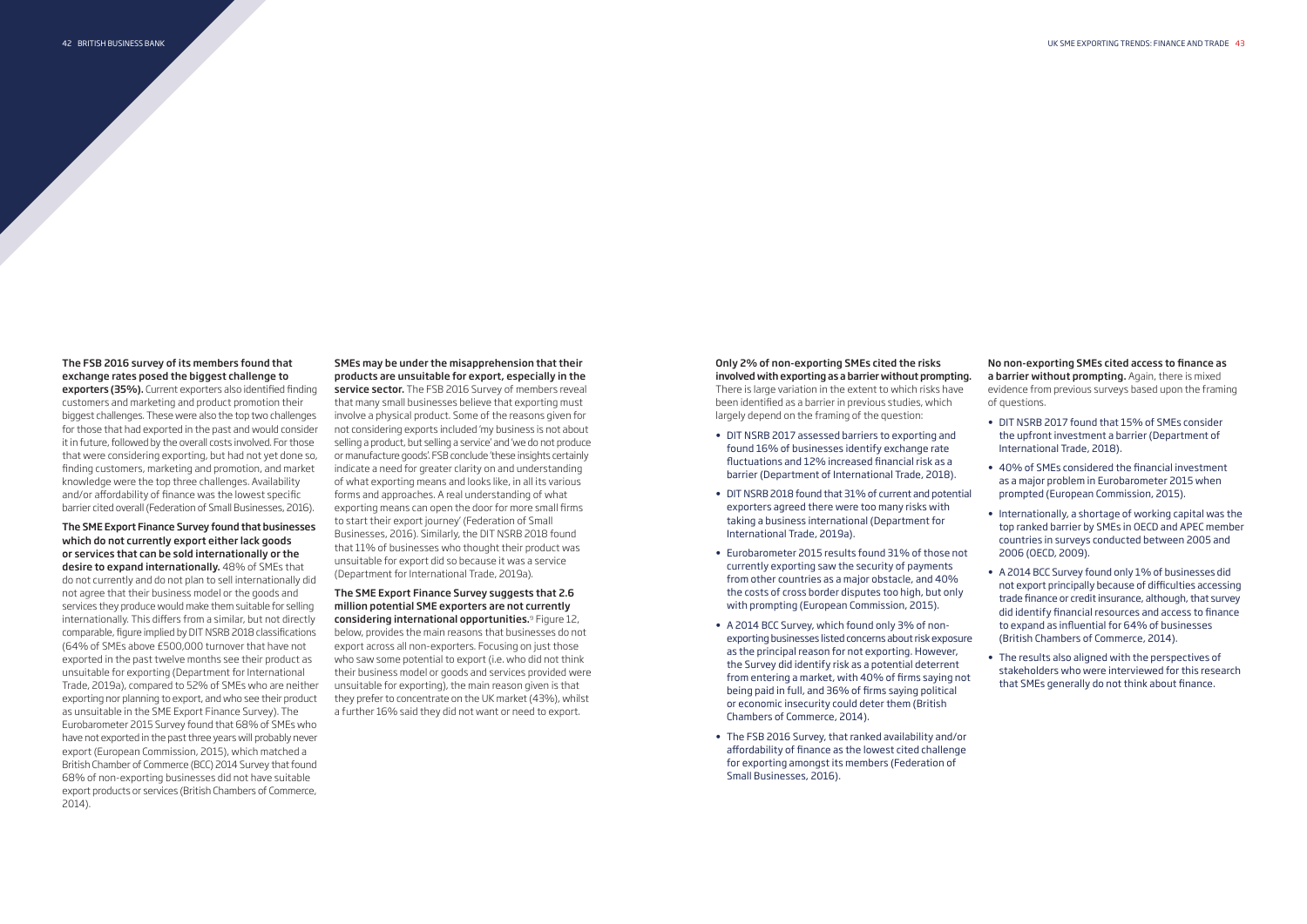**The FSB 2016 survey of its members found that exchange rates posed the biggest challenge to exporters (35%).** Current exporters also identified finding customers and marketing and product promotion their biggest challenges. These were also the top two challenges for those that had exported in the past and would consider it in future, followed by the overall costs involved. For those that were considering exporting, but had not yet done so, finding customers, marketing and promotion, and market knowledge were the top three challenges. Availability and/or affordability of finance was the lowest specific barrier cited overall (Federation of Small Businesses, 2016).

**The SME Export Finance Survey found that businesses which do not currently export either lack goods or services that can be sold internationally or the desire to expand internationally.** 48% of SMEs that do not currently and do not plan to sell internationally did not agree that their business model or the goods and services they produce would make them suitable for selling internationally. This differs from a similar, but not directly comparable, figure implied by DIT NSRB 2018 classifications (64% of SMEs above £500,000 turnover that have not exported in the past twelve months see their product as unsuitable for exporting (Department for International Trade, 2019a), compared to 52% of SMEs who are neither exporting nor planning to export, and who see their product as unsuitable in the SME Export Finance Survey). The Eurobarometer 2015 Survey found that 68% of SMEs who have not exported in the past three years will probably never export (European Commission, 2015), which matched a British Chamber of Commerce (BCC) 2014 Survey that found 68% of non-exporting businesses did not have suitable export products or services (British Chambers of Commerce, 2014).

**SMEs may be under the misapprehension that their products are unsuitable for export, especially in the service sector.** The FSB 2016 Survey of members reveal that many small businesses believe that exporting must involve a physical product. Some of the reasons given for not considering exports included 'my business is not about selling a product, but selling a service' and 'we do not produce or manufacture goods'. FSB conclude 'these insights certainly indicate a need for greater clarity on and understanding of what exporting means and looks like, in all its various forms and approaches. A real understanding of what exporting means can open the door for more small firms to start their export journey' (Federation of Small Businesses, 2016). Similarly, the DIT NSRB 2018 found that 11% of businesses who thought their product was unsuitable for export did so because it was a service (Department for International Trade, 2019a).

**The SME Export Finance Survey suggests that 2.6 million potential SME exporters are not currently considering international opportunities.**[9] Figure 12, below, provides the main reasons that businesses do not export across all non-exporters. Focusing on just those who saw some potential to export (i.e. who did not think their business model or goods and services provided were unsuitable for exporting), the main reason given is that they prefer to concentrate on the UK market (43%), whilst a further 16% said they did not want or need to export.

**Only 2% of non-exporting SMEs cited the risks involved with exporting as a barrier without prompting.** There is large variation in the extent to which risks have been identified as a barrier in previous studies, which largely depend on the framing of the question:

- DIT NSRB 2017 assessed barriers to exporting and found 16% of businesses identify exchange rate fluctuations and 12% increased financial risk as a barrier (Department of International Trade, 2018).
- DIT NSRB 2018 found that 31% of current and potential exporters agreed there were too many risks with taking a business international (Department for International Trade, 2019a).
- Eurobarometer 2015 results found 31% of those not currently exporting saw the security of payments from other countries as a major obstacle, and 40% the costs of cross border disputes too high, but only with prompting (European Commission, 2015).
- A 2014 BCC Survey, which found only 3% of non-exporting businesses listed concerns about risk exposure as the principal reason for not exporting. However, the Survey did identify risk as a potential deterrent from entering a market, with 40% of firms saying not being paid in full, and 36% of firms saying political or economic insecurity could deter them (British Chambers of Commerce, 2014).
- The FSB 2016 Survey, that ranked availability and/or affordability of finance as the lowest cited challenge for exporting amongst its members (Federation of Small Businesses, 2016).

**No non-exporting SMEs cited access to finance as a barrier without prompting.** Again, there is mixed evidence from previous surveys based upon the framing of questions.

- DIT NSRB 2017 found that 15% of SMEs consider the upfront investment a barrier (Department of International Trade, 2018).
- 40% of SMEs considered the financial investment as a major problem in Eurobarometer 2015 when prompted (European Commission, 2015).
- Internationally, a shortage of working capital was the top ranked barrier by SMEs in OECD and APEC member countries in surveys conducted between 2005 and 2006 (OECD, 2009).
- A 2014 BCC Survey found only 1% of businesses did not export principally because of difficulties accessing trade finance or credit insurance, although, that survey did identify financial resources and access to finance to expand as influential for 64% of businesses (British Chambers of Commerce, 2014).
- The results also aligned with the perspectives of stakeholders who were interviewed for this research that SMEs generally do not think about finance.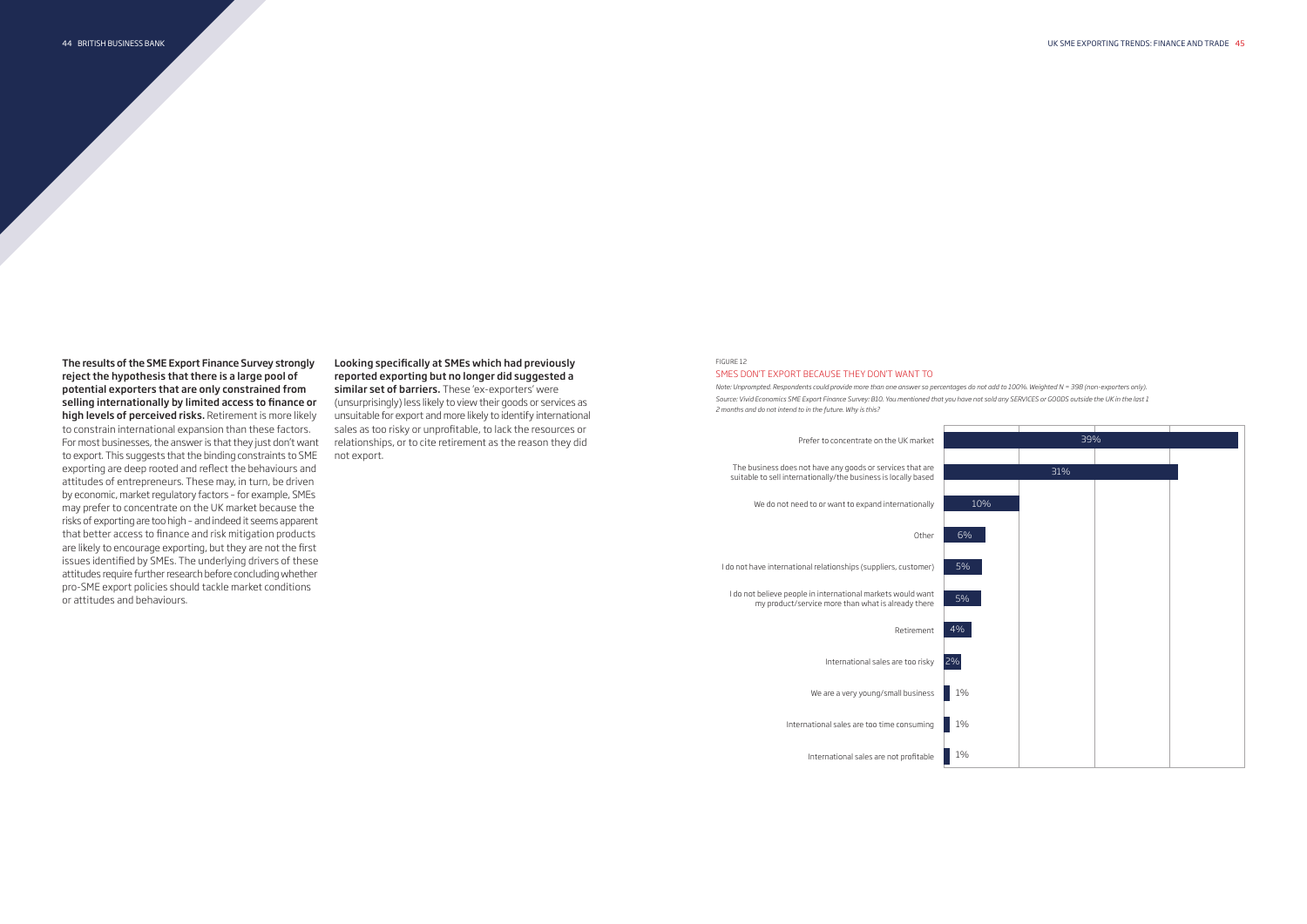**The results of the SME Export Finance Survey strongly reject the hypothesis that there is a large pool of potential exporters that are only constrained from selling internationally by limited access to finance or high levels of perceived risks.** Retirement is more likely to constrain international expansion than these factors. For most businesses, the answer is that they just don't want to export. This suggests that the binding constraints to SME exporting are deep rooted and reflect the behaviours and attitudes of entrepreneurs. These may, in turn, be driven by economic, market regulatory factors – for example, SMEs may prefer to concentrate on the UK market because the risks of exporting are too high – and indeed it seems apparent that better access to finance and risk mitigation products are likely to encourage exporting, but they are not the first issues identified by SMEs. The underlying drivers of these attitudes require further research before concluding whether pro-SME export policies should tackle market conditions or attitudes and behaviours.

**Looking specifically at SMEs which had previously reported exporting but no longer did suggested a similar set of barriers.** These 'ex-exporters' were (unsurprisingly) less likely to view their goods or services as unsuitable for export and more likely to identify international sales as too risky or unprofitable, to lack the resources or relationships, or to cite retirement as the reason they did not export.

FIGURE 12

SMES DON'T EXPORT BECAUSE THEY DON'T WANT TO

*Note: Unprompted. Respondents could provide more than one answer so percentages do not add to 100%. Weighted N = 398 (non-exporters only).*

*Source: Vivid Economics SME Export Finance Survey: B10. You mentioned that you have not sold any SERVICES or GOODS outside the UK in the last 12 months and do not intend to in the future. Why is this?*

Prefer to concentrate on the UK market 39%

The business does not have any goods or services that are suitable to sell internationally/the business is locally based 31%

We do not need to or want to expand internationally 10%

Other 6%

I do not have international relationships (suppliers, customer) 5%

I do not believe people in international markets would want my product/service more than what is already there 5%

Retirement 4%

International sales are too risky 2%

We are a very young/small business 1%

International sales are too time consuming 1%

International sales are not profitable 1%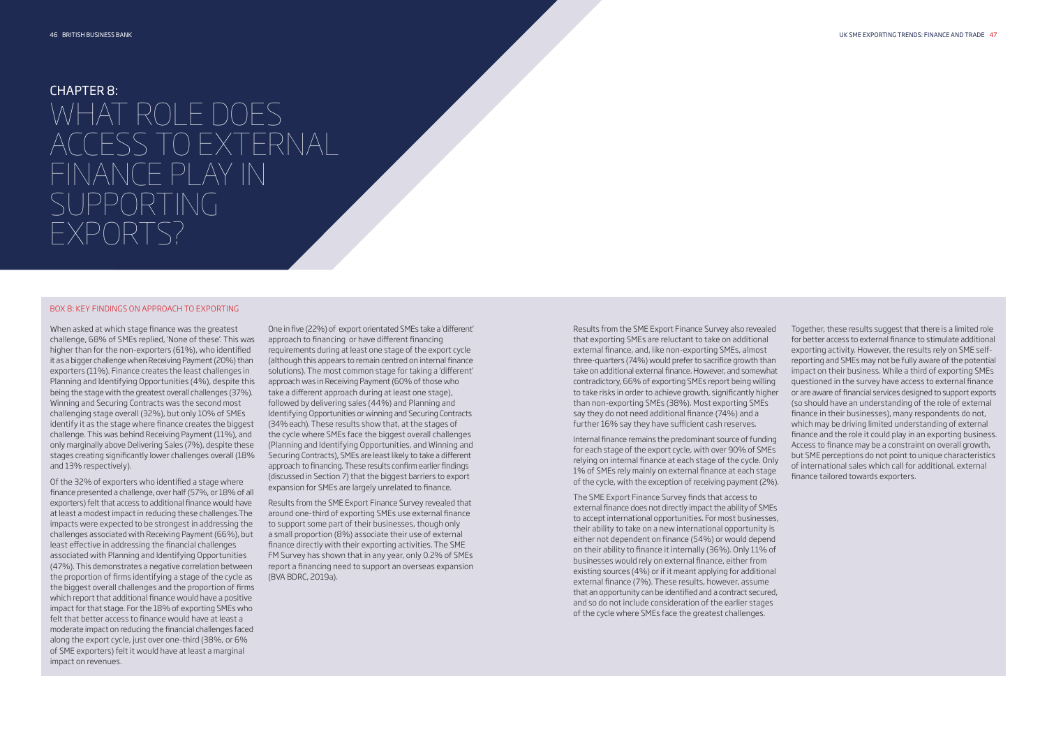# CHAPTER 8: WHAT ROLE DOES ACCESS TO EXTERNAL FINANCE PLAY IN SUPPORTING EXPORTS?

## BOX 8: KEY FINDINGS ON APPROACH TO EXPORTING

When asked at which stage finance was the greatest challenge, 68% of SMEs replied, 'None of these'. This was higher than for the non-exporters (61%), who identified it as a bigger challenge when Receiving Payment (20%) than exporters (11%). Finance creates the least challenges in Planning and Identifying Opportunities (4%), despite this being the stage with the greatest overall challenges (37%). Winning and Securing Contracts was the second most challenging stage overall (32%), but only 10% of SMEs identify it as the stage where finance creates the biggest challenge. This was behind Receiving Payment (11%), and only marginally above Delivering Sales (7%), despite these stages creating significantly lower challenges overall (18% and 13% respectively).

Of the 32% of exporters who identified a stage where finance presented a challenge, over half (57%, or 18% of all exporters) felt that access to additional finance would have at least a modest impact in reducing these challenges. The impacts were expected to be strongest in addressing the challenges associated with Receiving Payment (66%), but least effective in addressing the financial challenges associated with Planning and Identifying Opportunities (47%). This demonstrates a negative correlation between the proportion of firms identifying a stage of the cycle as the biggest overall challenges and the proportion of firms which report that additional finance would have a positive impact for that stage. For the 18% of exporting SMEs who felt that better access to finance would have at least a moderate impact on reducing the financial challenges faced along the export cycle, just over one-third (38%, or 6% of SME exporters) felt it would have at least a marginal impact on revenues.

One in five (22%) of export orientated SMEs take a 'different' approach to financing or have different financing requirements during at least one stage of the export cycle (although this appears to remain centred on internal finance solutions). The most common stage for taking a 'different' approach was in Receiving Payment (60% of those who take a different approach during at least one stage), followed by delivering sales (44%) and Planning and Identifying Opportunities or winning and Securing Contracts (34% each). These results show that, at the stages of the cycle where SMEs face the biggest overall challenges (Planning and Identifying Opportunities, and Winning and Securing Contracts), SMEs are least likely to take a different approach to financing. These results confirm earlier findings (discussed in Section 7) that the biggest barriers to export expansion for SMEs are largely unrelated to finance.

Results from the SME Export Finance Survey revealed that around one-third of exporting SMEs use external finance to support some part of their businesses, though only a small proportion (8%) associate their use of external finance directly with their exporting activities. The SME FM Survey has shown that in any year, only 0.2% of SMEs report a financing need to support an overseas expansion (BVA BDRC, 2019a).

Results from the SME Export Finance Survey also revealed that exporting SMEs are reluctant to take on additional external finance, and, like non-exporting SMEs, almost three-quarters (74%) would prefer to sacrifice growth than take on additional external finance. However, and somewhat contradictory, 66% of exporting SMEs report being willing to take risks in order to achieve growth, significantly higher than non-exporting SMEs (38%). Most exporting SMEs say they do not need additional finance (74%) and a further 16% say they have sufficient cash reserves.

Internal finance remains the predominant source of funding for each stage of the export cycle, with over 90% of SMEs relying on internal finance at each stage of the cycle. Only 1% of SMEs rely mainly on external finance at each stage of the cycle, with the exception of receiving payment (2%).

The SME Export Finance Survey finds that access to external finance does not directly impact the ability of SMEs to accept international opportunities. For most businesses, their ability to take on a new international opportunity is either not dependent on finance (54%) or would depend on their ability to finance it internally (36%). Only 11% of businesses would rely on external finance, either from existing sources (4%) or if it meant applying for additional external finance (7%). These results, however, assume that an opportunity can be identified and a contract secured, and so do not include consideration of the earlier stages of the cycle where SMEs face the greatest challenges.

Together, these results suggest that there is a limited role for better access to external finance to stimulate additional exporting activity. However, the results rely on SME self-reporting and SMEs may not be fully aware of the potential impact on their business. While a third of exporting SMEs questioned in the survey have access to external finance or are aware of financial services designed to support exports (so should have an understanding of the role of external finance in their businesses), many respondents do not, which may be driving limited understanding of external finance and the role it could play in an exporting business. Access to finance may be a constraint on overall growth, but SME perceptions do not point to unique characteristics of international sales which call for additional, external finance tailored towards exporters.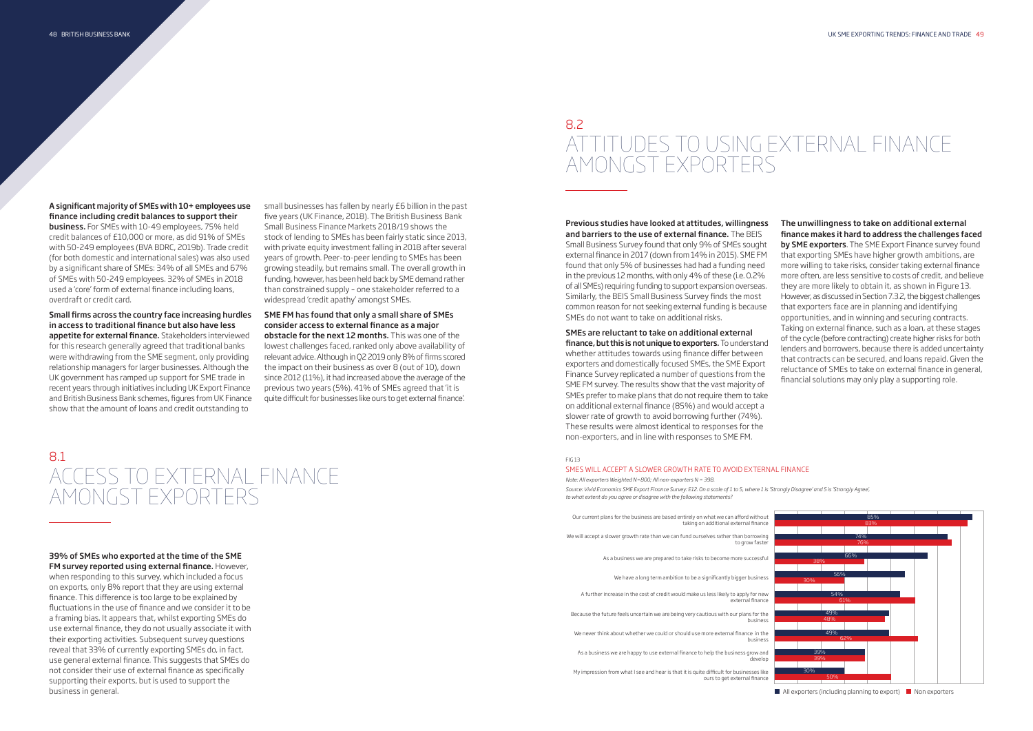**A significant majority of SMEs with 10+ employees use finance including credit balances to support their business.** For SMEs with 10-49 employees, 75% held credit balances of £10,000 or more, as did 91% of SMEs with 50-249 employees (BVA BDRC, 2019b). Trade credit (for both domestic and international sales) was also used by a significant share of SMEs: 34% of all SMEs and 67% of SMEs with 50-249 employees. 32% of SMEs in 2018 used a 'core' form of external finance including loans, overdraft or credit card.

**Small firms across the country face increasing hurdles in access to traditional finance but also have less appetite for external finance.** Stakeholders interviewed for this research generally agreed that traditional banks were withdrawing from the SME segment, only providing relationship managers for larger businesses. Although the UK government has ramped up support for SME trade in recent years through initiatives including UK Export Finance and British Business Bank schemes, figures from UK Finance show that the amount of loans and credit outstanding to small businesses has fallen by nearly £6 billion in the past five years (UK Finance, 2018). The British Business Bank Small Business Finance Markets 2018/19 shows the stock of lending to SMEs has been fairly static since 2013, with private equity investment falling in 2018 after several years of growth. Peer-to-peer lending to SMEs has been growing steadily, but remains small. The overall growth in funding, however, has been held back by SME demand rather than constrained supply – one stakeholder referred to a widespread 'credit apathy' amongst SMEs.

**SME FM has found that only a small share of SMEs consider access to external finance as a major obstacle for the next 12 months.** This was one of the lowest challenges faced, ranked only above availability of relevant advice. Although in Q2 2019 only 8% of firms scored the impact on their business as over 8 (out of 10), down since 2012 (11%), it had increased above the average of the previous two years (5%). 41% of SMEs agreed that 'it is quite difficult for businesses like ours to get external finance'.

## 8.1 ACCESS TO EXTERNAL FINANCE AMONGST EXPORTERS

**39% of SMEs who exported at the time of the SME FM survey reported using external finance.** However, when responding to this survey, which included a focus on exports, only 8% report that they are using external finance. This difference is too large to be explained by fluctuations in the use of finance and we consider it to be a framing bias. It appears that, whilst exporting SMEs do use external finance, they do not usually associate it with their exporting activities. Subsequent survey questions reveal that 33% of currently exporting SMEs do, in fact, use general external finance. This suggests that SMEs do not consider their use of external finance as specifically supporting their exports, but is used to support the business in general.

## 8.2 ATTITUDES TO USING EXTERNAL FINANCE AMONGST EXPORTERS

**Previous studies have looked at attitudes, willingness and barriers to the use of external finance.** The BEIS Small Business Survey found that only 9% of SMEs sought external finance in 2017 (down from 14% in 2015). SME FM found that only 5% of businesses had had a funding need in the previous 12 months, with only 4% of these (i.e. 0.2% of all SMEs) requiring funding to support expansion overseas. Similarly, the BEIS Small Business Survey finds the most common reason for not seeking external funding is because SMEs do not want to take on additional risks.

**SMEs are reluctant to take on additional external finance, but this is not unique to exporters.** To understand whether attitudes towards using finance differ between exporters and domestically focused SMEs, the SME Export Finance Survey replicated a number of questions from the SME FM survey. The results show that the vast majority of SMEs prefer to make plans that do not require them to take on additional external finance (85%) and would accept a slower rate of growth to avoid borrowing further (74%). These results were almost identical to responses for the non-exporters, and in line with responses to SME FM.

**The unwillingness to take on additional external finance makes it hard to address the challenges faced by SME exporters**. The SME Export Finance survey found that exporting SMEs have higher growth ambitions, are more willing to take risks, consider taking external finance more often, are less sensitive to costs of credit, and believe they are more likely to obtain it, as shown in Figure 13. However, as discussed in Section 7.3.2, the biggest challenges that exporters face are in planning and identifying opportunities, and in winning and securing contracts. Taking on external finance, such as a loan, at these stages of the cycle (before contracting) create higher risks for both lenders and borrowers, because there is added uncertainty that contracts can be secured, and loans repaid. Given the reluctance of SMEs to take on external finance in general, financial solutions may only play a supporting role.

FIG 13

SMES WILL ACCEPT A SLOWER GROWTH RATE TO AVOID EXTERNAL FINANCE

*Note: All exporters Weighted N=800; All non-exporters N = 398.*

*Source: Vivid Economics SME Export Finance Survey: E12. On a scale of 1 to 5, where 1 is 'Strongly Disagree' and 5 is 'Strongly Agree', to what extent do you agree or disagree with the following statements?*

Our current plans for the business are based entirely on what we can afford without taking on additional external finance: 85%, 83%

We will accept a slower growth rate than we can fund ourselves rather than borrowing to grow faster: 74%, 76%

As a business we are prepared to take risks to become more successful: 66%, 38%

We have a long term ambition to be a significantly bigger business: 56%, 30%

A further increase in the cost of credit would make us less likely to apply for new external finance: 54%, 61%

Because the future feels uncertain we are being very cautious with our plans for the business: 49%, 48%

We never think about whether we could or should use more external finance in the business: 49%, 62%

As a business we are happy to use external finance to help the business grow and develop: 39%, 39%

My impression from what I see and hear is that it is quite difficult for businesses like ours to get external finance: 30%, 50%

All exporters (including planning to export) | Non exporters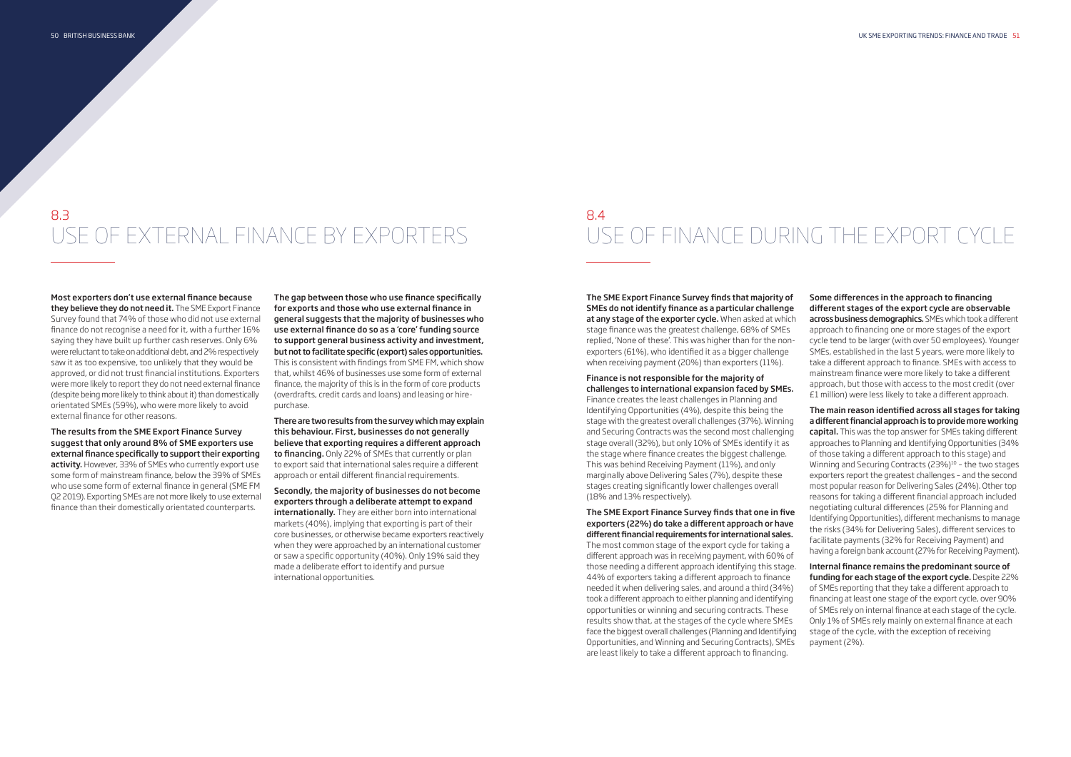## 8.3 USE OF EXTERNAL FINANCE BY EXPORTERS

**Most exporters don't use external finance because they believe they do not need it.** The SME Export Finance Survey found that 74% of those who did not use external finance do not recognise a need for it, with a further 16% saying they have built up further cash reserves. Only 6% were reluctant to take on additional debt, and 2% respectively saw it as too expensive, too unlikely that they would be approved, or did not trust financial institutions. Exporters were more likely to report they do not need external finance (despite being more likely to think about it) than domestically orientated SMEs (59%), who were more likely to avoid external finance for other reasons.

**The results from the SME Export Finance Survey suggest that only around 8% of SME exporters use external finance specifically to support their exporting activity.** However, 33% of SMEs who currently export use some form of mainstream finance, below the 39% of SMEs who use some form of external finance in general (SME FM Q2 2019). Exporting SMEs are not more likely to use external finance than their domestically orientated counterparts.

**The gap between those who use finance specifically for exports and those who use external finance in general suggests that the majority of businesses who use external finance do so as a 'core' funding source to support general business activity and investment, but not to facilitate specific (export) sales opportunities.** This is consistent with findings from SME FM, which show that, whilst 46% of businesses use some form of external finance, the majority of this is in the form of core products (overdrafts, credit cards and loans) and leasing or hire-purchase.

**There are two results from the survey which may explain this behaviour. First, businesses do not generally believe that exporting requires a different approach to financing.** Only 22% of SMEs that currently or plan to export said that international sales require a different approach or entail different financial requirements.

**Secondly, the majority of businesses do not become exporters through a deliberate attempt to expand internationally.** They are either born into international markets (40%), implying that exporting is part of their core businesses, or otherwise became exporters reactively when they were approached by an international customer or saw a specific opportunity (40%). Only 19% said they made a deliberate effort to identify and pursue international opportunities.

## 8.4 USE OF FINANCE DURING THE EXPORT CYCLE

**The SME Export Finance Survey finds that majority of SMEs do not identify finance as a particular challenge at any stage of the exporter cycle.** When asked at which stage finance was the greatest challenge, 68% of SMEs replied, 'None of these'. This was higher than for the non-exporters (61%), who identified it as a bigger challenge when receiving payment (20%) than exporters (11%).

**Finance is not responsible for the majority of challenges to international expansion faced by SMEs.** Finance creates the least challenges in Planning and Identifying Opportunities (4%), despite this being the stage with the greatest overall challenges (37%). Winning and Securing Contracts was the second most challenging stage overall (32%), but only 10% of SMEs identify it as the stage where finance creates the biggest challenge. This was behind Receiving Payment (11%), and only marginally above Delivering Sales (7%), despite these stages creating significantly lower challenges overall (18% and 13% respectively).

**The SME Export Finance Survey finds that one in five exporters (22%) do take a different approach or have different financial requirements for international sales.** The most common stage of the export cycle for taking a different approach was in receiving payment, with 60% of those needing a different approach identifying this stage. 44% of exporters taking a different approach to finance needed it when delivering sales, and around a third (34%) took a different approach to either planning and identifying opportunities or winning and securing contracts. These results show that, at the stages of the cycle where SMEs face the biggest overall challenges (Planning and Identifying Opportunities, and Winning and Securing Contracts), SMEs are least likely to take a different approach to financing.

**Some differences in the approach to financing different stages of the export cycle are observable across business demographics.** SMEs which took a different approach to financing one or more stages of the export cycle tend to be larger (with over 50 employees). Younger SMEs, established in the last 5 years, were more likely to take a different approach to finance. SMEs with access to mainstream finance were more likely to take a different approach, but those with access to the most credit (over £1 million) were less likely to take a different approach.

**The main reason identified across all stages for taking a different financial approach is to provide more working capital.** This was the top answer for SMEs taking different approaches to Planning and Identifying Opportunities (34% of those taking a different approach to this stage) and Winning and Securing Contracts (23%)[10] – the two stages exporters report the greatest challenges – and the second most popular reason for Delivering Sales (24%). Other top reasons for taking a different financial approach included negotiating cultural differences (25% for Planning and Identifying Opportunities), different mechanisms to manage the risks (34% for Delivering Sales), different services to facilitate payments (32% for Receiving Payment) and having a foreign bank account (27% for Receiving Payment).

**Internal finance remains the predominant source of funding for each stage of the export cycle.** Despite 22% of SMEs reporting that they take a different approach to financing at least one stage of the export cycle, over 90% of SMEs rely on internal finance at each stage of the cycle. Only 1% of SMEs rely mainly on external finance at each stage of the cycle, with the exception of receiving payment (2%).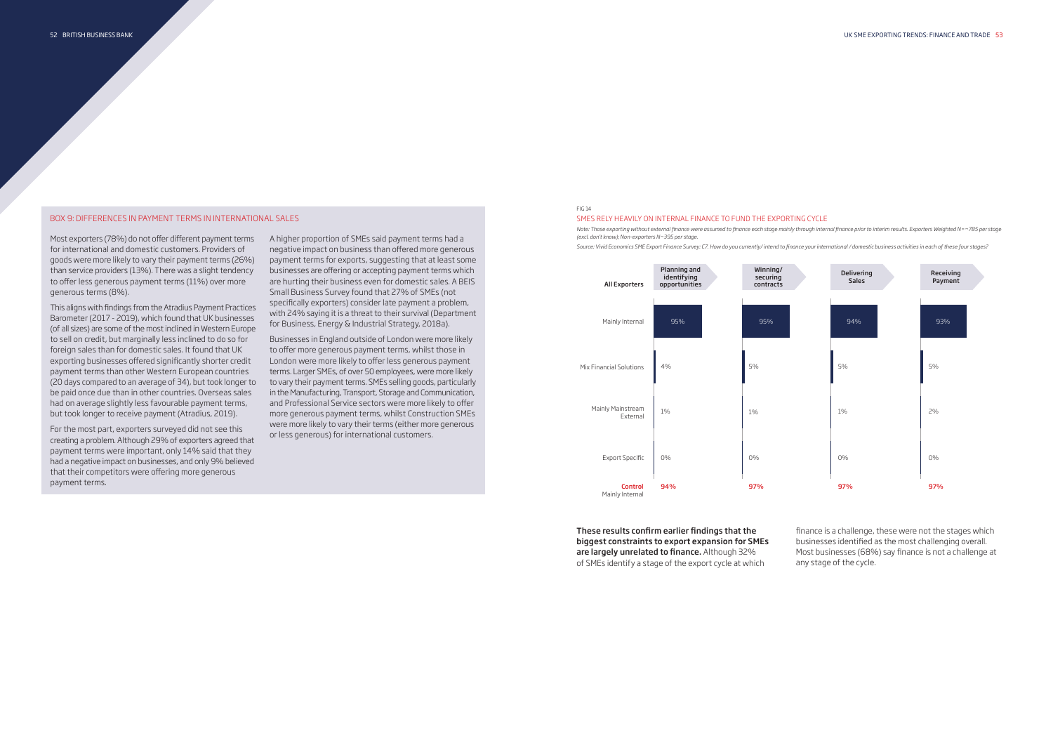## BOX 9: DIFFERENCES IN PAYMENT TERMS IN INTERNATIONAL SALES

Most exporters (78%) do not offer different payment terms for international and domestic customers. Providers of goods were more likely to vary their payment terms (26%) than service providers (13%). There was a slight tendency to offer less generous payment terms (11%) over more generous terms (8%).

This aligns with findings from the Atradius Payment Practices Barometer (2017 - 2019), which found that UK businesses (of all sizes) are some of the most inclined in Western Europe to sell on credit, but marginally less inclined to do so for foreign sales than for domestic sales. It found that UK exporting businesses offered significantly shorter credit payment terms than other Western European countries (20 days compared to an average of 34), but took longer to be paid once due than in other countries. Overseas sales had on average slightly less favourable payment terms, but took longer to receive payment (Atradius, 2019).

For the most part, exporters surveyed did not see this creating a problem. Although 29% of exporters agreed that payment terms were important, only 14% said that they had a negative impact on businesses, and only 9% believed that their competitors were offering more generous payment terms.

A higher proportion of SMEs said payment terms had a negative impact on business than offered more generous payment terms for exports, suggesting that at least some businesses are offering or accepting payment terms which are hurting their business even for domestic sales. A BEIS Small Business Survey found that 27% of SMEs (not specifically exporters) consider late payment a problem, with 24% saying it is a threat to their survival (Department for Business, Energy & Industrial Strategy, 2018a).

Businesses in England outside of London were more likely to offer more generous payment terms, whilst those in London were more likely to offer less generous payment terms. Larger SMEs, of over 50 employees, were more likely to vary their payment terms. SMEs selling goods, particularly in the Manufacturing, Transport, Storage and Communication, and Professional Service sectors were more likely to offer more generous payment terms, whilst Construction SMEs were more likely to vary their terms (either more generous or less generous) for international customers.

FIG 14

SMES RELY HEAVILY ON INTERNAL FINANCE TO FUND THE EXPORTING CYCLE

*Note: Those exporting without external finance were assumed to finance each stage mainly through internal finance prior to interim results. Exporters Weighted N=~785 per stage (excl. don't know); Non-exporters N~395 per stage.*

*Source: Vivid Economics SME Export Finance Survey: C7. How do you currently/ intend to finance your international / domestic business activities in each of these four stages?*

All Exporters

Planning and identifying opportunities
Winning/ securing contracts
Delivering Sales
Receiving Payment

Mainly Internal: 95% 95% 94% 93%
Mix Financial Solutions: 4% 5% 5% 5%
Mainly Mainstream External: 1% 1% 1% 2%
Export Specific: 0% 0% 0% 0%
Control Mainly Internal: 94% 97% 97% 97%

**These results confirm earlier findings that the biggest constraints to export expansion for SMEs are largely unrelated to finance.** Although 32% of SMEs identify a stage of the export cycle at which finance is a challenge, these were not the stages which businesses identified as the most challenging overall. Most businesses (68%) say finance is not a challenge at any stage of the cycle.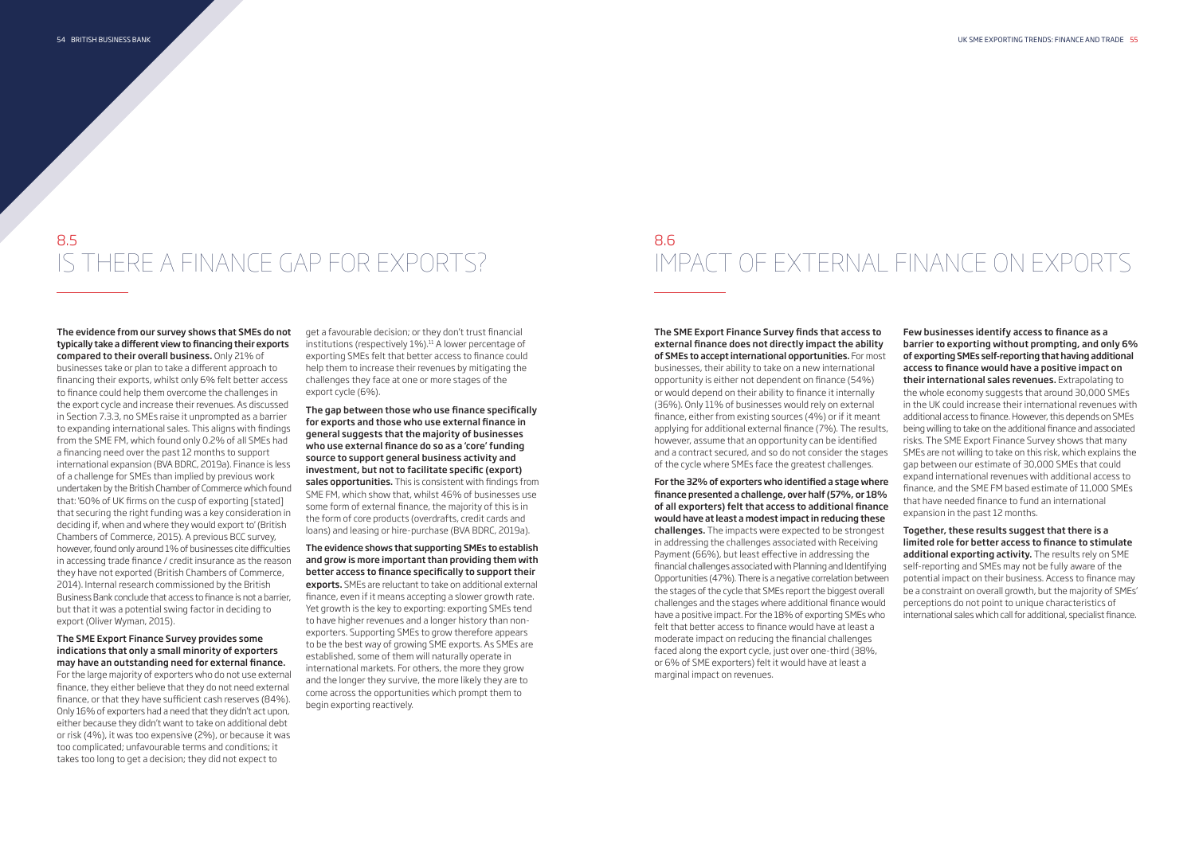## 8.5
# IS THERE A FINANCE GAP FOR EXPORTS?

**The evidence from our survey shows that SMEs do not typically take a different view to financing their exports compared to their overall business.** Only 21% of businesses take or plan to take a different approach to financing their exports, whilst only 6% felt better access to finance could help them overcome the challenges in the export cycle and increase their revenues. As discussed in Section 7.3.3, no SMEs raise it unprompted as a barrier to expanding international sales. This aligns with findings from the SME FM, which found only 0.2% of all SMEs had a financing need over the past 12 months to support international expansion (BVA BDRC, 2019a). Finance is less of a challenge for SMEs than implied by previous work undertaken by the British Chamber of Commerce which found that: '60% of UK firms on the cusp of exporting [stated] that securing the right funding was a key consideration in deciding if, when and where they would export to' (British Chambers of Commerce, 2015). A previous BCC survey, however, found only around 1% of businesses cite difficulties in accessing trade finance / credit insurance as the reason they have not exported (British Chambers of Commerce, 2014). Internal research commissioned by the British Business Bank conclude that access to finance is not a barrier, but that it was a potential swing factor in deciding to export (Oliver Wyman, 2015).

**The SME Export Finance Survey provides some indications that only a small minority of exporters may have an outstanding need for external finance.** For the large majority of exporters who do not use external finance, they either believe that they do not need external finance, or that they have sufficient cash reserves (84%). Only 16% of exporters had a need that they didn't act upon, either because they didn't want to take on additional debt or risk (4%), it was too expensive (2%), or because it was too complicated; unfavourable terms and conditions; it takes too long to get a decision; they did not expect to get a favourable decision; or they don't trust financial institutions (respectively 1%).[11] A lower percentage of exporting SMEs felt that better access to finance could help them to increase their revenues by mitigating the challenges they face at one or more stages of the export cycle (6%).

**The gap between those who use finance specifically for exports and those who use external finance in general suggests that the majority of businesses who use external finance do so as a 'core' funding source to support general business activity and investment, but not to facilitate specific (export) sales opportunities.** This is consistent with findings from SME FM, which show that, whilst 46% of businesses use some form of external finance, the majority of this is in the form of core products (overdrafts, credit cards and loans) and leasing or hire-purchase (BVA BDRC, 2019a).

**The evidence shows that supporting SMEs to establish and grow is more important than providing them with better access to finance specifically to support their exports.** SMEs are reluctant to take on additional external finance, even if it means accepting a slower growth rate. Yet growth is the key to exporting: exporting SMEs tend to have higher revenues and a longer history than non-exporters. Supporting SMEs to grow therefore appears to be the best way of growing SME exports. As SMEs are established, some of them will naturally operate in international markets. For others, the more they grow and the longer they survive, the more likely they are to come across the opportunities which prompt them to begin exporting reactively.

## 8.6
# IMPACT OF EXTERNAL FINANCE ON EXPORTS

**The SME Export Finance Survey finds that access to external finance does not directly impact the ability of SMEs to accept international opportunities.** For most businesses, their ability to take on a new international opportunity is either not dependent on finance (54%) or would depend on their ability to finance it internally (36%). Only 11% of businesses would rely on external finance, either from existing sources (4%) or if it meant applying for additional external finance (7%). The results, however, assume that an opportunity can be identified and a contract secured, and so do not consider the stages of the cycle where SMEs face the greatest challenges.

**For the 32% of exporters who identified a stage where finance presented a challenge, over half (57%, or 18% of all exporters) felt that access to additional finance would have at least a modest impact in reducing these challenges.** The impacts were expected to be strongest in addressing the challenges associated with Receiving Payment (66%), but least effective in addressing the financial challenges associated with Planning and Identifying Opportunities (47%). There is a negative correlation between the stages of the cycle that SMEs report the biggest overall challenges and the stages where additional finance would have a positive impact. For the 18% of exporting SMEs who felt that better access to finance would have at least a moderate impact on reducing the financial challenges faced along the export cycle, just over one-third (38%, or 6% of SME exporters) felt it would have at least a marginal impact on revenues.

**Few businesses identify access to finance as a barrier to exporting without prompting, and only 6% of exporting SMEs self-reporting that having additional access to finance would have a positive impact on their international sales revenues.** Extrapolating to the whole economy suggests that around 30,000 SMEs in the UK could increase their international revenues with additional access to finance. However, this depends on SMEs being willing to take on the additional finance and associated risks. The SME Export Finance Survey shows that many SMEs are not willing to take on this risk, which explains the gap between our estimate of 30,000 SMEs that could expand international revenues with additional access to finance, and the SME FM based estimate of 11,000 SMEs that have needed finance to fund an international expansion in the past 12 months.

**Together, these results suggest that there is a limited role for better access to finance to stimulate additional exporting activity.** The results rely on SME self-reporting and SMEs may not be fully aware of the potential impact on their business. Access to finance may be a constraint on overall growth, but the majority of SMEs' perceptions do not point to unique characteristics of international sales which call for additional, specialist finance.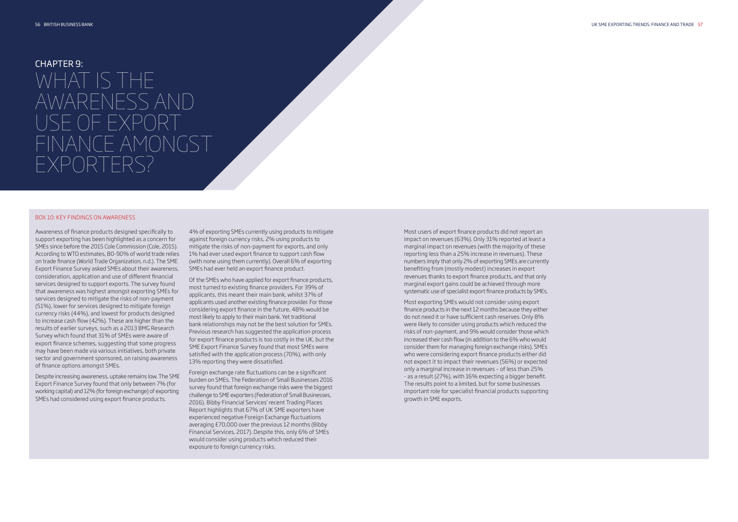# CHAPTER 9: WHAT IS THE AWARENESS AND USE OF EXPORT FINANCE AMONGST EXPORTERS?

## BOX 10: KEY FINDINGS ON AWARENESS

Awareness of finance products designed specifically to support exporting has been highlighted as a concern for SMEs since before the 2015 Cole Commission (Cole, 2015). According to WTO estimates, 80-90% of world trade relies on trade finance (World Trade Organization, n.d.). The SME Export Finance Survey asked SMEs about their awareness, consideration, application and use of different financial services designed to support exports. The survey found that awareness was highest amongst exporting SMEs for services designed to mitigate the risks of non-payment (51%), lower for services designed to mitigate foreign currency risks (44%), and lowest for products designed to increase cash flow (42%). These are higher than the results of earlier surveys, such as a 2013 BMG Research Survey which found that 31% of SMEs were aware of export finance schemes, suggesting that some progress may have been made via various initiatives, both private sector and government sponsored, on raising awareness of finance options amongst SMEs.

Despite increasing awareness, uptake remains low. The SME Export Finance Survey found that only between 7% (for working capital) and 12% (for foreign exchange) of exporting SMEs had considered using export finance products. 4% of exporting SMEs currently using products to mitigate against foreign currency risks, 2% using products to mitigate the risks of non-payment for exports, and only 1% had ever used export finance to support cash flow (with none using them currently). Overall 6% of exporting SMEs had ever held an export finance product.

Of the SMEs who have applied for export finance products, most turned to existing finance providers. For 39% of applicants, this meant their main bank, whilst 37% of applicants used another existing finance provider. For those considering export finance in the future, 48% would be most likely to apply to their main bank. Yet traditional bank relationships may not be the best solution for SMEs. Previous research has suggested the application process for export finance products is too costly in the UK, but the SME Export Finance Survey found that most SMEs were satisfied with the application process (70%), with only 13% reporting they were dissatisfied.

Foreign exchange rate fluctuations can be a significant burden on SMEs. The Federation of Small Businesses 2016 survey found that foreign exchange risks were the biggest challenge to SME exporters (Federation of Small Businesses, 2016). Bibby Financial Services' recent Trading Places Report highlights that 67% of UK SME exporters have experienced negative Foreign Exchange fluctuations averaging £70,000 over the previous 12 months (Bibby Financial Services, 2017). Despite this, only 6% of SMEs would consider using products which reduced their exposure to foreign currency risks.

Most users of export finance products did not report an impact on revenues (63%). Only 31% reported at least a marginal impact on revenues (with the majority of these reporting less than a 25% increase in revenues). These numbers imply that only 2% of exporting SMEs are currently benefiting from (mostly modest) increases in export revenues thanks to export finance products, and that only marginal export gains could be achieved through more systematic use of specialist export finance products by SMEs.

Most exporting SMEs would not consider using export finance products in the next 12 months because they either do not need it or have sufficient cash reserves. Only 8% were likely to consider using products which reduced the risks of non-payment, and 9% would consider those which increased their cash flow (in addition to the 6% who would consider them for managing foreign exchange risks). SMEs who were considering export finance products either did not expect it to impact their revenues (56%) or expected only a marginal increase in revenues - of less than 25% - as a result (27%), with 16% expecting a bigger benefit. The results point to a limited, but for some businesses important role for specialist financial products supporting growth in SME exports.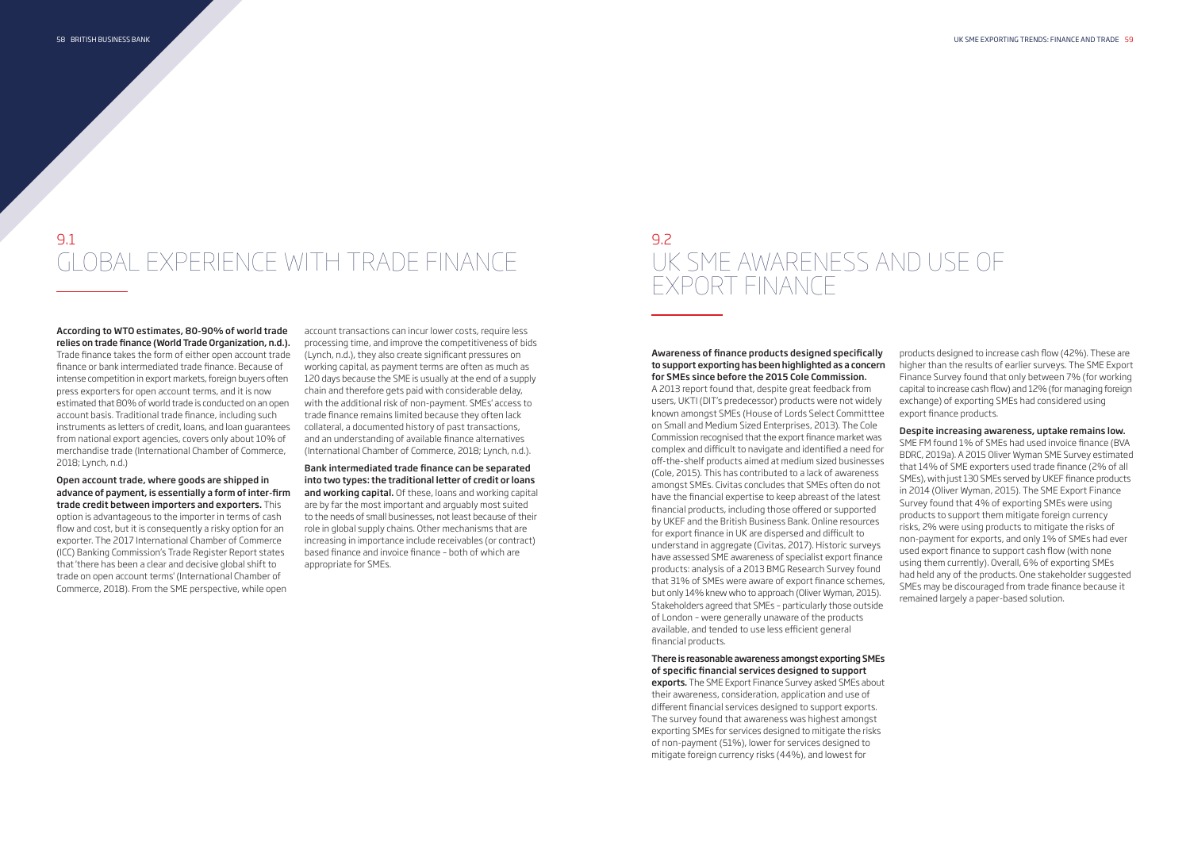## 9.1 GLOBAL EXPERIENCE WITH TRADE FINANCE

**According to WTO estimates, 80-90% of world trade relies on trade finance (World Trade Organization, n.d.).** Trade finance takes the form of either open account trade finance or bank intermediated trade finance. Because of intense competition in export markets, foreign buyers often press exporters for open account terms, and it is now estimated that 80% of world trade is conducted on an open account basis. Traditional trade finance, including such instruments as letters of credit, loans, and loan guarantees from national export agencies, covers only about 10% of merchandise trade (International Chamber of Commerce, 2018; Lynch, n.d.)

**Open account trade, where goods are shipped in advance of payment, is essentially a form of inter-firm trade credit between importers and exporters.** This option is advantageous to the importer in terms of cash flow and cost, but it is consequently a risky option for an exporter. The 2017 International Chamber of Commerce (ICC) Banking Commission's Trade Register Report states that 'there has been a clear and decisive global shift to trade on open account terms' (International Chamber of Commerce, 2018). From the SME perspective, while open account transactions can incur lower costs, require less processing time, and improve the competitiveness of bids (Lynch, n.d.), they also create significant pressures on working capital, as payment terms are often as much as 120 days because the SME is usually at the end of a supply chain and therefore gets paid with considerable delay, with the additional risk of non-payment. SMEs' access to trade finance remains limited because they often lack collateral, a documented history of past transactions, and an understanding of available finance alternatives (International Chamber of Commerce, 2018; Lynch, n.d.).

**Bank intermediated trade finance can be separated into two types: the traditional letter of credit or loans and working capital.** Of these, loans and working capital are by far the most important and arguably most suited to the needs of small businesses, not least because of their role in global supply chains. Other mechanisms that are increasing in importance include receivables (or contract) based finance and invoice finance – both of which are appropriate for SMEs.

## 9.2 UK SME AWARENESS AND USE OF EXPORT FINANCE

**Awareness of finance products designed specifically to support exporting has been highlighted as a concern for SMEs since before the 2015 Cole Commission.** A 2013 report found that, despite great feedback from users, UKTI (DIT's predecessor) products were not widely known amongst SMEs (House of Lords Select Committtee on Small and Medium Sized Enterprises, 2013). The Cole Commission recognised that the export finance market was complex and difficult to navigate and identified a need for off-the-shelf products aimed at medium sized businesses (Cole, 2015). This has contributed to a lack of awareness amongst SMEs. Civitas concludes that SMEs often do not have the financial expertise to keep abreast of the latest financial products, including those offered or supported by UKEF and the British Business Bank. Online resources for export finance in UK are dispersed and difficult to understand in aggregate (Civitas, 2017). Historic surveys have assessed SME awareness of specialist export finance products: analysis of a 2013 BMG Research Survey found that 31% of SMEs were aware of export finance schemes, but only 14% knew who to approach (Oliver Wyman, 2015). Stakeholders agreed that SMEs – particularly those outside of London – were generally unaware of the products available, and tended to use less efficient general financial products.

**There is reasonable awareness amongst exporting SMEs of specific financial services designed to support exports.** The SME Export Finance Survey asked SMEs about their awareness, consideration, application and use of different financial services designed to support exports. The survey found that awareness was highest amongst exporting SMEs for services designed to mitigate the risks of non-payment (51%), lower for services designed to mitigate foreign currency risks (44%), and lowest for products designed to increase cash flow (42%). These are higher than the results of earlier surveys. The SME Export Finance Survey found that only between 7% (for working capital to increase cash flow) and 12% (for managing foreign exchange) of exporting SMEs had considered using export finance products.

**Despite increasing awareness, uptake remains low.** SME FM found 1% of SMEs had used invoice finance (BVA BDRC, 2019a). A 2015 Oliver Wyman SME Survey estimated that 14% of SME exporters used trade finance (2% of all SMEs), with just 130 SMEs served by UKEF finance products in 2014 (Oliver Wyman, 2015). The SME Export Finance Survey found that 4% of exporting SMEs were using products to support them mitigate foreign currency risks, 2% were using products to mitigate the risks of non-payment for exports, and only 1% of SMEs had ever used export finance to support cash flow (with none using them currently). Overall, 6% of exporting SMEs had held any of the products. One stakeholder suggested SMEs may be discouraged from trade finance because it remained largely a paper-based solution.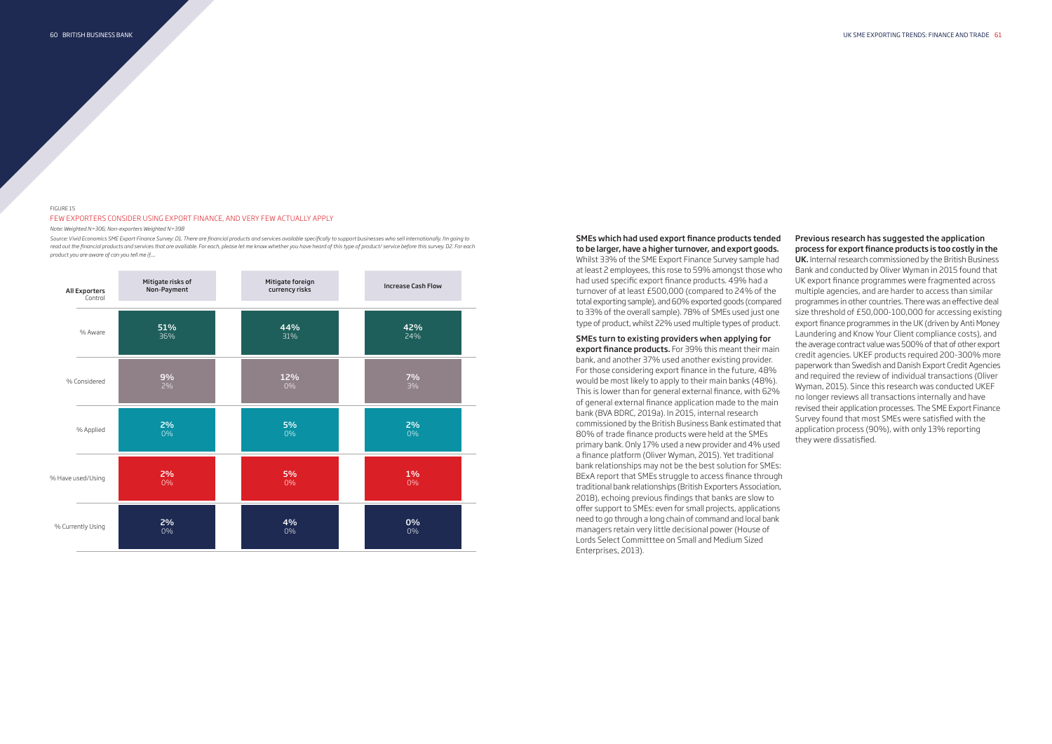FIGURE 15

FEW EXPORTERS CONSIDER USING EXPORT FINANCE, AND VERY FEW ACTUALLY APPLY

*Note: Weighted N=306; Non-exporters Weighted N=398*

*Source: Vivid Economics SME Export Finance Survey: D1. There are financial products and services available specifically to support businesses who sell internationally. I'm going to read out the financial products and services that are available. For each, please let me know whether you have heard of this type of product/ service before this survey. D2. For each product you are aware of can you tell me if....*

All Exporters
Control

Mitigate risks of Non-Payment
Mitigate foreign currency risks
Increase Cash Flow

% Aware
51%
36%
44%
31%
42%
24%

% Considered
9%
2%
12%
0%
7%
3%

% Applied
2%
0%
5%
0%
2%
0%

% Have used/Using
2%
0%
5%
0%
1%
0%

% Currently Using
2%
0%
4%
0%
0%
0%

**SMEs which had used export finance products tended to be larger, have a higher turnover, and export goods.** Whilst 33% of the SME Export Finance Survey sample had at least 2 employees, this rose to 59% amongst those who had used specific export finance products. 49% had a turnover of at least £500,000 (compared to 24% of the total exporting sample), and 60% exported goods (compared to 33% of the overall sample). 78% of SMEs used just one type of product, whilst 22% used multiple types of product.

**SMEs turn to existing providers when applying for export finance products.** For 39% this meant their main bank, and another 37% used another existing provider. For those considering export finance in the future, 48% would be most likely to apply to their main banks (48%). This is lower than for general external finance, with 62% of general external finance application made to the main bank (BVA BDRC, 2019a). In 2015, internal research commissioned by the British Business Bank estimated that 80% of trade finance products were held at the SMEs primary bank. Only 17% used a new provider and 4% used a finance platform (Oliver Wyman, 2015). Yet traditional bank relationships may not be the best solution for SMEs: BExA report that SMEs struggle to access finance through traditional bank relationships (British Exporters Association, 2018), echoing previous findings that banks are slow to offer support to SMEs: even for small projects, applications need to go through a long chain of command and local bank managers retain very little decisional power (House of Lords Select Committtee on Small and Medium Sized Enterprises, 2013).

**Previous research has suggested the application process for export finance products is too costly in the UK.** Internal research commissioned by the British Business Bank and conducted by Oliver Wyman in 2015 found that UK export finance programmes were fragmented across multiple agencies, and are harder to access than similar programmes in other countries. There was an effective deal size threshold of £50,000-100,000 for accessing existing export finance programmes in the UK (driven by Anti Money Laundering and Know Your Client compliance costs), and the average contract value was 500% of that of other export credit agencies. UKEF products required 200-300% more paperwork than Swedish and Danish Export Credit Agencies and required the review of individual transactions (Oliver Wyman, 2015). Since this research was conducted UKEF no longer reviews all transactions internally and have revised their application processes. The SME Export Finance Survey found that most SMEs were satisfied with the application process (90%), with only 13% reporting they were dissatisfied.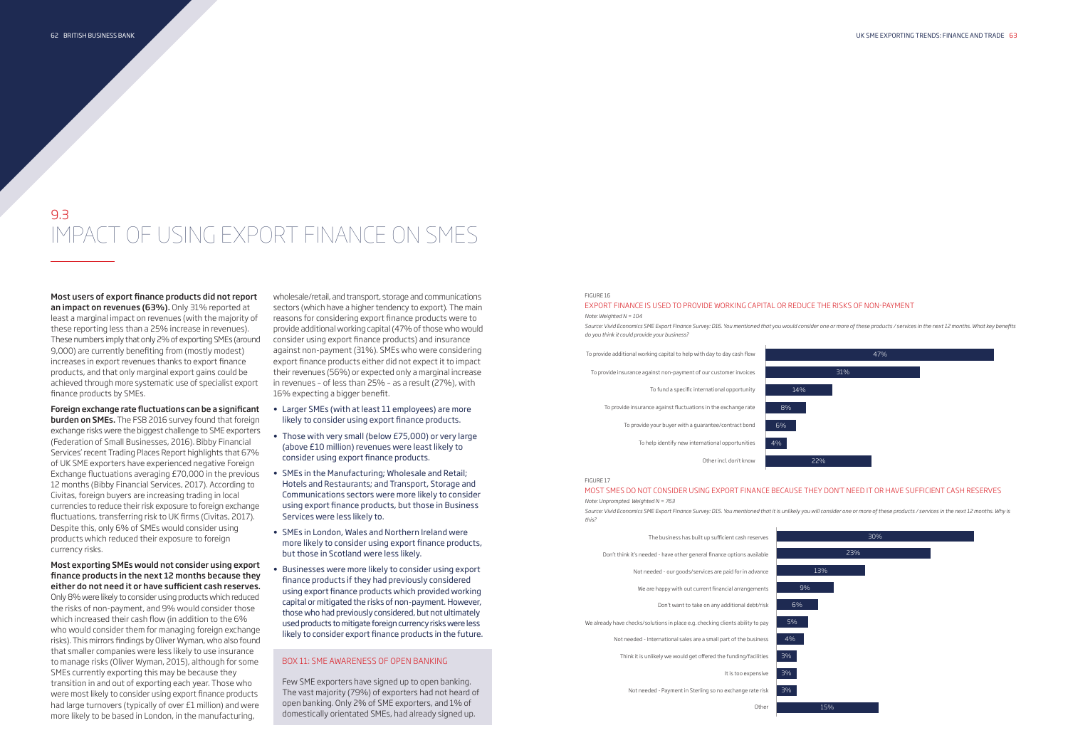## 9.3 IMPACT OF USING EXPORT FINANCE ON SMES

**Most users of export finance products did not report an impact on revenues (63%).** Only 31% reported at least a marginal impact on revenues (with the majority of these reporting less than a 25% increase in revenues). These numbers imply that only 2% of exporting SMEs (around 9,000) are currently benefiting from (mostly modest) increases in export revenues thanks to export finance products, and that only marginal export gains could be achieved through more systematic use of specialist export finance products by SMEs.

**Foreign exchange rate fluctuations can be a significant burden on SMEs.** The FSB 2016 survey found that foreign exchange risks were the biggest challenge to SME exporters (Federation of Small Businesses, 2016). Bibby Financial Services' recent Trading Places Report highlights that 67% of UK SME exporters have experienced negative Foreign Exchange fluctuations averaging £70,000 in the previous 12 months (Bibby Financial Services, 2017). According to Civitas, foreign buyers are increasing trading in local currencies to reduce their risk exposure to foreign exchange fluctuations, transferring risk to UK firms (Civitas, 2017). Despite this, only 6% of SMEs would consider using products which reduced their exposure to foreign currency risks.

**Most exporting SMEs would not consider using export finance products in the next 12 months because they either do not need it or have sufficient cash reserves.** Only 8% were likely to consider using products which reduced the risks of non-payment, and 9% would consider those which increased their cash flow (in addition to the 6% who would consider them for managing foreign exchange risks). This mirrors findings by Oliver Wyman, who also found that smaller companies were less likely to use insurance to manage risks (Oliver Wyman, 2015), although for some SMEs currently exporting this may be because they transition in and out of exporting each year. Those who were most likely to consider using export finance products had large turnovers (typically of over £1 million) and were more likely to be based in London, in the manufacturing, wholesale/retail, and transport, storage and communications sectors (which have a higher tendency to export). The main reasons for considering export finance products were to provide additional working capital (47% of those who would consider using export finance products) and insurance against non-payment (31%). SMEs who were considering export finance products either did not expect it to impact their revenues (56%) or expected only a marginal increase in revenues – of less than 25% – as a result (27%), with 16% expecting a bigger benefit.

- Larger SMEs (with at least 11 employees) are more likely to consider using export finance products.
- Those with very small (below £75,000) or very large (above £10 million) revenues were least likely to consider using export finance products.
- SMEs in the Manufacturing; Wholesale and Retail; Hotels and Restaurants; and Transport, Storage and Communications sectors were more likely to consider using export finance products, but those in Business Services were less likely to.
- SMEs in London, Wales and Northern Ireland were more likely to consider using export finance products, but those in Scotland were less likely.
- Businesses were more likely to consider using export finance products if they had previously considered using export finance products which provided working capital or mitigated the risks of non-payment. However, those who had previously considered, but not ultimately used products to mitigate foreign currency risks were less likely to consider export finance products in the future.

### BOX 11: SME AWARENESS OF OPEN BANKING

Few SME exporters have signed up to open banking. The vast majority (79%) of exporters had not heard of open banking. Only 2% of SME exporters, and 1% of domestically orientated SMEs, had already signed up.

FIGURE 16

EXPORT FINANCE IS USED TO PROVIDE WORKING CAPITAL OR REDUCE THE RISKS OF NON-PAYMENT

*Note: Weighted N = 104*

*Source: Vivid Economics SME Export Finance Survey: D16. You mentioned that you would consider one or more of these products / services in the next 12 months. What key benefits do you think it could provide your business?*

To provide additional working capital to help with day to day cash flow 47%
To provide insurance against non-payment of our customer invoices 31%
To fund a specific international opportunity 14%
To provide insurance against fluctuations in the exchange rate 8%
To provide your buyer with a guarantee/contract bond 6%
To help identify new international opportunities 4%
Other incl. don't know 22%

FIGURE 17

MOST SMES DO NOT CONSIDER USING EXPORT FINANCE BECAUSE THEY DON'T NEED IT OR HAVE SUFFICIENT CASH RESERVES

*Note: Unprompted. Weighted N = 763*

*Source: Vivid Economics SME Export Finance Survey: D15. You mentioned that it is unlikely you will consider one or more of these products / services in the next 12 months. Why is this?*

The business has built up sufficient cash reserves 30%
Don't think it's needed - have other general finance options available 23%
Not needed - our goods/services are paid for in advance 13%
We are happy with out current financial arrangements 9%
Don't want to take on any additional debt/risk 6%
We already have checks/solutions in place e.g. checking clients ability to pay 5%
Not needed - International sales are a small part of the business 4%
Think it is unlikely we would get offered the funding/facilities 3%
It is too expensive 3%
Not needed - Payment in Sterling so no exchange rate risk 3%
Other 15%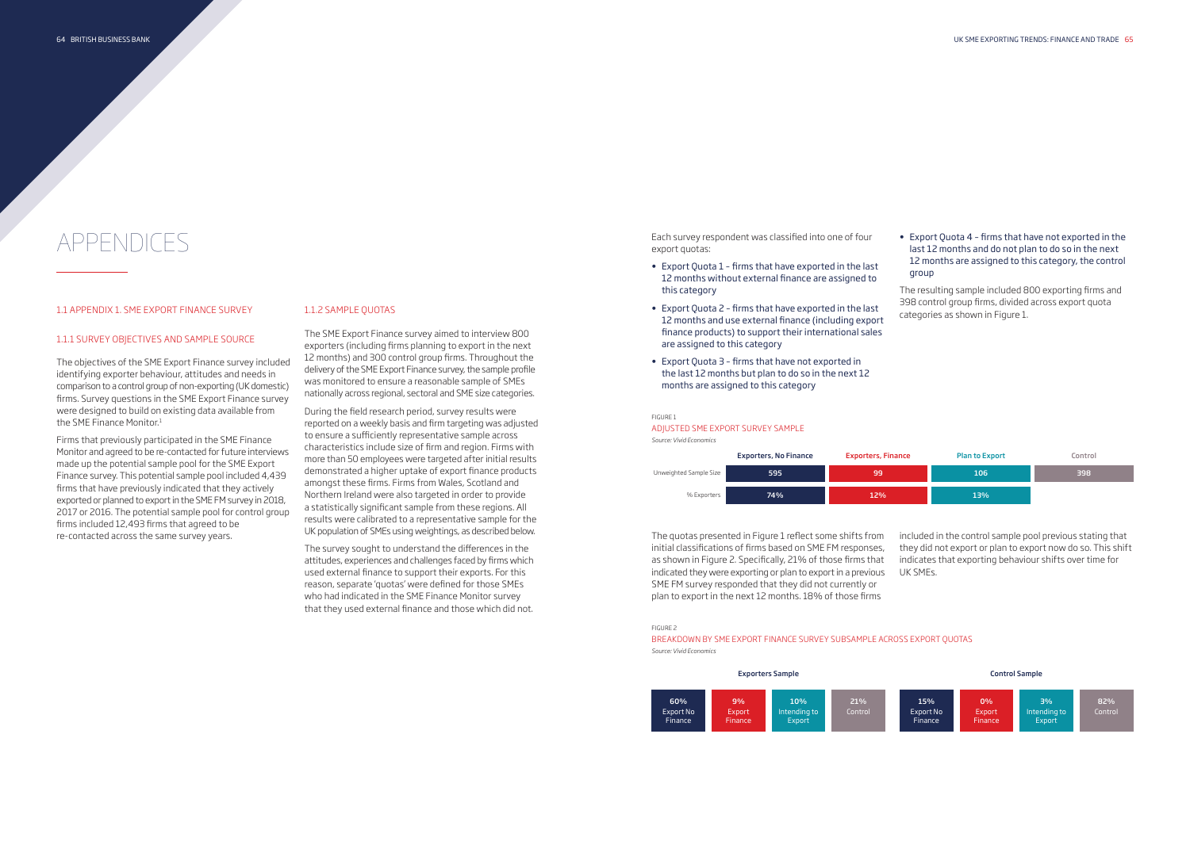# APPENDICES

## 1.1 APPENDIX 1. SME EXPORT FINANCE SURVEY

### 1.1.1 SURVEY OBJECTIVES AND SAMPLE SOURCE

The objectives of the SME Export Finance survey included identifying exporter behaviour, attitudes and needs in comparison to a control group of non-exporting (UK domestic) firms. Survey questions in the SME Export Finance survey were designed to build on existing data available from the SME Finance Monitor.[1]

Firms that previously participated in the SME Finance Monitor and agreed to be re-contacted for future interviews made up the potential sample pool for the SME Export Finance survey. This potential sample pool included 4,439 firms that have previously indicated that they actively exported or planned to export in the SME FM survey in 2018, 2017 or 2016. The potential sample pool for control group firms included 12,493 firms that agreed to be re-contacted across the same survey years.

### 1.1.2 SAMPLE QUOTAS

The SME Export Finance survey aimed to interview 800 exporters (including firms planning to export in the next 12 months) and 300 control group firms. Throughout the delivery of the SME Export Finance survey, the sample profile was monitored to ensure a reasonable sample of SMEs nationally across regional, sectoral and SME size categories.

During the field research period, survey results were reported on a weekly basis and firm targeting was adjusted to ensure a sufficiently representative sample across characteristics include size of firm and region. Firms with more than 50 employees were targeted after initial results demonstrated a higher uptake of export finance products amongst these firms. Firms from Wales, Scotland and Northern Ireland were also targeted in order to provide a statistically significant sample from these regions. All results were calibrated to a representative sample for the UK population of SMEs using weightings, as described below.

The survey sought to understand the differences in the attitudes, experiences and challenges faced by firms which used external finance to support their exports. For this reason, separate 'quotas' were defined for those SMEs who had indicated in the SME Finance Monitor survey that they used external finance and those which did not.

Each survey respondent was classified into one of four export quotas:

- Export Quota 1 – firms that have exported in the last 12 months without external finance are assigned to this category
- Export Quota 2 – firms that have exported in the last 12 months and use external finance (including export finance products) to support their international sales are assigned to this category
- Export Quota 3 – firms that have not exported in the last 12 months but plan to do so in the next 12 months are assigned to this category
- Export Quota 4 – firms that have not exported in the last 12 months and do not plan to do so in the next 12 months are assigned to this category, the control group

The resulting sample included 800 exporting firms and 398 control group firms, divided across export quota categories as shown in Figure 1.

FIGURE 1
ADJUSTED SME EXPORT SURVEY SAMPLE
*Source: Vivid Economics*

| | Exporters, No Finance | Exporters, Finance | Plan to Export | Control |
|---|---|---|---|---|
| Unweighted Sample Size | 595 | 99 | 106 | 398 |
| % Exporters | 74% | 12% | 13% | |

The quotas presented in Figure 1 reflect some shifts from initial classifications of firms based on SME FM responses, as shown in Figure 2. Specifically, 21% of those firms that indicated they were exporting or plan to export in a previous SME FM survey responded that they did not currently or plan to export in the next 12 months. 18% of those firms included in the control sample pool previous stating that they did not export or plan to export now do so. This shift indicates that exporting behaviour shifts over time for UK SMEs.

FIGURE 2
BREAKDOWN BY SME EXPORT FINANCE SURVEY SUBSAMPLE ACROSS EXPORT QUOTAS
*Source: Vivid Economics*

Exporters Sample

60% Export No Finance
9% Export Finance
10% Intending to Export
21% Control

Control Sample

15% Export No Finance
0% Export Finance
3% Intending to Export
82% Control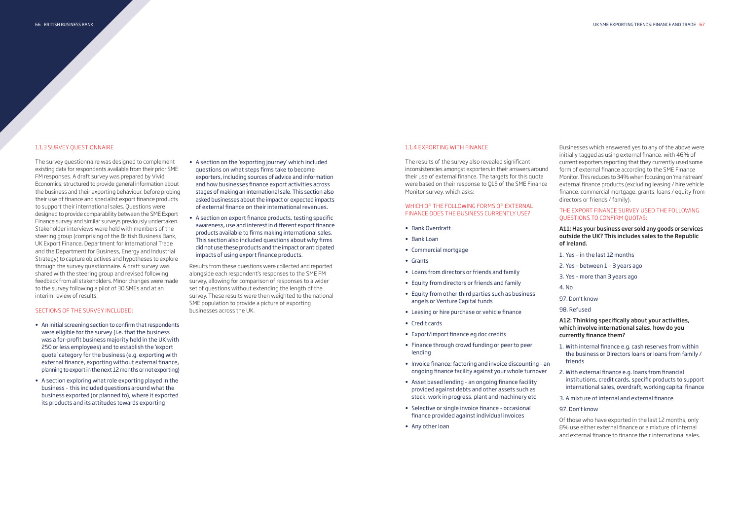### 1.1.3 SURVEY QUESTIONNAIRE

The survey questionnaire was designed to complement existing data for respondents available from their prior SME FM responses. A draft survey was prepared by Vivid Economics, structured to provide general information about the business and their exporting behaviour, before probing their use of finance and specialist export finance products to support their international sales. Questions were designed to provide comparability between the SME Export Finance survey and similar surveys previously undertaken. Stakeholder interviews were held with members of the steering group (comprising of the British Business Bank, UK Export Finance, Department for International Trade and the Department for Business, Energy and Industrial Strategy) to capture objectives and hypotheses to explore through the survey questionnaire. A draft survey was shared with the steering group and revised following feedback from all stakeholders. Minor changes were made to the survey following a pilot of 30 SMEs and at an interim review of results.

#### SECTIONS OF THE SURVEY INCLUDED:

- An initial screening section to confirm that respondents were eligible for the survey (i.e. that the business was a for-profit business majority held in the UK with 250 or less employees) and to establish the 'export quota' category for the business (e.g. exporting with external finance, exporting without external finance, planning to export in the next 12 months or not exporting)
- A section exploring what role exporting played in the business – this included questions around what the business exported (or planned to), where it exported its products and its attitudes towards exporting
- A section on the 'exporting journey' which included questions on what steps firms take to become exporters, including sources of advice and information and how businesses finance export activities across stages of making an international sale. This section also asked businesses about the impact or expected impacts of external finance on their international revenues.
- A section on export finance products, testing specific awareness, use and interest in different export finance products available to firms making international sales. This section also included questions about why firms did not use these products and the impact or anticipated impacts of using export finance products.

Results from these questions were collected and reported alongside each respondent's responses to the SME FM survey, allowing for comparison of responses to a wider set of questions without extending the length of the survey. These results were then weighted to the national SME population to provide a picture of exporting businesses across the UK.

### 1.1.4 EXPORTING WITH FINANCE

The results of the survey also revealed significant inconsistencies amongst exporters in their answers around their use of external finance. The targets for this quota were based on their response to Q15 of the SME Finance Monitor survey, which asks:

#### WHICH OF THE FOLLOWING FORMS OF EXTERNAL FINANCE DOES THE BUSINESS CURRENTLY USE?

- Bank Overdraft
- Bank Loan
- Commercial mortgage
- Grants
- Loans from directors or friends and family
- Equity from directors or friends and family
- Equity from other third parties such as business angels or Venture Capital funds
- Leasing or hire purchase or vehicle finance
- Credit cards
- Export/import finance eg doc credits
- Finance through crowd funding or peer to peer lending
- Invoice finance; factoring and invoice discounting - an ongoing finance facility against your whole turnover
- Asset based lending - an ongoing finance facility provided against debts and other assets such as stock, work in progress, plant and machinery etc
- Selective or single invoice finance - occasional finance provided against individual invoices
- Any other loan

Businesses which answered yes to any of the above were initially tagged as using external finance, with 46% of current exporters reporting that they currently used some form of external finance according to the SME Finance Monitor. This reduces to 34% when focusing on 'mainstream' external finance products (excluding leasing / hire vehicle finance, commercial mortgage, grants, loans / equity from directors or friends / family).

#### THE EXPORT FINANCE SURVEY USED THE FOLLOWING QUESTIONS TO CONFIRM QUOTAS:

**A11: Has your business ever sold any goods or services outside the UK? This includes sales to the Republic of Ireland.**

1. Yes - in the last 12 months
2. Yes – between 1 – 3 years ago
3. Yes – more than 3 years ago
4. No

97. Don't know

98. Refused

**A12: Thinking specifically about your activities, which involve international sales, how do you currently finance them?**

1. With internal finance e.g. cash reserves from within the business or Directors loans or loans from family / friends
2. With external finance e.g. loans from financial institutions, credit cards, specific products to support international sales, overdraft, working capital finance
3. A mixture of internal and external finance

97. Don't know

Of those who have exported in the last 12 months, only 8% use either external finance or a mixture of internal and external finance to finance their international sales.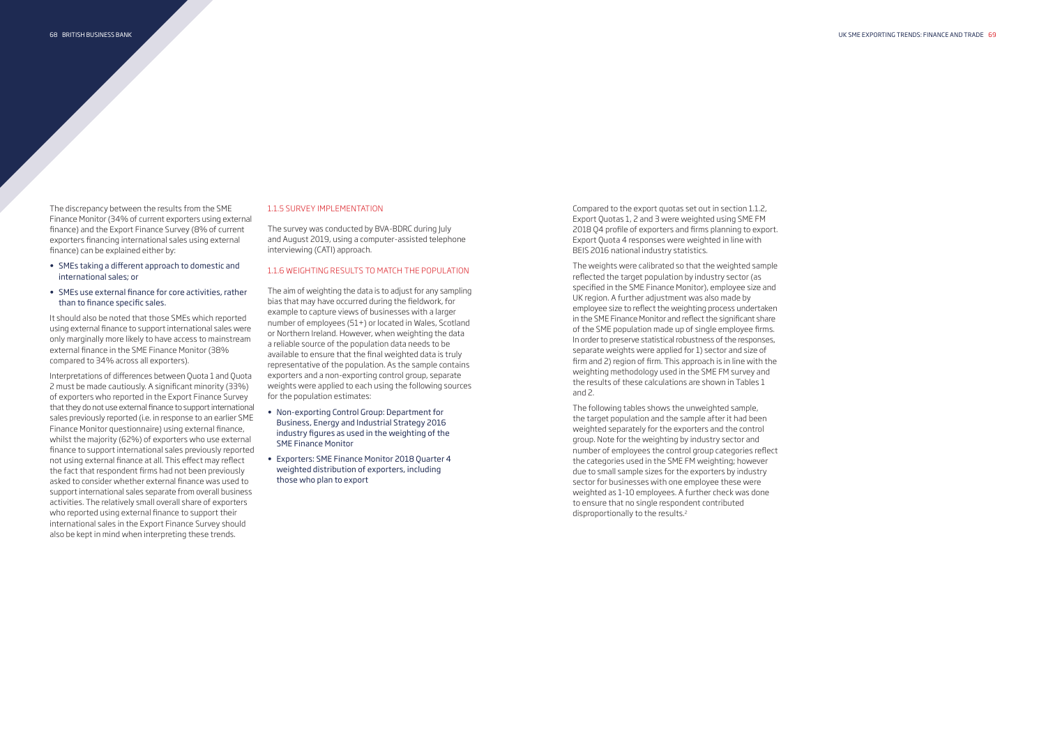The discrepancy between the results from the SME Finance Monitor (34% of current exporters using external finance) and the Export Finance Survey (8% of current exporters financing international sales using external finance) can be explained either by:

- SMEs taking a different approach to domestic and international sales; or
- SMEs use external finance for core activities, rather than to finance specific sales.

It should also be noted that those SMEs which reported using external finance to support international sales were only marginally more likely to have access to mainstream external finance in the SME Finance Monitor (38% compared to 34% across all exporters).

Interpretations of differences between Quota 1 and Quota 2 must be made cautiously. A significant minority (33%) of exporters who reported in the Export Finance Survey that they do not use external finance to support international sales previously reported (i.e. in response to an earlier SME Finance Monitor questionnaire) using external finance, whilst the majority (62%) of exporters who use external finance to support international sales previously reported not using external finance at all. This effect may reflect the fact that respondent firms had not been previously asked to consider whether external finance was used to support international sales separate from overall business activities. The relatively small overall share of exporters who reported using external finance to support their international sales in the Export Finance Survey should also be kept in mind when interpreting these trends.

### 1.1.5 SURVEY IMPLEMENTATION

The survey was conducted by BVA-BDRC during July and August 2019, using a computer-assisted telephone interviewing (CATI) approach.

### 1.1.6 WEIGHTING RESULTS TO MATCH THE POPULATION

The aim of weighting the data is to adjust for any sampling bias that may have occurred during the fieldwork, for example to capture views of businesses with a larger number of employees (51+) or located in Wales, Scotland or Northern Ireland. However, when weighting the data a reliable source of the population data needs to be available to ensure that the final weighted data is truly representative of the population. As the sample contains exporters and a non-exporting control group, separate weights were applied to each using the following sources for the population estimates:

- Non-exporting Control Group: Department for Business, Energy and Industrial Strategy 2016 industry figures as used in the weighting of the SME Finance Monitor
- Exporters: SME Finance Monitor 2018 Quarter 4 weighted distribution of exporters, including those who plan to export

Compared to the export quotas set out in section 1.1.2, Export Quotas 1, 2 and 3 were weighted using SME FM 2018 Q4 profile of exporters and firms planning to export. Export Quota 4 responses were weighted in line with BEIS 2016 national industry statistics.

The weights were calibrated so that the weighted sample reflected the target population by industry sector (as specified in the SME Finance Monitor), employee size and UK region. A further adjustment was also made by employee size to reflect the weighting process undertaken in the SME Finance Monitor and reflect the significant share of the SME population made up of single employee firms. In order to preserve statistical robustness of the responses, separate weights were applied for 1) sector and size of firm and 2) region of firm. This approach is in line with the weighting methodology used in the SME FM survey and the results of these calculations are shown in Tables 1 and 2.

The following tables shows the unweighted sample, the target population and the sample after it had been weighted separately for the exporters and the control group. Note for the weighting by industry sector and number of employees the control group categories reflect the categories used in the SME FM weighting; however due to small sample sizes for the exporters by industry sector for businesses with one employee these were weighted as 1-10 employees. A further check was done to ensure that no single respondent contributed disproportionally to the results.[2]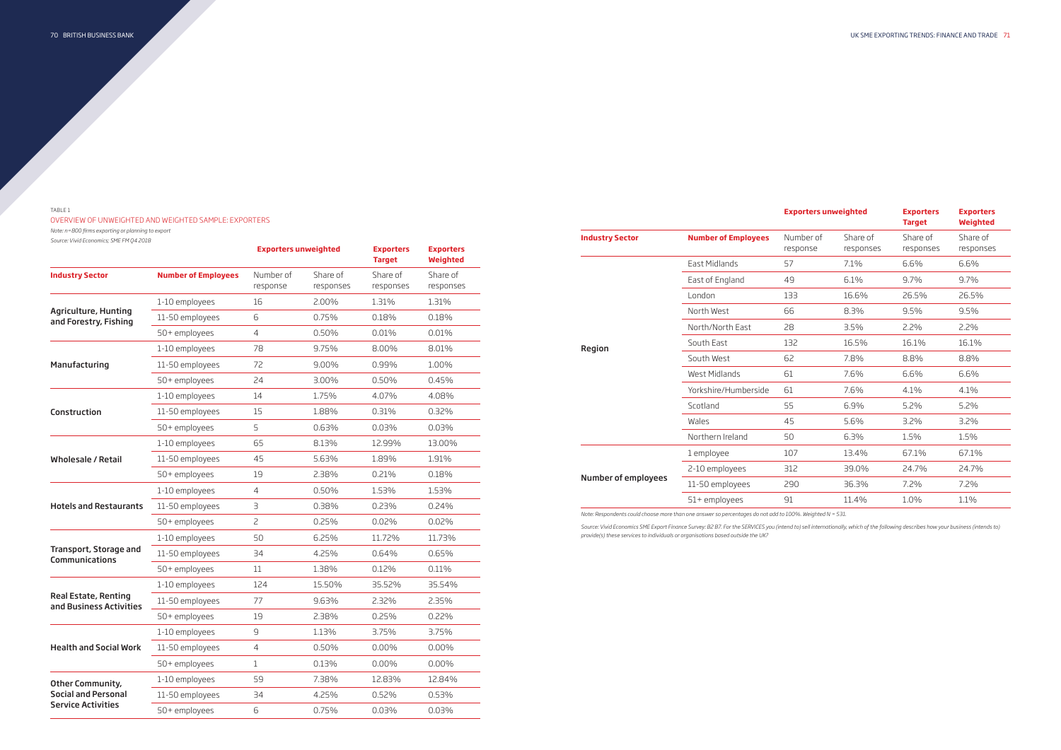TABLE 1

OVERVIEW OF UNWEIGHTED AND WEIGHTED SAMPLE: EXPORTERS

*Note: n=800 firms exporting or planning to export*

*Source: Vivid Economics; SME FM Q4 2018*

| | | Exporters unweighted | | Exporters Target | Exporters Weighted |
|---|---|---|---|---|---|
| **Industry Sector** | **Number of Employees** | Number of response | Share of responses | Share of responses | Share of responses |
| Agriculture, Hunting and Forestry, Fishing | 1-10 employees | 16 | 2.00% | 1.31% | 1.31% |
| | 11-50 employees | 6 | 0.75% | 0.18% | 0.18% |
| | 50+ employees | 4 | 0.50% | 0.01% | 0.01% |
| Manufacturing | 1-10 employees | 78 | 9.75% | 8.00% | 8.01% |
| | 11-50 employees | 72 | 9.00% | 0.99% | 1.00% |
| | 50+ employees | 24 | 3.00% | 0.50% | 0.45% |
| Construction | 1-10 employees | 14 | 1.75% | 4.07% | 4.08% |
| | 11-50 employees | 15 | 1.88% | 0.31% | 0.32% |
| | 50+ employees | 5 | 0.63% | 0.03% | 0.03% |
| Wholesale / Retail | 1-10 employees | 65 | 8.13% | 12.99% | 13.00% |
| | 11-50 employees | 45 | 5.63% | 1.89% | 1.91% |
| | 50+ employees | 19 | 2.38% | 0.21% | 0.18% |
| Hotels and Restaurants | 1-10 employees | 4 | 0.50% | 1.53% | 1.53% |
| | 11-50 employees | 3 | 0.38% | 0.23% | 0.24% |
| | 50+ employees | 2 | 0.25% | 0.02% | 0.02% |
| Transport, Storage and Communications | 1-10 employees | 50 | 6.25% | 11.72% | 11.73% |
| | 11-50 employees | 34 | 4.25% | 0.64% | 0.65% |
| | 50+ employees | 11 | 1.38% | 0.12% | 0.11% |
| Real Estate, Renting and Business Activities | 1-10 employees | 124 | 15.50% | 35.52% | 35.54% |
| | 11-50 employees | 77 | 9.63% | 2.32% | 2.35% |
| | 50+ employees | 19 | 2.38% | 0.25% | 0.22% |
| Health and Social Work | 1-10 employees | 9 | 1.13% | 3.75% | 3.75% |
| | 11-50 employees | 4 | 0.50% | 0.00% | 0.00% |
| | 50+ employees | 1 | 0.13% | 0.00% | 0.00% |
| Other Community, Social and Personal Service Activities | 1-10 employees | 59 | 7.38% | 12.83% | 12.84% |
| | 11-50 employees | 34 | 4.25% | 0.52% | 0.53% |
| | 50+ employees | 6 | 0.75% | 0.03% | 0.03% |

| | | Exporters unweighted | | Exporters Target | Exporters Weighted |
|---|---|---|---|---|---|
| **Industry Sector** | **Number of Employees** | Number of response | Share of responses | Share of responses | Share of responses |
| Region | East Midlands | 57 | 7.1% | 6.6% | 6.6% |
| | East of England | 49 | 6.1% | 9.7% | 9.7% |
| | London | 133 | 16.6% | 26.5% | 26.5% |
| | North West | 66 | 8.3% | 9.5% | 9.5% |
| | North/North East | 28 | 3.5% | 2.2% | 2.2% |
| | South East | 132 | 16.5% | 16.1% | 16.1% |
| | South West | 62 | 7.8% | 8.8% | 8.8% |
| | West Midlands | 61 | 7.6% | 6.6% | 6.6% |
| | Yorkshire/Humberside | 61 | 7.6% | 4.1% | 4.1% |
| | Scotland | 55 | 6.9% | 5.2% | 5.2% |
| | Wales | 45 | 5.6% | 3.2% | 3.2% |
| | Northern Ireland | 50 | 6.3% | 1.5% | 1.5% |
| Number of employees | 1 employee | 107 | 13.4% | 67.1% | 67.1% |
| | 2-10 employees | 312 | 39.0% | 24.7% | 24.7% |
| | 11-50 employees | 290 | 36.3% | 7.2% | 7.2% |
| | 51+ employees | 91 | 11.4% | 1.0% | 1.1% |

*Note: Respondents could choose more than one answer so percentages do not add to 100%. Weighted N = 531.*

*Source: Vivid Economics SME Export Finance Survey: B2 B7. For the SERVICES you (intend to) sell internationally, which of the following describes how your business (intends to) provide(s) these services to individuals or organisations based outside the UK?*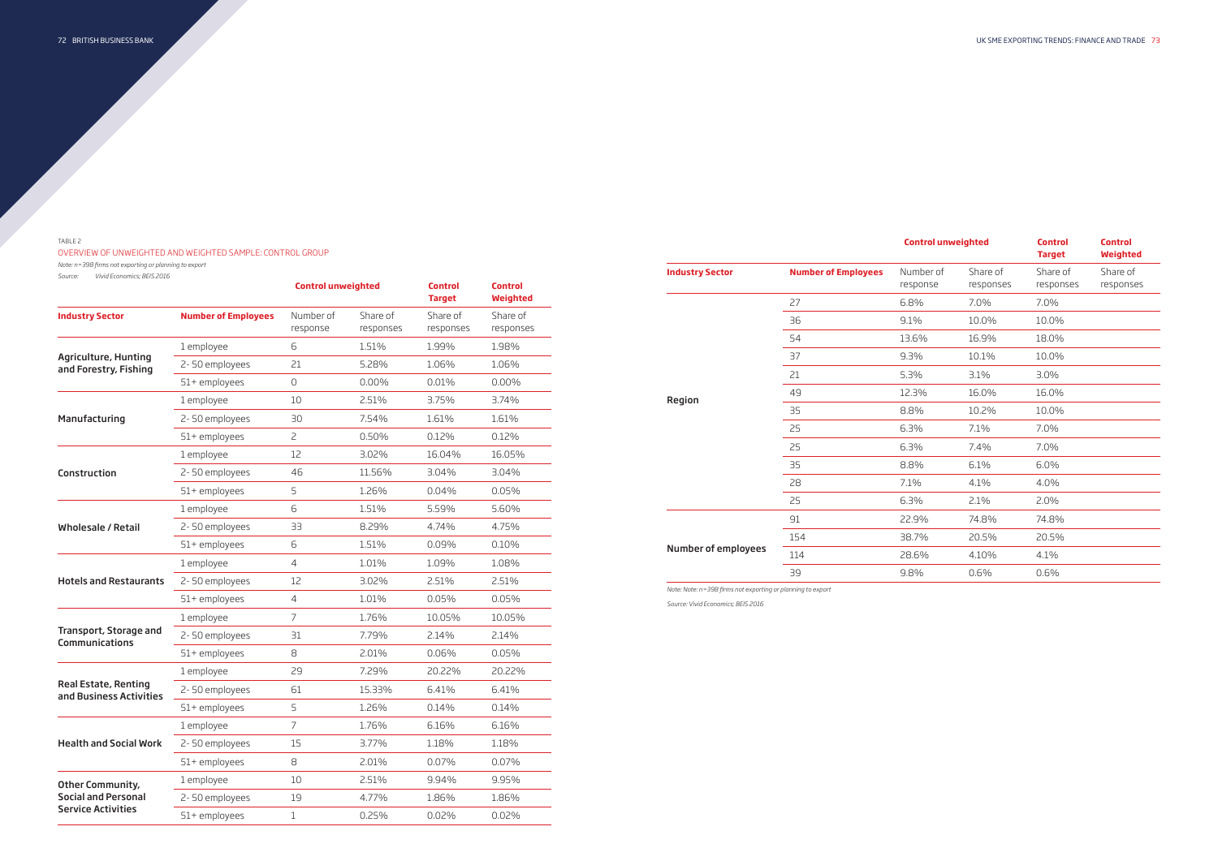TABLE 2

OVERVIEW OF UNWEIGHTED AND WEIGHTED SAMPLE: CONTROL GROUP

*Note: n=398 firms not exporting or planning to export*

*Source: Vivid Economics; BEIS 2016*

| | | Control unweighted | | Control Target | Control Weighted |
|---|---|---|---|---|---|
| **Industry Sector** | **Number of Employees** | Number of response | Share of responses | Share of responses | Share of responses |
| Agriculture, Hunting and Forestry, Fishing | 1 employee | 6 | 1.51% | 1.99% | 1.98% |
| | 2- 50 employees | 21 | 5.28% | 1.06% | 1.06% |
| | 51+ employees | 0 | 0.00% | 0.01% | 0.00% |
| Manufacturing | 1 employee | 10 | 2.51% | 3.75% | 3.74% |
| | 2- 50 employees | 30 | 7.54% | 1.61% | 1.61% |
| | 51+ employees | 2 | 0.50% | 0.12% | 0.12% |
| Construction | 1 employee | 12 | 3.02% | 16.04% | 16.05% |
| | 2- 50 employees | 46 | 11.56% | 3.04% | 3.04% |
| | 51+ employees | 5 | 1.26% | 0.04% | 0.05% |
| Wholesale / Retail | 1 employee | 6 | 1.51% | 5.59% | 5.60% |
| | 2- 50 employees | 33 | 8.29% | 4.74% | 4.75% |
| | 51+ employees | 6 | 1.51% | 0.09% | 0.10% |
| Hotels and Restaurants | 1 employee | 4 | 1.01% | 1.09% | 1.08% |
| | 2- 50 employees | 12 | 3.02% | 2.51% | 2.51% |
| | 51+ employees | 4 | 1.01% | 0.05% | 0.05% |
| Transport, Storage and Communications | 1 employee | 7 | 1.76% | 10.05% | 10.05% |
| | 2- 50 employees | 31 | 7.79% | 2.14% | 2.14% |
| | 51+ employees | 8 | 2.01% | 0.06% | 0.05% |
| Real Estate, Renting and Business Activities | 1 employee | 29 | 7.29% | 20.22% | 20.22% |
| | 2- 50 employees | 61 | 15.33% | 6.41% | 6.41% |
| | 51+ employees | 5 | 1.26% | 0.14% | 0.14% |
| Health and Social Work | 1 employee | 7 | 1.76% | 6.16% | 6.16% |
| | 2- 50 employees | 15 | 3.77% | 1.18% | 1.18% |
| | 51+ employees | 8 | 2.01% | 0.07% | 0.07% |
| Other Community, Social and Personal Service Activities | 1 employee | 10 | 2.51% | 9.94% | 9.95% |
| | 2- 50 employees | 19 | 4.77% | 1.86% | 1.86% |
| | 51+ employees | 1 | 0.25% | 0.02% | 0.02% |

| | | Control unweighted | | Control Target | Control Weighted |
|---|---|---|---|---|---|
| **Industry Sector** | **Number of Employees** | Number of response | Share of responses | Share of responses | Share of responses |
| Region | 27 | 6.8% | 7.0% | 7.0% | |
| | 36 | 9.1% | 10.0% | 10.0% | |
| | 54 | 13.6% | 16.9% | 18.0% | |
| | 37 | 9.3% | 10.1% | 10.0% | |
| | 21 | 5.3% | 3.1% | 3.0% | |
| | 49 | 12.3% | 16.0% | 16.0% | |
| | 35 | 8.8% | 10.2% | 10.0% | |
| | 25 | 6.3% | 7.1% | 7.0% | |
| | 25 | 6.3% | 7.4% | 7.0% | |
| | 35 | 8.8% | 6.1% | 6.0% | |
| | 28 | 7.1% | 4.1% | 4.0% | |
| | 25 | 6.3% | 2.1% | 2.0% | |
| Number of employees | 91 | 22.9% | 74.8% | 74.8% | |
| | 154 | 38.7% | 20.5% | 20.5% | |
| | 114 | 28.6% | 4.10% | 4.1% | |
| | 39 | 9.8% | 0.6% | 0.6% | |

*Note: Note: n=398 firms not exporting or planning to export*

*Source: Vivid Economics; BEIS 2016*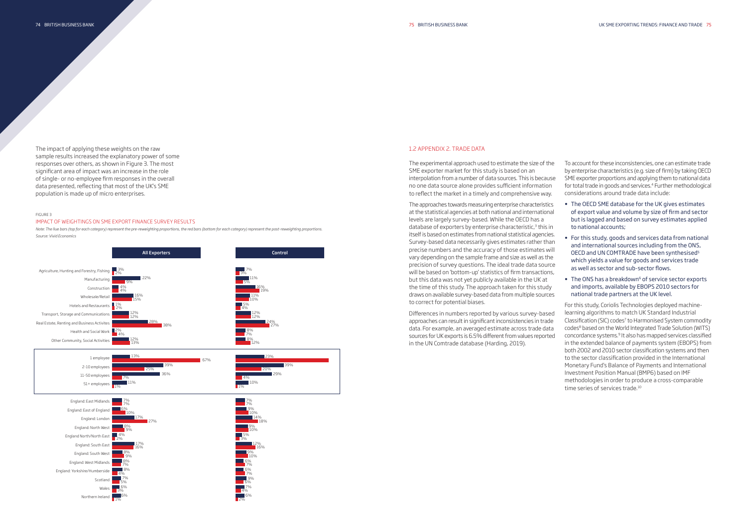The impact of applying these weights on the raw sample results increased the explanatory power of some responses over others, as shown in Figure 3. The most significant area of impact was an increase in the role of single- or no-employee firm responses in the overall data presented, reflecting that most of the UK's SME population is made up of micro enterprises.

FIGURE 3

IMPACT OF WEIGHTINGS ON SME EXPORT FINANCE SURVEY RESULTS

*Note: The llue bars (top for each category) represent the pre-reweighting proportions, the red bars (bottom for each category) represent the post-reweighting proportions.*

*Source: Vivid Economics*

All Exporters
Control

Agriculture, Hunting and Forestry, Fishing 3% 2% | 7% 3%
Manufacturing 22% 9% | 11% 5%
Construction 4% 4% | 16% 19%
Wholesale/Retail 16% 15% | 11% 10%
Hotels and Restaurants 1% 2% | 5% 4%
Transport, Storage and Communications 12% 12% | 12% 12%
Real Estate, Renting and Business Activites 28% 38% | 24% 27%
Health and Social Work 2% 4% | 8% 7%
Other Community, Social Activities 12% 13% | 8% 12%

1 employee 13% 67% | 23%
2-10 employees 39% 25% | 39% 20%
11-50 employees 36% 7% | 29% 4%
51+ employees 11% 1% | 10% 1%

England: East Midlands 7% 7% | 7% 7%
England: East of England 6% 10% | 9% 10%
England: London 17% 27% | 14% 18%
England: North West 8% 9% | 9% 10%
England North/North East 4% 2% | 5% 3%
England: South East 17% 16% | 12% 16%
England: South West 8% 9% | 9% 10%
England: West Midlands 8% 7% | 6% 7%
England: Yorkshire/Humberside 8% 4% | 6% 7%
Scotland 7% 5% | 9% 6%
Wales 6% 3% | 7% 4%
Northern Ireland 6% 1% | 6% 2%

## 1.2 APPENDIX 2. TRADE DATA

The experimental approach used to estimate the size of the SME exporter market for this study is based on an interpolation from a number of data sources. This is because no one data source alone provides sufficient information to reflect the market in a timely and comprehensive way.

The approaches towards measuring enterprise characteristics at the statistical agencies at both national and international levels are largely survey-based. While the OECD has a database of exporters by enterprise characteristic,[3] this in itself is based on estimates from national statistical agencies. Survey-based data necessarily gives estimates rather than precise numbers and the accuracy of those estimates will vary depending on the sample frame and size as well as the precision of survey questions. The ideal trade data source will be based on 'bottom-up' statistics of firm transactions, but this data was not yet publicly available in the UK at the time of this study. The approach taken for this study draws on available survey-based data from multiple sources to correct for potential biases.

Differences in numbers reported by various survey-based approaches can result in significant inconsistencies in trade data. For example, an averaged estimate across trade data sources for UK exports is 6.5% different from values reported in the UN Comtrade database (Harding, 2019).

To account for these inconsistencies, one can estimate trade by enterprise characteristics (e.g. size of firm) by taking OECD SME exporter proportions and applying them to national data for total trade in goods and services.[4] Further methodological considerations around trade data include:

- The OECD SME database for the UK gives estimates of export value and volume by size of firm and sector but is lagged and based on survey estimates applied to national accounts;
- For this study, goods and services data from national and international sources including from the ONS, OECD and UN COMTRADE have been synthesised[5] which yields a value for goods and services trade as well as sector and sub-sector flows.
- The ONS has a breakdown[6] of service sector exports and imports, available by EBOPS 2010 sectors for national trade partners at the UK level.

For this study, Coriolis Technologies deployed machine-learning algorithms to match UK Standard Industrial Classification (SIC) codes[7] to Harmonised System commodity codes[8] based on the World Integrated Trade Solution (WITS) concordance systems.[9] It also has mapped services classified in the extended balance of payments system (EBOPS) from both 2002 and 2010 sector classification systems and then to the sector classification provided in the International Monetary Fund's Balance of Payments and International Investment Position Manual (BMP6) based on IMF methodologies in order to produce a cross-comparable time series of services trade.[10]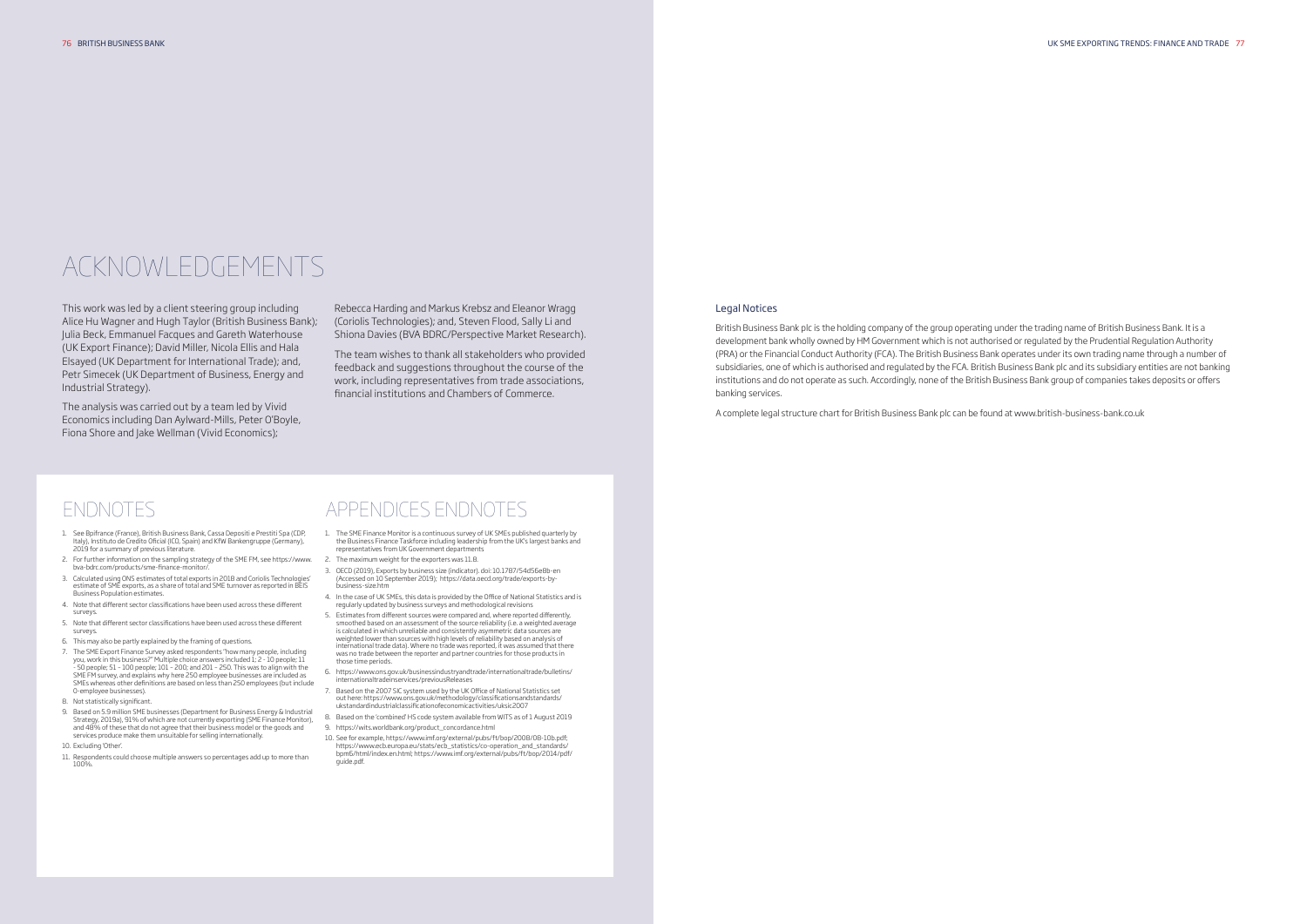# ACKNOWLEDGEMENTS

This work was led by a client steering group including Alice Hu Wagner and Hugh Taylor (British Business Bank); Julia Beck, Emmanuel Facques and Gareth Waterhouse (UK Export Finance); David Miller, Nicola Ellis and Hala Elsayed (UK Department for International Trade); and, Petr Simecek (UK Department of Business, Energy and Industrial Strategy).

The analysis was carried out by a team led by Vivid Economics including Dan Aylward-Mills, Peter O'Boyle, Fiona Shore and Jake Wellman (Vivid Economics); Rebecca Harding and Markus Krebsz and Eleanor Wragg (Coriolis Technologies); and, Steven Flood, Sally Li and Shiona Davies (BVA BDRC/Perspective Market Research).

The team wishes to thank all stakeholders who provided feedback and suggestions throughout the course of the work, including representatives from trade associations, financial institutions and Chambers of Commerce.

# ENDNOTES

1. See Bpifrance (France), British Business Bank, Cassa Depositi e Prestiti Spa (CDP, Italy), Instituto de Credito Oficial (ICO, Spain) and KfW Bankengruppe (Germany), 2019 for a summary of previous literature.
2. For further information on the sampling strategy of the SME FM, see https://www.bva-bdrc.com/products/sme-finance-monitor/.
3. Calculated using ONS estimates of total exports in 2018 and Coriolis Technologies' estimate of SME exports, as a share of total and SME turnover as reported in BEIS Business Population estimates.
4. Note that different sector classifications have been used across these different surveys.
5. Note that different sector classifications have been used across these different surveys.
6. This may also be partly explained by the framing of questions.
7. The SME Export Finance Survey asked respondents "how many people, including you, work in this business?" Multiple choice answers included 1; 2 - 10 people; 11 - 50 people; 51 - 100 people; 101 - 200; and 201 - 250. This was to align with the SME FM survey, and explains why here 250 employee businesses are included as SMEs whereas other definitions are based on less than 250 employees (but include 0-employee businesses).
8. Not statistically significant.
9. Based on 5.9 million SME businesses (Department for Business Energy & Industrial Strategy, 2019a), 91% of which are not currently exporting (SME Finance Monitor), and 48% of these that do not agree that their business model or the goods and services produce make them unsuitable for selling internationally.
10. Excluding 'Other'.
11. Respondents could choose multiple answers so percentages add up to more than 100%.

# APPENDICES ENDNOTES

1. The SME Finance Monitor is a continuous survey of UK SMEs published quarterly by the Business Finance Taskforce including leadership from the UK's largest banks and representatives from UK Government departments
2. The maximum weight for the exporters was 11.8.
3. OECD (2019), Exports by business size (indicator). doi: 10.1787/54d56e8b-en (Accessed on 10 September 2019); https://data.oecd.org/trade/exports-by-business-size.htm
4. In the case of UK SMEs, this data is provided by the Office of National Statistics and is regularly updated by business surveys and methodological revisions
5. Estimates from different sources were compared and, where reported differently, smoothed based on an assessment of the source reliability (i.e. a weighted average is calculated in which unreliable and consistently asymmetric data sources are weighted lower than sources with high levels of reliability based on analysis of international trade data). Where no trade was reported, it was assumed that there was no trade between the reporter and partner countries for those products in those time periods.
6. https://www.ons.gov.uk/businessindustryandtrade/internationaltrade/bulletins/internationaltradeinservices/previousReleases
7. Based on the 2007 SIC system used by the UK Office of National Statistics set out here: https://www.ons.gov.uk/methodology/classificationsandstandards/ukstandardindustrialclassificationofeconomicactivities/uksic2007
8. Based on the 'combined' HS code system available from WITS as of 1 August 2019
9. https://wits.worldbank.org/product_concordance.html
10. See for example, https://www.imf.org/external/pubs/ft/bop/2008/08-10b.pdf; https://www.ecb.europa.eu/stats/ecb_statistics/co-operation_and_standards/bpm6/html/index.en.html; https://www.imf.org/external/pubs/ft/bop/2014/pdf/guide.pdf.

### Legal Notices

British Business Bank plc is the holding company of the group operating under the trading name of British Business Bank. It is a development bank wholly owned by HM Government which is not authorised or regulated by the Prudential Regulation Authority (PRA) or the Financial Conduct Authority (FCA). The British Business Bank operates under its own trading name through a number of subsidiaries, one of which is authorised and regulated by the FCA. British Business Bank plc and its subsidiary entities are not banking institutions and do not operate as such. Accordingly, none of the British Business Bank group of companies takes deposits or offers banking services.

A complete legal structure chart for British Business Bank plc can be found at www.british-business-bank.co.uk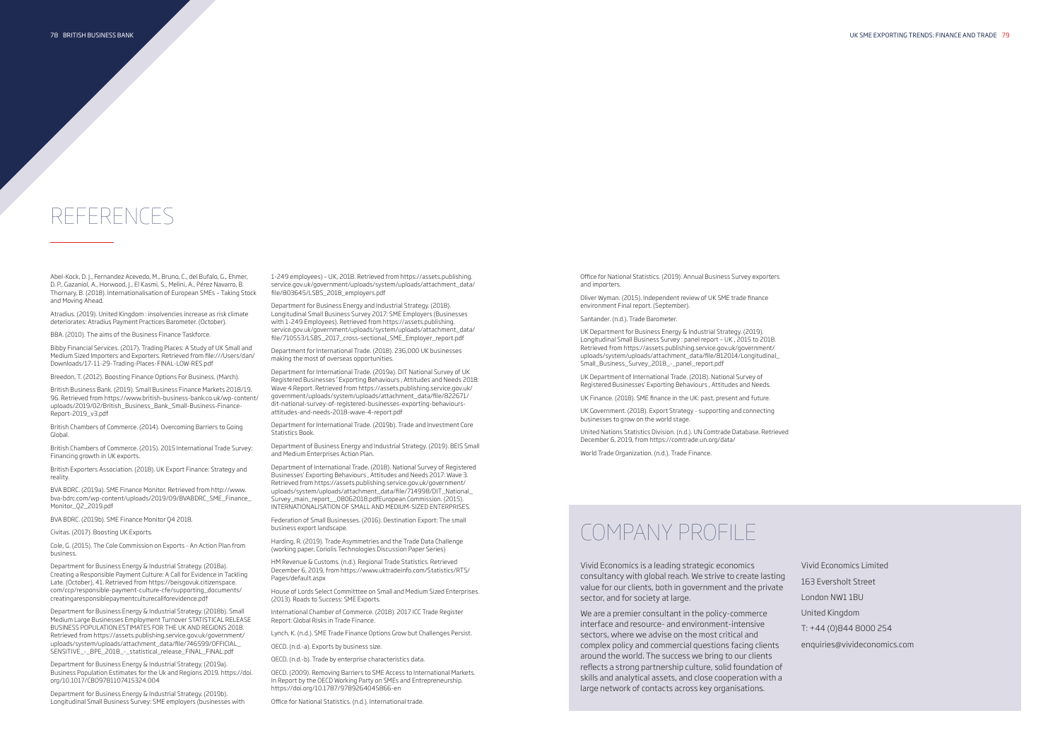# REFERENCES

Abel-Kock, D. J., Fernandez Acevedo, M., Bruno, C., del Bufalo, G., Ehmer, D. P., Gazaniol, A., Horwood, J., El Kasmi, S., Melini, A., Pérez Navarro, B. Thornary, B. (2018). Internationalisation of European SMEs – Taking Stock and Moving Ahead.

Atradius. (2019). United Kingdom : insolvencies increase as risk climate deteriorates: Atradius Payment Practices Barometer. (October).

BBA. (2010). The aims of the Business Finance Taskforce.

Bibby Financial Services. (2017). Trading Places: A Study of UK Small and Medium Sized Importers and Exporters. Retrieved from file:///Users/dan/Downloads/17-11-29-Trading-Places-FINAL-LOW-RES.pdf

Breedon, T. (2012). Boosting Finance Options For Business. (March).

British Business Bank. (2019). Small Business Finance Markets 2018/19. 96. Retrieved from https://www.british-business-bank.co.uk/wp-content/uploads/2019/02/British_Business_Bank_Small-Business-Finance-Report-2019_v3.pdf

British Chambers of Commerce. (2014). Overcoming Barriers to Going Global.

British Chambers of Commerce. (2015). 2015 International Trade Survey: Financing growth in UK exports.

British Exporters Association. (2018). UK Export Finance: Strategy and reality.

BVA BDRC. (2019a). SME Finance Monitor. Retrieved from http://www.bva-bdrc.com/wp-content/uploads/2019/09/BVABDRC_SME_Finance_Monitor_Q2_2019.pdf

BVA BDRC. (2019b). SME Finance Monitor Q4 2018.

Civitas. (2017). Boosting UK Exports.

Cole, G. (2015). The Cole Commission on Exports - An Action Plan from business.

Department for Business Energy & Industrial Strategy. (2018a). Creating a Responsible Payment Culture: A Call for Evidence in Tackling Late. (October), 41. Retrieved from https://beisgovuk.citizenspace.com/ccp/responsible-payment-culture-cfe/supporting_documents/creatingaresponsiblepaymentculturecallforevidence.pdf

Department for Business Energy & Industrial Strategy. (2018b). Small Medium Large Businesses Employment Turnover STATISTICAL RELEASE BUSINESS POPULATION ESTIMATES FOR THE UK AND REGIONS 2018. Retrieved from https://assets.publishing.service.gov.uk/government/uploads/system/uploads/attachment_data/file/746599/OFFICIAL_SENSITIVE_-_BPE_2018_-_statistical_release_FINAL_FINAL.pdf

Department for Business Energy & Industrial Strategy. (2019a). Business Population Estimates for the Uk and Regions 2019. https://doi.org/10.1017/CBO9781107415324.004

Department for Business Energy & Industrial Strategy. (2019b). Longitudinal Small Business Survey: SME employers (businesses with 1-249 employees) – UK, 2018. Retrieved from https://assets.publishing.service.gov.uk/government/uploads/system/uploads/attachment_data/file/803645/LSBS_2018_employers.pdf

Department for Business Energy and Industrial Strategy. (2018). Longitudinal Small Business Survey 2017: SME Employers (Businesses with 1-249 Employees). Retrieved from https://assets.publishing.service.gov.uk/government/uploads/system/uploads/attachment_data/file/710553/LSBS_2017_cross-sectional_SME_Employer_report.pdf

Department for International Trade. (2018). 236,000 UK businesses making the most of overseas opportunities.

Department for International Trade. (2019a). DIT National Survey of UK Registered Businesses ' Exporting Behaviours , Attitudes and Needs 2018: Wave 4 Report. Retrieved from https://assets.publishing.service.gov.uk/government/uploads/system/uploads/attachment_data/file/822671/dit-national-survey-of-registered-businesses-exporting-behaviours-attitudes-and-needs-2018-wave-4-report.pdf

Department for International Trade. (2019b). Trade and Investment Core Statistics Book.

Department of Business Energy and Industrial Strategy. (2019). BEIS Small and Medium Enterprises Action Plan.

Department of International Trade. (2018). National Survey of Registered Businesses' Exporting Behaviours , Attitudes and Needs 2017: Wave 3. Retrieved from https://assets.publishing.service.gov.uk/government/uploads/system/uploads/attachment_data/file/714998/DIT_National_Survey_main_report__08062018.pdfEuropean Commission. (2015). INTERNATIONALISATION OF SMALL AND MEDIUM-SIZED ENTERPRISES.

Federation of Small Businesses. (2016). Destination Export: The small business export landscape.

Harding, R. (2019). Trade Asymmetries and the Trade Data Challenge (working paper, Coriolis Technologies Discussion Paper Series)

HM Revenue & Customs. (n.d.). Regional Trade Statistics. Retrieved December 6, 2019, from https://www.uktradeinfo.com/Statistics/RTS/Pages/default.aspx

House of Lords Select Committtee on Small and Medium Sized Enterprises. (2013). Roads to Success: SME Exports.

International Chamber of Commerce. (2018). 2017 ICC Trade Register Report: Global Risks in Trade Finance.

Lynch, K. (n.d.). SME Trade Finance Options Grow but Challenges Persist.

OECD. (n.d.-a). Exports by business size.

OECD. (n.d.-b). Trade by enterprise characteristics data.

OECD. (2009). Removing Barriers to SME Access to International Markets. In Report by the OECD Working Party on SMEs and Entrepreneurship. https://doi.org/10.1787/9789264045866-en

Office for National Statistics. (n.d.). International trade.

Office for National Statistics. (2019). Annual Business Survey exporters and importers.

Oliver Wyman. (2015). Independent review of UK SME trade finance environment Final report. (September).

Santander. (n.d.). Trade Barometer.

UK Department for Business Energy & Industrial Strategy. (2019). Longitudinal Small Business Survey : panel report – UK , 2015 to 2018. Retrieved from https://assets.publishing.service.gov.uk/government/uploads/system/uploads/attachment_data/file/812014/Longitudinal_Small_Business_Survey_2018_-_panel_report.pdf

UK Department of International Trade. (2018). National Survey of Registered Businesses' Exporting Behaviours , Attitudes and Needs.

UK Finance. (2018). SME finance in the UK: past, present and future.

UK Government. (2018). Export Strategy - supporting and connecting businesses to grow on the world stage.

United Nations Statistics Division. (n.d.). UN Comtrade Database. Retrieved December 6, 2019, from https://comtrade.un.org/data/

World Trade Organization. (n.d.). Trade Finance.

# COMPANY PROFILE

Vivid Economics is a leading strategic economics consultancy with global reach. We strive to create lasting value for our clients, both in government and the private sector, and for society at large.

We are a premier consultant in the policy-commerce interface and resource- and environment-intensive sectors, where we advise on the most critical and complex policy and commercial questions facing clients around the world. The success we bring to our clients reflects a strong partnership culture, solid foundation of skills and analytical assets, and close cooperation with a large network of contacts across key organisations.

Vivid Economics Limited

163 Eversholt Street

London NW1 1BU

United Kingdom

T: +44 (0)844 8000 254

enquiries@vivideconomics.com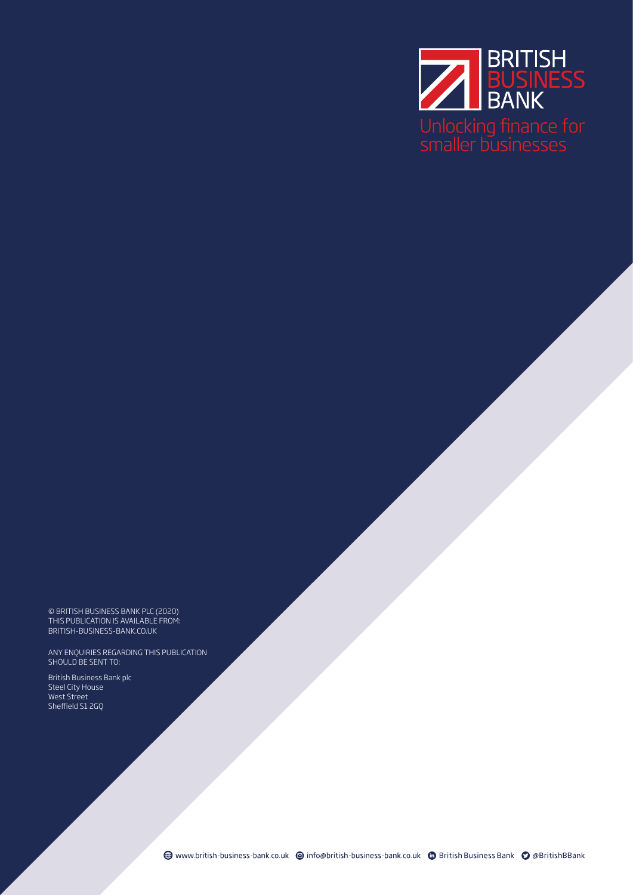BRITISH
BUSINESS
BANK

Unlocking finance for smaller businesses

© BRITISH BUSINESS BANK PLC (2020)
THIS PUBLICATION IS AVAILABLE FROM:
BRITISH-BUSINESS-BANK.CO.UK

ANY ENQUIRIES REGARDING THIS PUBLICATION SHOULD BE SENT TO:

British Business Bank plc
Steel City House
West Street
Sheffield S1 2GQ

www.british-business-bank.co.uk info@british-business-bank.co.uk British Business Bank @BritishBBank